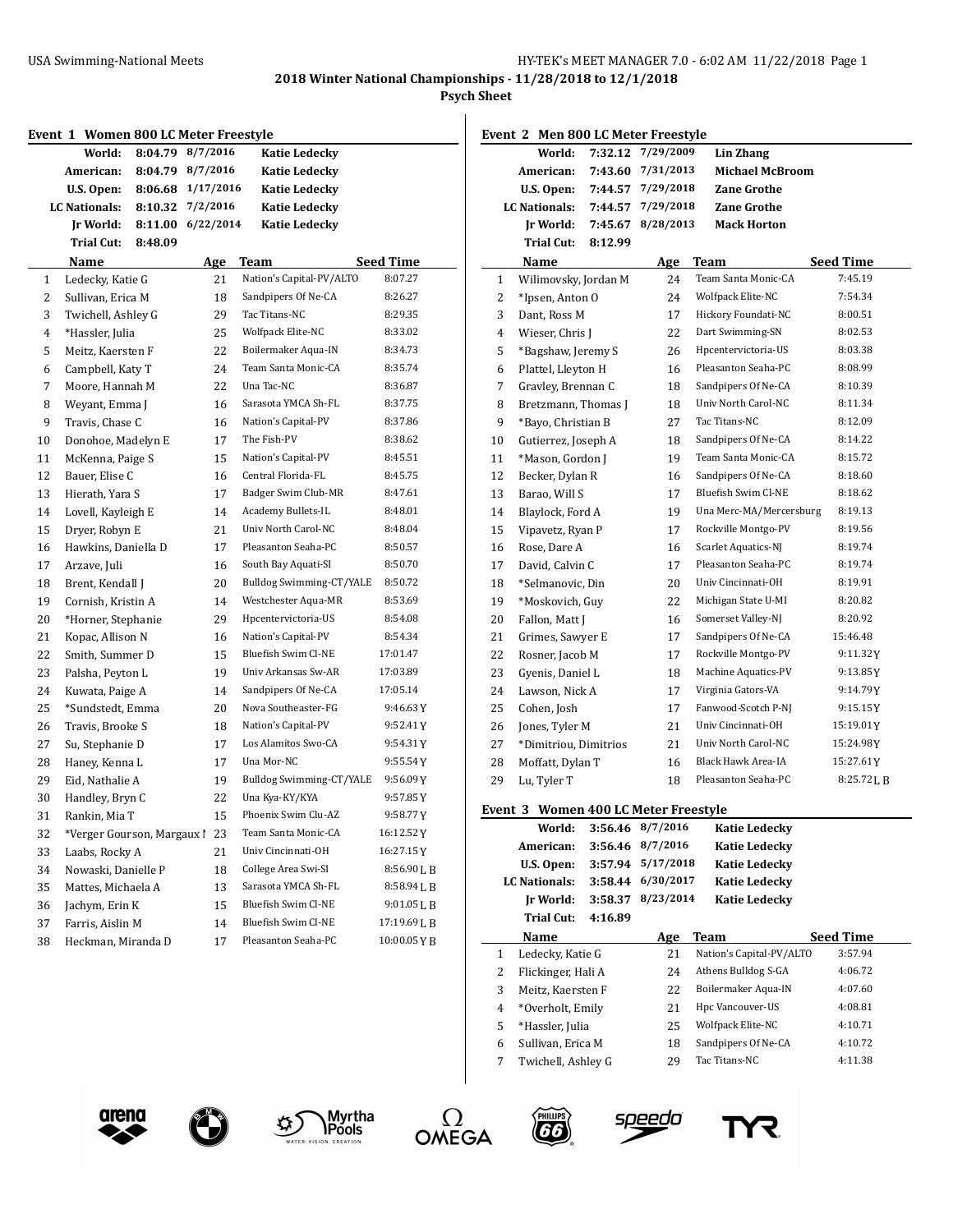# 2018 Winter National Championships - 11/28/2018 to 12/1/2018

## Psych Sheet

### Event 1 Women 800 LC Meter Freestyle

| | | | |
|---|---|---|---|
| World: | 8:04.79 | 8/7/2016 | Katie Ledecky |
| American: | 8:04.79 | 8/7/2016 | Katie Ledecky |
| U.S. Open: | 8:06.68 | 1/17/2016 | Katie Ledecky |
| LC Nationals: | 8:10.32 | 7/2/2016 | Katie Ledecky |
| Jr World: | 8:11.00 | 6/22/2014 | Katie Ledecky |
| Trial Cut: | 8:48.09 | | |

| | Name | Age | Team | Seed Time |
|---|---|---|---|---|
| 1 | Ledecky, Katie G | 21 | Nation's Capital-PV/ALTO | 8:07.27 |
| 2 | Sullivan, Erica M | 18 | Sandpipers Of Ne-CA | 8:26.27 |
| 3 | Twichell, Ashley G | 29 | Tac Titans-NC | 8:29.35 |
| 4 | *Hassler, Julia | 25 | Wolfpack Elite-NC | 8:33.02 |
| 5 | Meitz, Kaersten F | 22 | Boilermaker Aqua-IN | 8:34.73 |
| 6 | Campbell, Katy T | 24 | Team Santa Monic-CA | 8:35.74 |
| 7 | Moore, Hannah M | 22 | Una Tac-NC | 8:36.87 |
| 8 | Weyant, Emma J | 16 | Sarasota YMCA Sh-FL | 8:37.75 |
| 9 | Travis, Chase C | 16 | Nation's Capital-PV | 8:37.86 |
| 10 | Donohoe, Madelyn E | 17 | The Fish-PV | 8:38.62 |
| 11 | McKenna, Paige S | 15 | Nation's Capital-PV | 8:45.51 |
| 12 | Bauer, Elise C | 16 | Central Florida-FL | 8:45.75 |
| 13 | Hierath, Yara S | 17 | Badger Swim Club-MR | 8:47.61 |
| 14 | Lovell, Kayleigh E | 14 | Academy Bullets-IL | 8:48.01 |
| 15 | Dryer, Robyn E | 21 | Univ North Carol-NC | 8:48.04 |
| 16 | Hawkins, Daniella D | 17 | Pleasanton Seaha-PC | 8:50.57 |
| 17 | Arzave, Juli | 16 | South Bay Aquati-SI | 8:50.70 |
| 18 | Brent, Kendall J | 20 | Bulldog Swimming-CT/YALE | 8:50.72 |
| 19 | Cornish, Kristin A | 14 | Westchester Aqua-MR | 8:53.69 |
| 20 | *Horner, Stephanie | 29 | Hpcentervictoria-US | 8:54.08 |
| 21 | Kopac, Allison N | 16 | Nation's Capital-PV | 8:54.34 |
| 22 | Smith, Summer D | 15 | Bluefish Swim Cl-NE | 17:01.47 |
| 23 | Palsha, Peyton L | 19 | Univ Arkansas Sw-AR | 17:03.89 |
| 24 | Kuwata, Paige A | 14 | Sandpipers Of Ne-CA | 17:05.14 |
| 25 | *Sundstedt, Emma | 20 | Nova Southeaster-FG | 9:46.63 Y |
| 26 | Travis, Brooke S | 18 | Nation's Capital-PV | 9:52.41 Y |
| 27 | Su, Stephanie D | 17 | Los Alamitos Swo-CA | 9:54.31 Y |
| 28 | Haney, Kenna L | 17 | Una Mor-NC | 9:55.54 Y |
| 29 | Eid, Nathalie A | 19 | Bulldog Swimming-CT/YALE | 9:56.09 Y |
| 30 | Handley, Bryn C | 22 | Una Kya-KY/KYA | 9:57.85 Y |
| 31 | Rankin, Mia T | 15 | Phoenix Swim Clu-AZ | 9:58.77 Y |
| 32 | *Verger Gourson, Margaux I | 23 | Team Santa Monic-CA | 16:12.52 Y |
| 33 | Laabs, Rocky A | 21 | Univ Cincinnati-OH | 16:27.15 Y |
| 34 | Nowaski, Danielle P | 18 | College Area Swi-SI | 8:56.90 L B |
| 35 | Mattes, Michaela A | 13 | Sarasota YMCA Sh-FL | 8:58.94 L B |
| 36 | Jachym, Erin K | 15 | Bluefish Swim Cl-NE | 9:01.05 L B |
| 37 | Farris, Aislin M | 14 | Bluefish Swim Cl-NE | 17:19.69 L B |
| 38 | Heckman, Miranda D | 17 | Pleasanton Seaha-PC | 10:00.05 Y B |

### Event 2 Men 800 LC Meter Freestyle

| | | | |
|---|---|---|---|
| World: | 7:32.12 | 7/29/2009 | Lin Zhang |
| American: | 7:43.60 | 7/31/2013 | Michael McBroom |
| U.S. Open: | 7:44.57 | 7/29/2018 | Zane Grothe |
| LC Nationals: | 7:44.57 | 7/29/2018 | Zane Grothe |
| Jr World: | 7:45.67 | 8/28/2013 | Mack Horton |
| Trial Cut: | 8:12.99 | | |

| | Name | Age | Team | Seed Time |
|---|---|---|---|---|
| 1 | Wilimovsky, Jordan M | 24 | Team Santa Monic-CA | 7:45.19 |
| 2 | *Ipsen, Anton O | 24 | Wolfpack Elite-NC | 7:54.34 |
| 3 | Dant, Ross M | 17 | Hickory Foundati-NC | 8:00.51 |
| 4 | Wieser, Chris J | 22 | Dart Swimming-SN | 8:02.53 |
| 5 | *Bagshaw, Jeremy S | 26 | Hpcentervictoria-US | 8:03.38 |
| 6 | Plattel, Lleyton H | 16 | Pleasanton Seaha-PC | 8:08.99 |
| 7 | Gravley, Brennan C | 18 | Sandpipers Of Ne-CA | 8:10.39 |
| 8 | Bretzmann, Thomas J | 18 | Univ North Carol-NC | 8:11.34 |
| 9 | *Bayo, Christian B | 27 | Tac Titans-NC | 8:12.09 |
| 10 | Gutierrez, Joseph A | 18 | Sandpipers Of Ne-CA | 8:14.22 |
| 11 | *Mason, Gordon J | 19 | Team Santa Monic-CA | 8:15.72 |
| 12 | Becker, Dylan R | 16 | Sandpipers Of Ne-CA | 8:18.60 |
| 13 | Barao, Will S | 17 | Bluefish Swim Cl-NE | 8:18.62 |
| 14 | Blaylock, Ford A | 19 | Una Merc-MA/Mercersburg | 8:19.13 |
| 15 | Vipavetz, Ryan P | 17 | Rockville Montgo-PV | 8:19.56 |
| 16 | Rose, Dare A | 16 | Scarlet Aquatics-NJ | 8:19.74 |
| 17 | David, Calvin C | 17 | Pleasanton Seaha-PC | 8:19.74 |
| 18 | *Selmanovic, Din | 20 | Univ Cincinnati-OH | 8:19.91 |
| 19 | *Moskovich, Guy | 22 | Michigan State U-MI | 8:20.82 |
| 20 | Fallon, Matt J | 16 | Somerset Valley-NJ | 8:20.92 |
| 21 | Grimes, Sawyer E | 17 | Sandpipers Of Ne-CA | 15:46.48 |
| 22 | Rosner, Jacob M | 17 | Rockville Montgo-PV | 9:11.32 Y |
| 23 | Gyenis, Daniel L | 18 | Machine Aquatics-PV | 9:13.85 Y |
| 24 | Lawson, Nick A | 17 | Virginia Gators-VA | 9:14.79 Y |
| 25 | Cohen, Josh | 17 | Fanwood-Scotch P-NJ | 9:15.15 Y |
| 26 | Jones, Tyler M | 21 | Univ Cincinnati-OH | 15:19.01 Y |
| 27 | *Dimitriou, Dimitrios | 21 | Univ North Carol-NC | 15:24.98 Y |
| 28 | Moffatt, Dylan T | 16 | Black Hawk Area-IA | 15:27.61 Y |
| 29 | Lu, Tyler T | 18 | Pleasanton Seaha-PC | 8:25.72 L B |

### Event 3 Women 400 LC Meter Freestyle

| | | | |
|---|---|---|---|
| World: | 3:56.46 | 8/7/2016 | Katie Ledecky |
| American: | 3:56.46 | 8/7/2016 | Katie Ledecky |
| U.S. Open: | 3:57.94 | 5/17/2018 | Katie Ledecky |
| LC Nationals: | 3:58.44 | 6/30/2017 | Katie Ledecky |
| Jr World: | 3:58.37 | 8/23/2014 | Katie Ledecky |
| Trial Cut: | 4:16.89 | | |

| | Name | Age | Team | Seed Time |
|---|---|---|---|---|
| 1 | Ledecky, Katie G | 21 | Nation's Capital-PV/ALTO | 3:57.94 |
| 2 | Flickinger, Hali A | 24 | Athens Bulldog S-GA | 4:06.72 |
| 3 | Meitz, Kaersten F | 22 | Boilermaker Aqua-IN | 4:07.60 |
| 4 | *Overholt, Emily | 21 | Hpc Vancouver-US | 4:08.81 |
| 5 | *Hassler, Julia | 25 | Wolfpack Elite-NC | 4:10.71 |
| 6 | Sullivan, Erica M | 18 | Sandpipers Of Ne-CA | 4:10.72 |
| 7 | Twichell, Ashley G | 29 | Tac Titans-NC | 4:11.38 |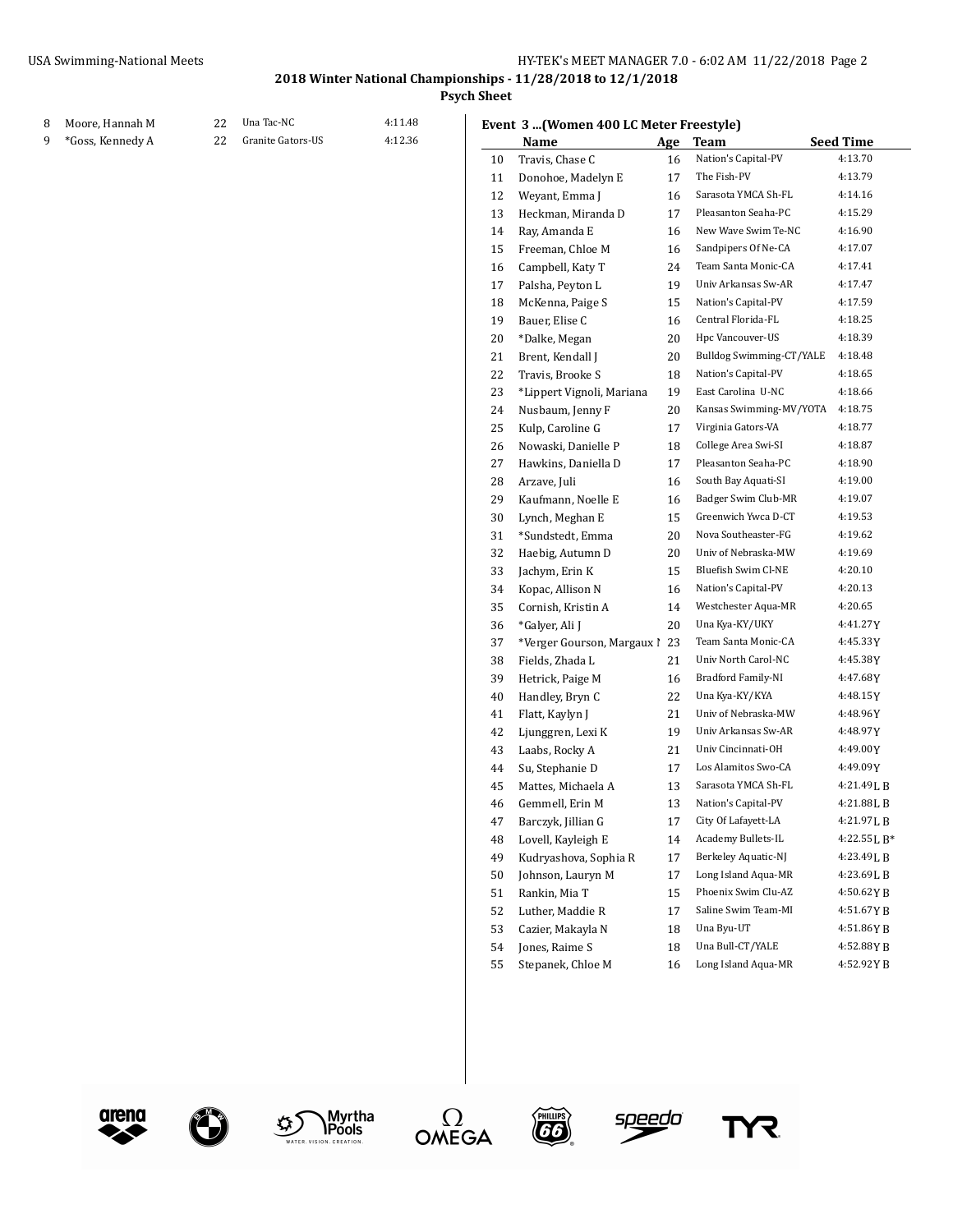## 2018 Winter National Championships - 11/28/2018 to 12/1/2018

### Psych Sheet

| | Name | Age | Team | Seed Time |
|---|---|---|---|---|
| 8 | Moore, Hannah M | 22 | Una Tac-NC | 4:11.48 |
| 9 | *Goss, Kennedy A | 22 | Granite Gators-US | 4:12.36 |

### Event 3 ...(Women 400 LC Meter Freestyle)

| | Name | Age | Team | Seed Time |
|---|---|---|---|---|
| 10 | Travis, Chase C | 16 | Nation's Capital-PV | 4:13.70 |
| 11 | Donohoe, Madelyn E | 17 | The Fish-PV | 4:13.79 |
| 12 | Weyant, Emma J | 16 | Sarasota YMCA Sh-FL | 4:14.16 |
| 13 | Heckman, Miranda D | 17 | Pleasanton Seaha-PC | 4:15.29 |
| 14 | Ray, Amanda E | 16 | New Wave Swim Te-NC | 4:16.90 |
| 15 | Freeman, Chloe M | 16 | Sandpipers Of Ne-CA | 4:17.07 |
| 16 | Campbell, Katy T | 24 | Team Santa Monic-CA | 4:17.41 |
| 17 | Palsha, Peyton L | 19 | Univ Arkansas Sw-AR | 4:17.47 |
| 18 | McKenna, Paige S | 15 | Nation's Capital-PV | 4:17.59 |
| 19 | Bauer, Elise C | 16 | Central Florida-FL | 4:18.25 |
| 20 | *Dalke, Megan | 20 | Hpc Vancouver-US | 4:18.39 |
| 21 | Brent, Kendall J | 20 | Bulldog Swimming-CT/YALE | 4:18.48 |
| 22 | Travis, Brooke S | 18 | Nation's Capital-PV | 4:18.65 |
| 23 | *Lippert Vignoli, Mariana | 19 | East Carolina U-NC | 4:18.66 |
| 24 | Nusbaum, Jenny F | 20 | Kansas Swimming-MV/YOTA | 4:18.75 |
| 25 | Kulp, Caroline G | 17 | Virginia Gators-VA | 4:18.77 |
| 26 | Nowaski, Danielle P | 18 | College Area Swi-SI | 4:18.87 |
| 27 | Hawkins, Daniella D | 17 | Pleasanton Seaha-PC | 4:18.90 |
| 28 | Arzave, Juli | 16 | South Bay Aquati-SI | 4:19.00 |
| 29 | Kaufmann, Noelle E | 16 | Badger Swim Club-MR | 4:19.07 |
| 30 | Lynch, Meghan E | 15 | Greenwich Ywca D-CT | 4:19.53 |
| 31 | *Sundstedt, Emma | 20 | Nova Southeaster-FG | 4:19.62 |
| 32 | Haebig, Autumn D | 20 | Univ of Nebraska-MW | 4:19.69 |
| 33 | Jachym, Erin K | 15 | Bluefish Swim Cl-NE | 4:20.10 |
| 34 | Kopac, Allison N | 16 | Nation's Capital-PV | 4:20.13 |
| 35 | Cornish, Kristin A | 14 | Westchester Aqua-MR | 4:20.65 |
| 36 | *Galyer, Ali J | 20 | Una Kya-KY/UKY | 4:41.27Y |
| 37 | *Verger Gourson, Margaux M | 23 | Team Santa Monic-CA | 4:45.33Y |
| 38 | Fields, Zhada L | 21 | Univ North Carol-NC | 4:45.38Y |
| 39 | Hetrick, Paige M | 16 | Bradford Family-NI | 4:47.68Y |
| 40 | Handley, Bryn C | 22 | Una Kya-KY/KYA | 4:48.15Y |
| 41 | Flatt, Kaylyn J | 21 | Univ of Nebraska-MW | 4:48.96Y |
| 42 | Ljunggren, Lexi K | 19 | Univ Arkansas Sw-AR | 4:48.97Y |
| 43 | Laabs, Rocky A | 21 | Univ Cincinnati-OH | 4:49.00Y |
| 44 | Su, Stephanie D | 17 | Los Alamitos Swo-CA | 4:49.09Y |
| 45 | Mattes, Michaela A | 13 | Sarasota YMCA Sh-FL | 4:21.49L B |
| 46 | Gemmell, Erin M | 13 | Nation's Capital-PV | 4:21.88L B |
| 47 | Barczyk, Jillian G | 17 | City Of Lafayett-LA | 4:21.97L B |
| 48 | Lovell, Kayleigh E | 14 | Academy Bullets-IL | 4:22.55L B* |
| 49 | Kudryashova, Sophia R | 17 | Berkeley Aquatic-NJ | 4:23.49L B |
| 50 | Johnson, Lauryn M | 17 | Long Island Aqua-MR | 4:23.69L B |
| 51 | Rankin, Mia T | 15 | Phoenix Swim Clu-AZ | 4:50.62Y B |
| 52 | Luther, Maddie R | 17 | Saline Swim Team-MI | 4:51.67Y B |
| 53 | Cazier, Makayla N | 18 | Una Byu-UT | 4:51.86Y B |
| 54 | Jones, Raime S | 18 | Una Bull-CT/YALE | 4:52.88Y B |
| 55 | Stepanek, Chloe M | 16 | Long Island Aqua-MR | 4:52.92Y B |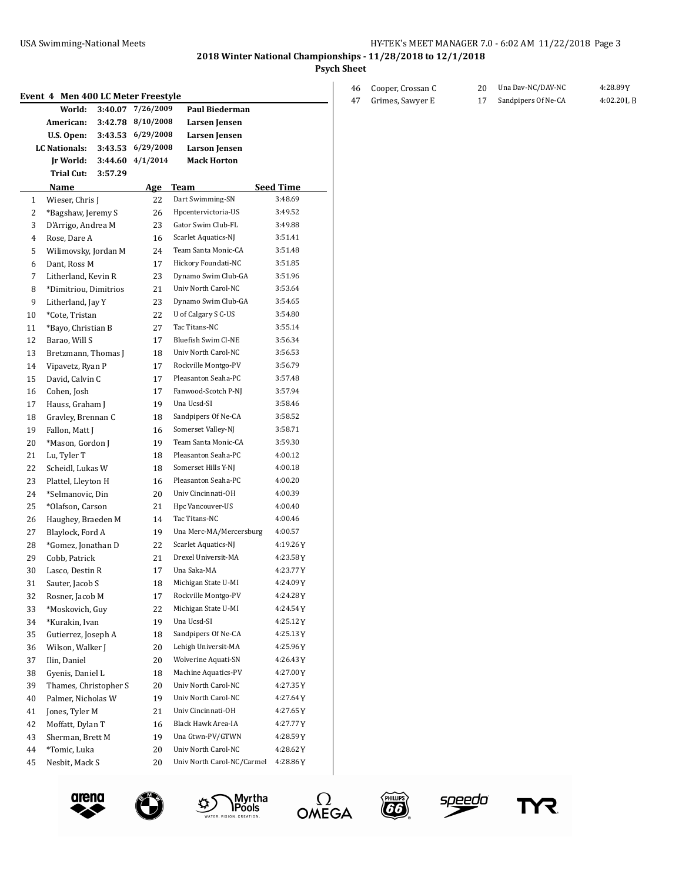**2018 Winter National Championships - 11/28/2018 to 12/1/2018**

**Psych Sheet**

### Event 4 Men 400 LC Meter Freestyle

| | | | |
|---|---|---|---|
| **World:** | **3:40.07** | **7/26/2009** | **Paul Biederman** |
| **American:** | **3:42.78** | **8/10/2008** | **Larsen Jensen** |
| **U.S. Open:** | **3:43.53** | **6/29/2008** | **Larsen Jensen** |
| **LC Nationals:** | **3:43.53** | **6/29/2008** | **Larson Jensen** |
| **Jr World:** | **3:44.60** | **4/1/2014** | **Mack Horton** |
| **Trial Cut:** | **3:57.29** | | |

| | Name | Age | Team | Seed Time |
|---|---|---|---|---|
| 1 | Wieser, Chris J | 22 | Dart Swimming-SN | 3:48.69 |
| 2 | *Bagshaw, Jeremy S | 26 | Hpcentervictoria-US | 3:49.52 |
| 3 | D'Arrigo, Andrea M | 23 | Gator Swim Club-FL | 3:49.88 |
| 4 | Rose, Dare A | 16 | Scarlet Aquatics-NJ | 3:51.41 |
| 5 | Wilimovsky, Jordan M | 24 | Team Santa Monic-CA | 3:51.48 |
| 6 | Dant, Ross M | 17 | Hickory Foundati-NC | 3:51.85 |
| 7 | Litherland, Kevin R | 23 | Dynamo Swim Club-GA | 3:51.96 |
| 8 | *Dimitriou, Dimitrios | 21 | Univ North Carol-NC | 3:53.64 |
| 9 | Litherland, Jay Y | 23 | Dynamo Swim Club-GA | 3:54.65 |
| 10 | *Cote, Tristan | 22 | U of Calgary S C-US | 3:54.80 |
| 11 | *Bayo, Christian B | 27 | Tac Titans-NC | 3:55.14 |
| 12 | Barao, Will S | 17 | Bluefish Swim Cl-NE | 3:56.34 |
| 13 | Bretzmann, Thomas J | 18 | Univ North Carol-NC | 3:56.53 |
| 14 | Vipavetz, Ryan P | 17 | Rockville Montgo-PV | 3:56.79 |
| 15 | David, Calvin C | 17 | Pleasanton Seaha-PC | 3:57.48 |
| 16 | Cohen, Josh | 17 | Fanwood-Scotch P-NJ | 3:57.94 |
| 17 | Hauss, Graham J | 19 | Una Ucsd-SI | 3:58.46 |
| 18 | Gravley, Brennan C | 18 | Sandpipers Of Ne-CA | 3:58.52 |
| 19 | Fallon, Matt J | 16 | Somerset Valley-NJ | 3:58.71 |
| 20 | *Mason, Gordon J | 19 | Team Santa Monic-CA | 3:59.30 |
| 21 | Lu, Tyler T | 18 | Pleasanton Seaha-PC | 4:00.12 |
| 22 | Scheidl, Lukas W | 18 | Somerset Hills Y-NJ | 4:00.18 |
| 23 | Plattel, Lleyton H | 16 | Pleasanton Seaha-PC | 4:00.20 |
| 24 | *Selmanovic, Din | 20 | Univ Cincinnati-OH | 4:00.39 |
| 25 | *Olafson, Carson | 21 | Hpc Vancouver-US | 4:00.40 |
| 26 | Haughey, Braeden M | 14 | Tac Titans-NC | 4:00.46 |
| 27 | Blaylock, Ford A | 19 | Una Merc-MA/Mercersburg | 4:00.57 |
| 28 | *Gomez, Jonathan D | 22 | Scarlet Aquatics-NJ | 4:19.26Y |
| 29 | Cobb, Patrick | 21 | Drexel Universit-MA | 4:23.58Y |
| 30 | Lasco, Destin R | 17 | Una Saka-MA | 4:23.77Y |
| 31 | Sauter, Jacob S | 18 | Michigan State U-MI | 4:24.09Y |
| 32 | Rosner, Jacob M | 17 | Rockville Montgo-PV | 4:24.28Y |
| 33 | *Moskovich, Guy | 22 | Michigan State U-MI | 4:24.54Y |
| 34 | *Kurakin, Ivan | 19 | Una Ucsd-SI | 4:25.12Y |
| 35 | Gutierrez, Joseph A | 18 | Sandpipers Of Ne-CA | 4:25.13Y |
| 36 | Wilson, Walker J | 20 | Lehigh Universit-MA | 4:25.96Y |
| 37 | Ilin, Daniel | 20 | Wolverine Aquati-SN | 4:26.43Y |
| 38 | Gyenis, Daniel L | 18 | Machine Aquatics-PV | 4:27.00Y |
| 39 | Thames, Christopher S | 20 | Univ North Carol-NC | 4:27.35Y |
| 40 | Palmer, Nicholas W | 19 | Univ North Carol-NC | 4:27.64Y |
| 41 | Jones, Tyler M | 21 | Univ Cincinnati-OH | 4:27.65Y |
| 42 | Moffatt, Dylan T | 16 | Black Hawk Area-IA | 4:27.77Y |
| 43 | Sherman, Brett M | 19 | Una Gtwn-PV/GTWN | 4:28.59Y |
| 44 | *Tomic, Luka | 20 | Univ North Carol-NC | 4:28.62Y |
| 45 | Nesbit, Mack S | 20 | Univ North Carol-NC/Carmel | 4:28.86Y |
| 46 | Cooper, Crossan C | 20 | Una Dav-NC/DAV-NC | 4:28.89Y |
| 47 | Grimes, Sawyer E | 17 | Sandpipers Of Ne-CA | 4:02.20L B |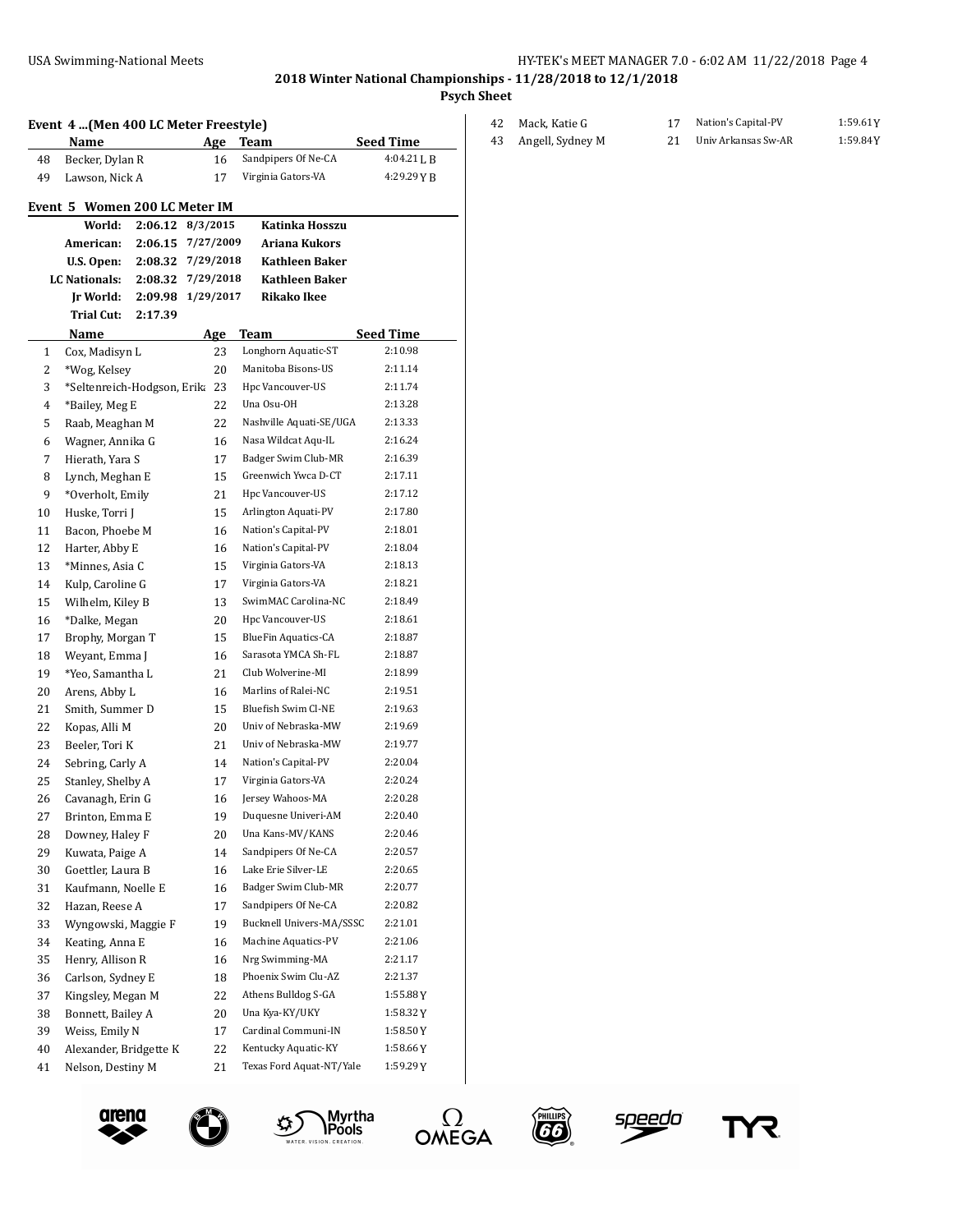## 2018 Winter National Championships - 11/28/2018 to 12/1/2018

### Psych Sheet

### Event 4 ...(Men 400 LC Meter Freestyle)

| | Name | Age | Team | Seed Time |
|---|---|---|---|---|
| 48 | Becker, Dylan R | 16 | Sandpipers Of Ne-CA | 4:04.21 L B |
| 49 | Lawson, Nick A | 17 | Virginia Gators-VA | 4:29.29 Y B |

### Event 5 Women 200 LC Meter IM

| | | | |
|---|---|---|---|
| World: | 2:06.12 | 8/3/2015 | Katinka Hosszu |
| American: | 2:06.15 | 7/27/2009 | Ariana Kukors |
| U.S. Open: | 2:08.32 | 7/29/2018 | Kathleen Baker |
| LC Nationals: | 2:08.32 | 7/29/2018 | Kathleen Baker |
| Jr World: | 2:09.98 | 1/29/2017 | Rikako Ikee |
| Trial Cut: | 2:17.39 | | |

| | Name | Age | Team | Seed Time |
|---|---|---|---|---|
| 1 | Cox, Madisyn L | 23 | Longhorn Aquatic-ST | 2:10.98 |
| 2 | *Wog, Kelsey | 20 | Manitoba Bisons-US | 2:11.14 |
| 3 | *Seltenreich-Hodgson, Erika | 23 | Hpc Vancouver-US | 2:11.74 |
| 4 | *Bailey, Meg E | 22 | Una Osu-OH | 2:13.28 |
| 5 | Raab, Meaghan M | 22 | Nashville Aquati-SE/UGA | 2:13.33 |
| 6 | Wagner, Annika G | 16 | Nasa Wildcat Aqu-IL | 2:16.24 |
| 7 | Hierath, Yara S | 17 | Badger Swim Club-MR | 2:16.39 |
| 8 | Lynch, Meghan E | 15 | Greenwich Ywca D-CT | 2:17.11 |
| 9 | *Overholt, Emily | 21 | Hpc Vancouver-US | 2:17.12 |
| 10 | Huske, Torri J | 15 | Arlington Aquati-PV | 2:17.80 |
| 11 | Bacon, Phoebe M | 16 | Nation's Capital-PV | 2:18.01 |
| 12 | Harter, Abby E | 16 | Nation's Capital-PV | 2:18.04 |
| 13 | *Minnes, Asia C | 15 | Virginia Gators-VA | 2:18.13 |
| 14 | Kulp, Caroline G | 17 | Virginia Gators-VA | 2:18.21 |
| 15 | Wilhelm, Kiley B | 13 | SwimMAC Carolina-NC | 2:18.49 |
| 16 | *Dalke, Megan | 20 | Hpc Vancouver-US | 2:18.61 |
| 17 | Brophy, Morgan T | 15 | BlueFin Aquatics-CA | 2:18.87 |
| 18 | Weyant, Emma J | 16 | Sarasota YMCA Sh-FL | 2:18.87 |
| 19 | *Yeo, Samantha L | 21 | Club Wolverine-MI | 2:18.99 |
| 20 | Arens, Abby L | 16 | Marlins of Ralei-NC | 2:19.51 |
| 21 | Smith, Summer D | 15 | Bluefish Swim Cl-NE | 2:19.63 |
| 22 | Kopas, Alli M | 20 | Univ of Nebraska-MW | 2:19.69 |
| 23 | Beeler, Tori K | 21 | Univ of Nebraska-MW | 2:19.77 |
| 24 | Sebring, Carly A | 14 | Nation's Capital-PV | 2:20.04 |
| 25 | Stanley, Shelby A | 17 | Virginia Gators-VA | 2:20.24 |
| 26 | Cavanagh, Erin G | 16 | Jersey Wahoos-MA | 2:20.28 |
| 27 | Brinton, Emma E | 19 | Duquesne Univeri-AM | 2:20.40 |
| 28 | Downey, Haley F | 20 | Una Kans-MV/KANS | 2:20.46 |
| 29 | Kuwata, Paige A | 14 | Sandpipers Of Ne-CA | 2:20.57 |
| 30 | Goettler, Laura B | 16 | Lake Erie Silver-LE | 2:20.65 |
| 31 | Kaufmann, Noelle E | 16 | Badger Swim Club-MR | 2:20.77 |
| 32 | Hazan, Reese A | 17 | Sandpipers Of Ne-CA | 2:20.82 |
| 33 | Wyngowski, Maggie F | 19 | Bucknell Univers-MA/SSSC | 2:21.01 |
| 34 | Keating, Anna E | 16 | Machine Aquatics-PV | 2:21.06 |
| 35 | Henry, Allison R | 16 | Nrg Swimming-MA | 2:21.17 |
| 36 | Carlson, Sydney E | 18 | Phoenix Swim Clu-AZ | 2:21.37 |
| 37 | Kingsley, Megan M | 22 | Athens Bulldog S-GA | 1:55.88 Y |
| 38 | Bonnett, Bailey A | 20 | Una Kya-KY/UKY | 1:58.32 Y |
| 39 | Weiss, Emily N | 17 | Cardinal Communi-IN | 1:58.50 Y |
| 40 | Alexander, Bridgette K | 22 | Kentucky Aquatic-KY | 1:58.66 Y |
| 41 | Nelson, Destiny M | 21 | Texas Ford Aquat-NT/Yale | 1:59.29 Y |
| 42 | Mack, Katie G | 17 | Nation's Capital-PV | 1:59.61 Y |
| 43 | Angell, Sydney M | 21 | Univ Arkansas Sw-AR | 1:59.84 Y |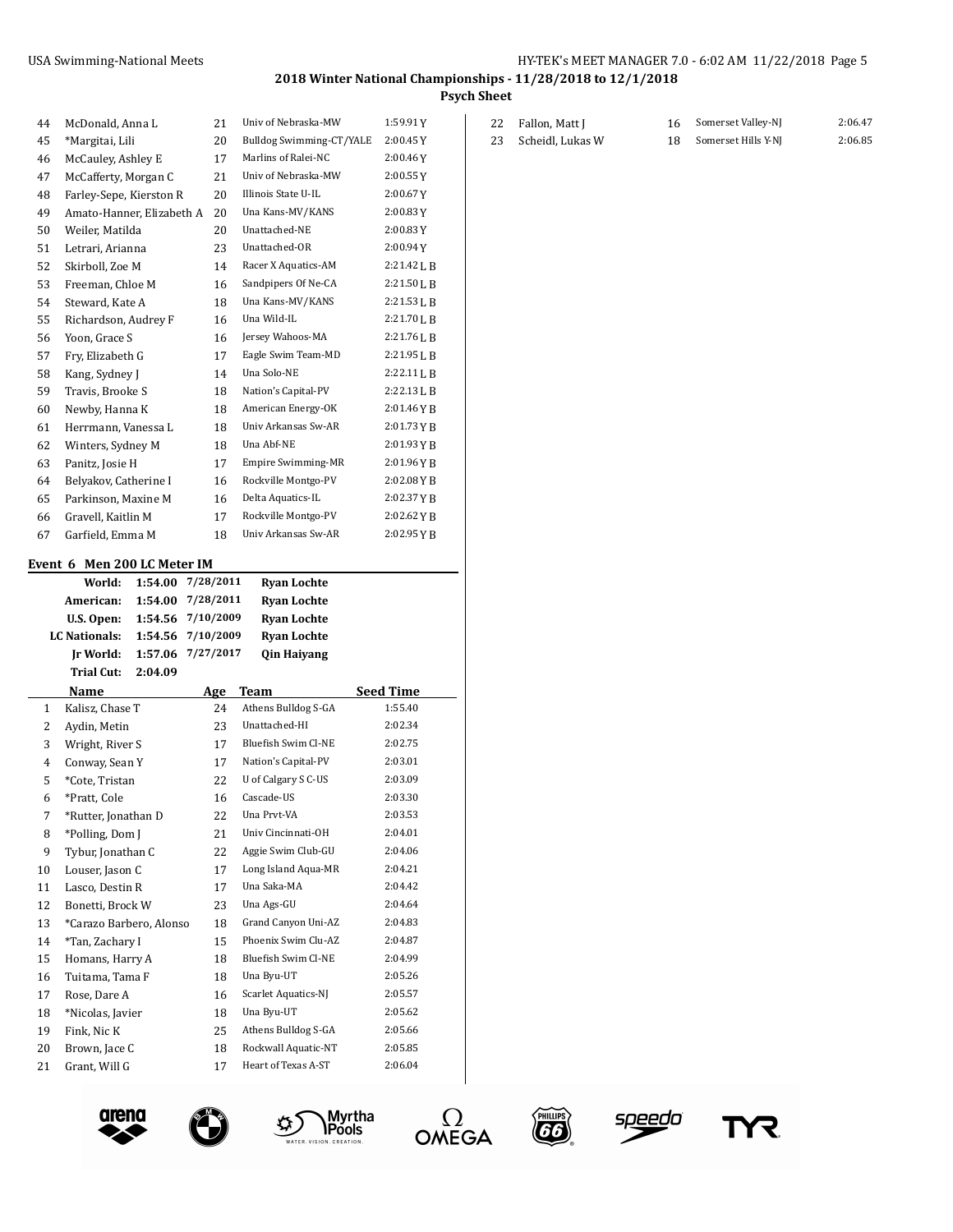## 2018 Winter National Championships - 11/28/2018 to 12/1/2018

### Psych Sheet

| # | Name | Age | Team | Seed Time |
|---|---|---|---|---|
| 44 | McDonald, Anna L | 21 | Univ of Nebraska-MW | 1:59.91 Y |
| 45 | *Margitai, Lili | 20 | Bulldog Swimming-CT/YALE | 2:00.45 Y |
| 46 | McCauley, Ashley E | 17 | Marlins of Ralei-NC | 2:00.46 Y |
| 47 | McCafferty, Morgan C | 21 | Univ of Nebraska-MW | 2:00.55 Y |
| 48 | Farley-Sepe, Kierston R | 20 | Illinois State U-IL | 2:00.67 Y |
| 49 | Amato-Hanner, Elizabeth A | 20 | Una Kans-MV/KANS | 2:00.83 Y |
| 50 | Weiler, Matilda | 20 | Unattached-NE | 2:00.83 Y |
| 51 | Letrari, Arianna | 23 | Unattached-OR | 2:00.94 Y |
| 52 | Skirboll, Zoe M | 14 | Racer X Aquatics-AM | 2:21.42 L B |
| 53 | Freeman, Chloe M | 16 | Sandpipers Of Ne-CA | 2:21.50 L B |
| 54 | Steward, Kate A | 18 | Una Kans-MV/KANS | 2:21.53 L B |
| 55 | Richardson, Audrey F | 16 | Una Wild-IL | 2:21.70 L B |
| 56 | Yoon, Grace S | 16 | Jersey Wahoos-MA | 2:21.76 L B |
| 57 | Fry, Elizabeth G | 17 | Eagle Swim Team-MD | 2:21.95 L B |
| 58 | Kang, Sydney J | 14 | Una Solo-NE | 2:22.11 L B |
| 59 | Travis, Brooke S | 18 | Nation's Capital-PV | 2:22.13 L B |
| 60 | Newby, Hanna K | 18 | American Energy-OK | 2:01.46 Y B |
| 61 | Herrmann, Vanessa L | 18 | Univ Arkansas Sw-AR | 2:01.73 Y B |
| 62 | Winters, Sydney M | 18 | Una Abf-NE | 2:01.93 Y B |
| 63 | Panitz, Josie H | 17 | Empire Swimming-MR | 2:01.96 Y B |
| 64 | Belyakov, Catherine I | 16 | Rockville Montgo-PV | 2:02.08 Y B |
| 65 | Parkinson, Maxine M | 16 | Delta Aquatics-IL | 2:02.37 Y B |
| 66 | Gravell, Kaitlin M | 17 | Rockville Montgo-PV | 2:02.62 Y B |
| 67 | Garfield, Emma M | 18 | Univ Arkansas Sw-AR | 2:02.95 Y B |

### Event 6 Men 200 LC Meter IM

| | | | |
|---|---|---|---|
| **World:** | **1:54.00** | **7/28/2011** | **Ryan Lochte** |
| **American:** | **1:54.00** | **7/28/2011** | **Ryan Lochte** |
| **U.S. Open:** | **1:54.56** | **7/10/2009** | **Ryan Lochte** |
| **LC Nationals:** | **1:54.56** | **7/10/2009** | **Ryan Lochte** |
| **Jr World:** | **1:57.06** | **7/27/2017** | **Qin Haiyang** |
| **Trial Cut:** | **2:04.09** | | |

| # | Name | Age | Team | Seed Time |
|---|---|---|---|---|
| 1 | Kalisz, Chase T | 24 | Athens Bulldog S-GA | 1:55.40 |
| 2 | Aydin, Metin | 23 | Unattached-HI | 2:02.34 |
| 3 | Wright, River S | 17 | Bluefish Swim Cl-NE | 2:02.75 |
| 4 | Conway, Sean Y | 17 | Nation's Capital-PV | 2:03.01 |
| 5 | *Cote, Tristan | 22 | U of Calgary S C-US | 2:03.09 |
| 6 | *Pratt, Cole | 16 | Cascade-US | 2:03.30 |
| 7 | *Rutter, Jonathan D | 22 | Una Prvt-VA | 2:03.53 |
| 8 | *Polling, Dom J | 21 | Univ Cincinnati-OH | 2:04.01 |
| 9 | Tybur, Jonathan C | 22 | Aggie Swim Club-GU | 2:04.06 |
| 10 | Louser, Jason C | 17 | Long Island Aqua-MR | 2:04.21 |
| 11 | Lasco, Destin R | 17 | Una Saka-MA | 2:04.42 |
| 12 | Bonetti, Brock W | 23 | Una Ags-GU | 2:04.64 |
| 13 | *Carazo Barbero, Alonso | 18 | Grand Canyon Uni-AZ | 2:04.83 |
| 14 | *Tan, Zachary I | 15 | Phoenix Swim Clu-AZ | 2:04.87 |
| 15 | Homans, Harry A | 18 | Bluefish Swim Cl-NE | 2:04.99 |
| 16 | Tuitama, Tama F | 18 | Una Byu-UT | 2:05.26 |
| 17 | Rose, Dare A | 16 | Scarlet Aquatics-NJ | 2:05.57 |
| 18 | *Nicolas, Javier | 18 | Una Byu-UT | 2:05.62 |
| 19 | Fink, Nic K | 25 | Athens Bulldog S-GA | 2:05.66 |
| 20 | Brown, Jace C | 18 | Rockwall Aquatic-NT | 2:05.85 |
| 21 | Grant, Will G | 17 | Heart of Texas A-ST | 2:06.04 |
| 22 | Fallon, Matt J | 16 | Somerset Valley-NJ | 2:06.47 |
| 23 | Scheidl, Lukas W | 18 | Somerset Hills Y-NJ | 2:06.85 |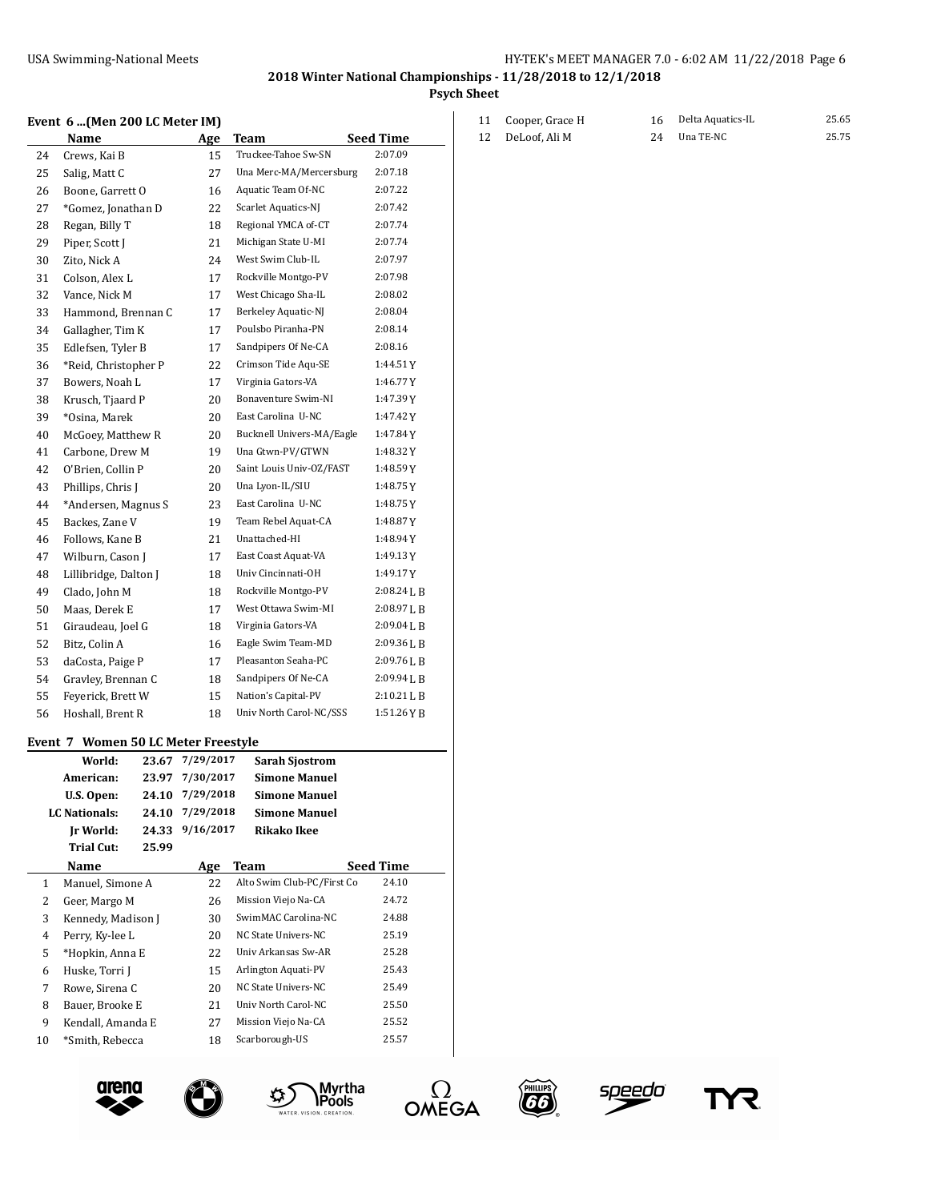## 2018 Winter National Championships - 11/28/2018 to 12/1/2018

### Psych Sheet

#### Event 6 ...(Men 200 LC Meter IM)

| | Name | Age | Team | Seed Time |
|---|---|---|---|---|
| 24 | Crews, Kai B | 15 | Truckee-Tahoe Sw-SN | 2:07.09 |
| 25 | Salig, Matt C | 27 | Una Merc-MA/Mercersburg | 2:07.18 |
| 26 | Boone, Garrett O | 16 | Aquatic Team Of-NC | 2:07.22 |
| 27 | *Gomez, Jonathan D | 22 | Scarlet Aquatics-NJ | 2:07.42 |
| 28 | Regan, Billy T | 18 | Regional YMCA of-CT | 2:07.74 |
| 29 | Piper, Scott J | 21 | Michigan State U-MI | 2:07.74 |
| 30 | Zito, Nick A | 24 | West Swim Club-IL | 2:07.97 |
| 31 | Colson, Alex L | 17 | Rockville Montgo-PV | 2:07.98 |
| 32 | Vance, Nick M | 17 | West Chicago Sha-IL | 2:08.02 |
| 33 | Hammond, Brennan C | 17 | Berkeley Aquatic-NJ | 2:08.04 |
| 34 | Gallagher, Tim K | 17 | Poulsbo Piranha-PN | 2:08.14 |
| 35 | Edlefsen, Tyler B | 17 | Sandpipers Of Ne-CA | 2:08.16 |
| 36 | *Reid, Christopher P | 22 | Crimson Tide Aqu-SE | 1:44.51 Y |
| 37 | Bowers, Noah L | 17 | Virginia Gators-VA | 1:46.77 Y |
| 38 | Krusch, Tjaard P | 20 | Bonaventure Swim-NI | 1:47.39 Y |
| 39 | *Osina, Marek | 20 | East Carolina U-NC | 1:47.42 Y |
| 40 | McGoey, Matthew R | 20 | Bucknell Univers-MA/Eagle | 1:47.84 Y |
| 41 | Carbone, Drew M | 19 | Una Gtwn-PV/GTWN | 1:48.32 Y |
| 42 | O'Brien, Collin P | 20 | Saint Louis Univ-OZ/FAST | 1:48.59 Y |
| 43 | Phillips, Chris J | 20 | Una Lyon-IL/SIU | 1:48.75 Y |
| 44 | *Andersen, Magnus S | 23 | East Carolina U-NC | 1:48.75 Y |
| 45 | Backes, Zane V | 19 | Team Rebel Aquat-CA | 1:48.87 Y |
| 46 | Follows, Kane B | 21 | Unattached-HI | 1:48.94 Y |
| 47 | Wilburn, Cason J | 17 | East Coast Aquat-VA | 1:49.13 Y |
| 48 | Lillibridge, Dalton J | 18 | Univ Cincinnati-OH | 1:49.17 Y |
| 49 | Clado, John M | 18 | Rockville Montgo-PV | 2:08.24 L B |
| 50 | Maas, Derek E | 17 | West Ottawa Swim-MI | 2:08.97 L B |
| 51 | Giraudeau, Joel G | 18 | Virginia Gators-VA | 2:09.04 L B |
| 52 | Bitz, Colin A | 16 | Eagle Swim Team-MD | 2:09.36 L B |
| 53 | daCosta, Paige P | 17 | Pleasanton Seaha-PC | 2:09.76 L B |
| 54 | Gravley, Brennan C | 18 | Sandpipers Of Ne-CA | 2:09.94 L B |
| 55 | Feyerick, Brett W | 15 | Nation's Capital-PV | 2:10.21 L B |
| 56 | Hoshall, Brent R | 18 | Univ North Carol-NC/SSS | 1:51.26 Y B |

#### Event 7 Women 50 LC Meter Freestyle

| | | | |
|---|---|---|---|
| World: | 23.67 | 7/29/2017 | Sarah Sjostrom |
| American: | 23.97 | 7/30/2017 | Simone Manuel |
| U.S. Open: | 24.10 | 7/29/2018 | Simone Manuel |
| LC Nationals: | 24.10 | 7/29/2018 | Simone Manuel |
| Jr World: | 24.33 | 9/16/2017 | Rikako Ikee |
| Trial Cut: | 25.99 | | |

| | Name | Age | Team | Seed Time |
|---|---|---|---|---|
| 1 | Manuel, Simone A | 22 | Alto Swim Club-PC/First Co | 24.10 |
| 2 | Geer, Margo M | 26 | Mission Viejo Na-CA | 24.72 |
| 3 | Kennedy, Madison J | 30 | SwimMAC Carolina-NC | 24.88 |
| 4 | Perry, Ky-lee L | 20 | NC State Univers-NC | 25.19 |
| 5 | *Hopkin, Anna E | 22 | Univ Arkansas Sw-AR | 25.28 |
| 6 | Huske, Torri J | 15 | Arlington Aquati-PV | 25.43 |
| 7 | Rowe, Sirena C | 20 | NC State Univers-NC | 25.49 |
| 8 | Bauer, Brooke E | 21 | Univ North Carol-NC | 25.50 |
| 9 | Kendall, Amanda E | 27 | Mission Viejo Na-CA | 25.52 |
| 10 | *Smith, Rebecca | 18 | Scarborough-US | 25.57 |
| 11 | Cooper, Grace H | 16 | Delta Aquatics-IL | 25.65 |
| 12 | DeLoof, Ali M | 24 | Una TE-NC | 25.75 |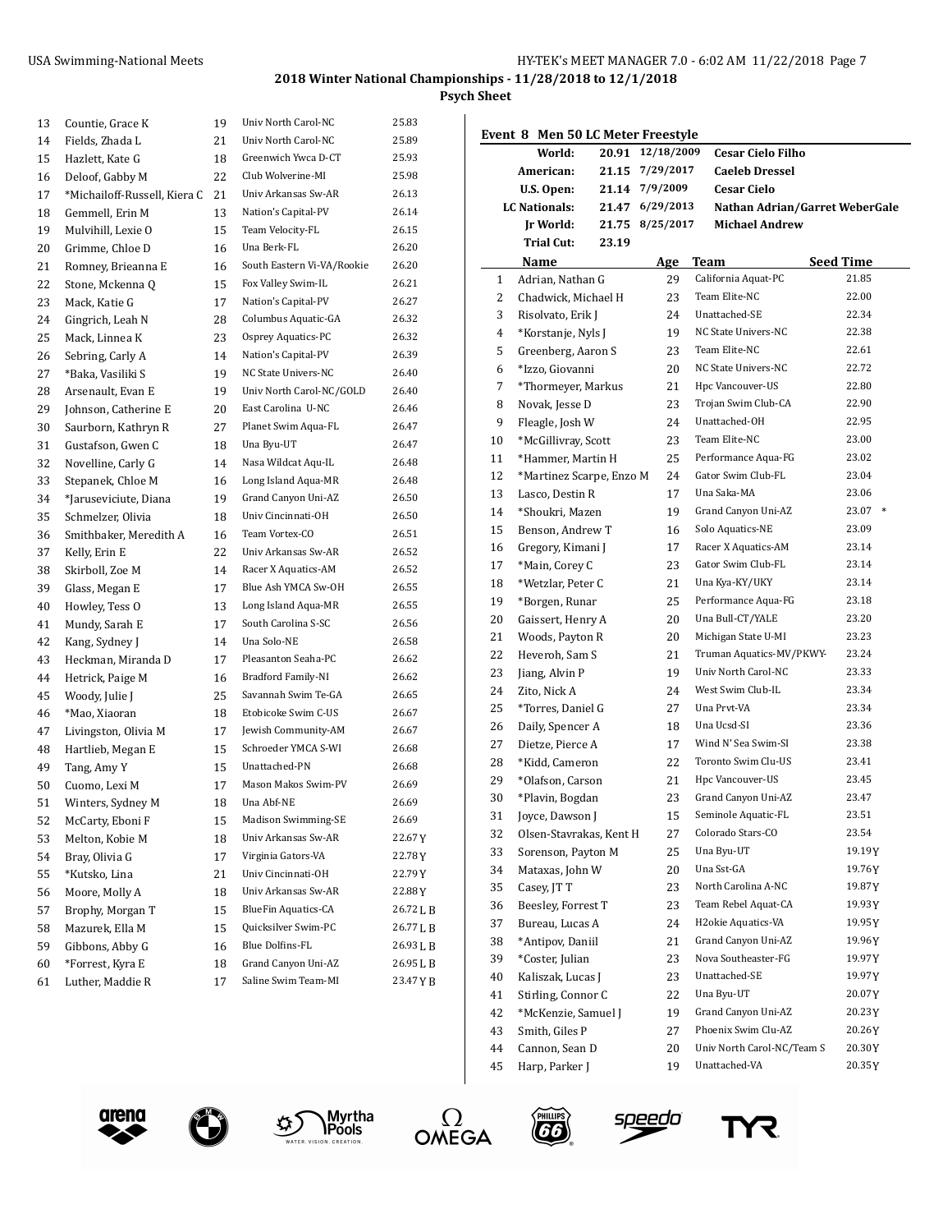# 2018 Winter National Championships - 11/28/2018 to 12/1/2018

## Psych Sheet

| # | Name | Age | Team | Seed Time |
|---|---|---|---|---|
| 13 | Countie, Grace K | 19 | Univ North Carol-NC | 25.83 |
| 14 | Fields, Zhada L | 21 | Univ North Carol-NC | 25.89 |
| 15 | Hazlett, Kate G | 18 | Greenwich Ywca D-CT | 25.93 |
| 16 | Deloof, Gabby M | 22 | Club Wolverine-MI | 25.98 |
| 17 | *Michailoff-Russell, Kiera C | 21 | Univ Arkansas Sw-AR | 26.13 |
| 18 | Gemmell, Erin M | 13 | Nation's Capital-PV | 26.14 |
| 19 | Mulvihill, Lexie O | 15 | Team Velocity-FL | 26.15 |
| 20 | Grimme, Chloe D | 16 | Una Berk-FL | 26.20 |
| 21 | Romney, Brieanna E | 16 | South Eastern Vi-VA/Rookie | 26.20 |
| 22 | Stone, Mckenna Q | 15 | Fox Valley Swim-IL | 26.21 |
| 23 | Mack, Katie G | 17 | Nation's Capital-PV | 26.27 |
| 24 | Gingrich, Leah N | 28 | Columbus Aquatic-GA | 26.32 |
| 25 | Mack, Linnea K | 23 | Osprey Aquatics-PC | 26.32 |
| 26 | Sebring, Carly A | 14 | Nation's Capital-PV | 26.39 |
| 27 | *Baka, Vasiliki S | 19 | NC State Univers-NC | 26.40 |
| 28 | Arsenault, Evan E | 19 | Univ North Carol-NC/GOLD | 26.40 |
| 29 | Johnson, Catherine E | 20 | East Carolina U-NC | 26.46 |
| 30 | Saurborn, Kathryn R | 27 | Planet Swim Aqua-FL | 26.47 |
| 31 | Gustafson, Gwen C | 18 | Una Byu-UT | 26.47 |
| 32 | Novelline, Carly G | 14 | Nasa Wildcat Aqu-IL | 26.48 |
| 33 | Stepanek, Chloe M | 16 | Long Island Aqua-MR | 26.48 |
| 34 | *Jaruseviciute, Diana | 19 | Grand Canyon Uni-AZ | 26.50 |
| 35 | Schmelzer, Olivia | 18 | Univ Cincinnati-OH | 26.50 |
| 36 | Smithbaker, Meredith A | 16 | Team Vortex-CO | 26.51 |
| 37 | Kelly, Erin E | 22 | Univ Arkansas Sw-AR | 26.52 |
| 38 | Skirboll, Zoe M | 14 | Racer X Aquatics-AM | 26.52 |
| 39 | Glass, Megan E | 17 | Blue Ash YMCA Sw-OH | 26.55 |
| 40 | Howley, Tess O | 13 | Long Island Aqua-MR | 26.55 |
| 41 | Mundy, Sarah E | 17 | South Carolina S-SC | 26.56 |
| 42 | Kang, Sydney J | 14 | Una Solo-NE | 26.58 |
| 43 | Heckman, Miranda D | 17 | Pleasanton Seaha-PC | 26.62 |
| 44 | Hetrick, Paige M | 16 | Bradford Family-NI | 26.62 |
| 45 | Woody, Julie J | 25 | Savannah Swim Te-GA | 26.65 |
| 46 | *Mao, Xiaoran | 18 | Etobicoke Swim C-US | 26.67 |
| 47 | Livingston, Olivia M | 17 | Jewish Community-AM | 26.67 |
| 48 | Hartlieb, Megan E | 15 | Schroeder YMCA S-WI | 26.68 |
| 49 | Tang, Amy Y | 15 | Unattached-PN | 26.68 |
| 50 | Cuomo, Lexi M | 17 | Mason Makos Swim-PV | 26.69 |
| 51 | Winters, Sydney M | 18 | Una Abf-NE | 26.69 |
| 52 | McCarty, Eboni F | 15 | Madison Swimming-SE | 26.69 |
| 53 | Melton, Kobie M | 18 | Univ Arkansas Sw-AR | 22.67Y |
| 54 | Bray, Olivia G | 17 | Virginia Gators-VA | 22.78Y |
| 55 | *Kutsko, Lina | 21 | Univ Cincinnati-OH | 22.79Y |
| 56 | Moore, Molly A | 18 | Univ Arkansas Sw-AR | 22.88Y |
| 57 | Brophy, Morgan T | 15 | BlueFin Aquatics-CA | 26.72L B |
| 58 | Mazurek, Ella M | 15 | Quicksilver Swim-PC | 26.77L B |
| 59 | Gibbons, Abby G | 16 | Blue Dolfins-FL | 26.93L B |
| 60 | *Forrest, Kyra E | 18 | Grand Canyon Uni-AZ | 26.95L B |
| 61 | Luther, Maddie R | 17 | Saline Swim Team-MI | 23.47Y B |

## Event 8 Men 50 LC Meter Freestyle

| Record | Time | Date | Holder |
|---|---|---|---|
| World: | 20.91 | 12/18/2009 | Cesar Cielo Filho |
| American: | 21.15 | 7/29/2017 | Caeleb Dressel |
| U.S. Open: | 21.14 | 7/9/2009 | Cesar Cielo |
| LC Nationals: | 21.47 | 6/29/2013 | Nathan Adrian/Garret WeberGale |
| Jr World: | 21.75 | 8/25/2017 | Michael Andrew |
| Trial Cut: | 23.19 | | |

| # | Name | Age | Team | Seed Time |
|---|---|---|---|---|
| 1 | Adrian, Nathan G | 29 | California Aquat-PC | 21.85 |
| 2 | Chadwick, Michael H | 23 | Team Elite-NC | 22.00 |
| 3 | Risolvato, Erik J | 24 | Unattached-SE | 22.34 |
| 4 | *Korstanje, Nyls J | 19 | NC State Univers-NC | 22.38 |
| 5 | Greenberg, Aaron S | 23 | Team Elite-NC | 22.61 |
| 6 | *Izzo, Giovanni | 20 | NC State Univers-NC | 22.72 |
| 7 | *Thormeyer, Markus | 21 | Hpc Vancouver-US | 22.80 |
| 8 | Novak, Jesse D | 23 | Trojan Swim Club-CA | 22.90 |
| 9 | Fleagle, Josh W | 24 | Unattached-OH | 22.95 |
| 10 | *McGillivray, Scott | 23 | Team Elite-NC | 23.00 |
| 11 | *Hammer, Martin H | 25 | Performance Aqua-FG | 23.02 |
| 12 | *Martinez Scarpe, Enzo M | 24 | Gator Swim Club-FL | 23.04 |
| 13 | Lasco, Destin R | 17 | Una Saka-MA | 23.06 |
| 14 | *Shoukri, Mazen | 19 | Grand Canyon Uni-AZ | 23.07 * |
| 15 | Benson, Andrew T | 16 | Solo Aquatics-NE | 23.09 |
| 16 | Gregory, Kimani J | 17 | Racer X Aquatics-AM | 23.14 |
| 17 | *Main, Corey C | 23 | Gator Swim Club-FL | 23.14 |
| 18 | *Wetzlar, Peter C | 21 | Una Kya-KY/UKY | 23.14 |
| 19 | *Borgen, Runar | 25 | Performance Aqua-FG | 23.18 |
| 20 | Gaissert, Henry A | 20 | Una Bull-CT/YALE | 23.20 |
| 21 | Woods, Payton R | 20 | Michigan State U-MI | 23.23 |
| 22 | Heveroh, Sam S | 21 | Truman Aquatics-MV/PKWY- | 23.24 |
| 23 | Jiang, Alvin P | 19 | Univ North Carol-NC | 23.33 |
| 24 | Zito, Nick A | 24 | West Swim Club-IL | 23.34 |
| 25 | *Torres, Daniel G | 27 | Una Prvt-VA | 23.34 |
| 26 | Daily, Spencer A | 18 | Una Ucsd-SI | 23.36 |
| 27 | Dietze, Pierce A | 17 | Wind N' Sea Swim-SI | 23.38 |
| 28 | *Kidd, Cameron | 22 | Toronto Swim Clu-US | 23.41 |
| 29 | *Olafson, Carson | 21 | Hpc Vancouver-US | 23.45 |
| 30 | *Plavin, Bogdan | 23 | Grand Canyon Uni-AZ | 23.47 |
| 31 | Joyce, Dawson J | 15 | Seminole Aquatic-FL | 23.51 |
| 32 | Olsen-Stavrakas, Kent H | 27 | Colorado Stars-CO | 23.54 |
| 33 | Sorenson, Payton M | 25 | Una Byu-UT | 19.19Y |
| 34 | Mataxas, John W | 20 | Una Sst-GA | 19.76Y |
| 35 | Casey, JT T | 23 | North Carolina A-NC | 19.87Y |
| 36 | Beesley, Forrest T | 23 | Team Rebel Aquat-CA | 19.93Y |
| 37 | Bureau, Lucas A | 24 | H2okie Aquatics-VA | 19.95Y |
| 38 | *Antipov, Daniil | 21 | Grand Canyon Uni-AZ | 19.96Y |
| 39 | *Coster, Julian | 23 | Nova Southeaster-FG | 19.97Y |
| 40 | Kaliszak, Lucas J | 23 | Unattached-SE | 19.97Y |
| 41 | Stirling, Connor C | 22 | Una Byu-UT | 20.07Y |
| 42 | *McKenzie, Samuel J | 19 | Grand Canyon Uni-AZ | 20.23Y |
| 43 | Smith, Giles P | 27 | Phoenix Swim Clu-AZ | 20.26Y |
| 44 | Cannon, Sean D | 20 | Univ North Carol-NC/Team S | 20.30Y |
| 45 | Harp, Parker J | 19 | Unattached-VA | 20.35Y |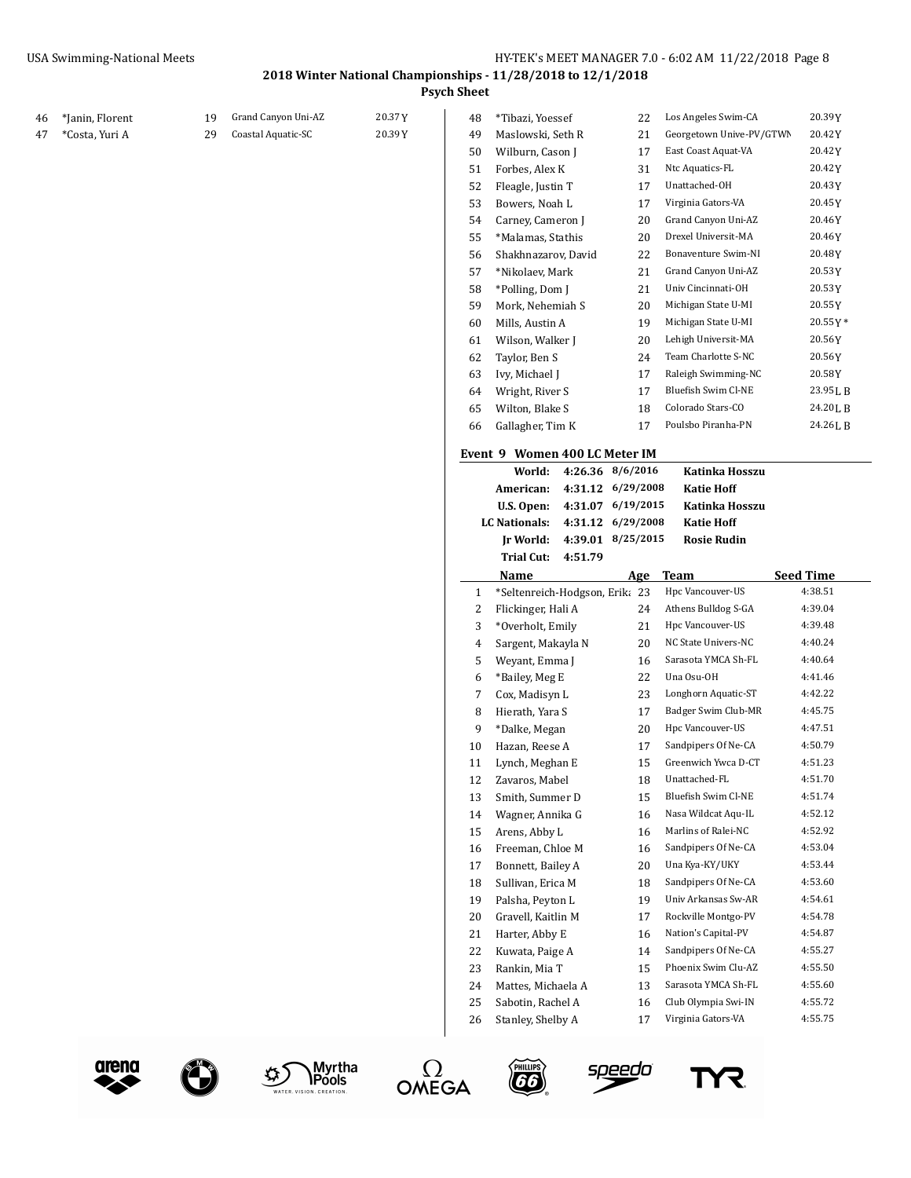**2018 Winter National Championships - 11/28/2018 to 12/1/2018**

**Psych Sheet**

| | Name | Age | Team | Seed Time |
|---|---|---|---|---|
| 46 | *Janin, Florent | 19 | Grand Canyon Uni-AZ | 20.37Y |
| 47 | *Costa, Yuri A | 29 | Coastal Aquatic-SC | 20.39Y |
| 48 | *Tibazi, Yoessef | 22 | Los Angeles Swim-CA | 20.39Y |
| 49 | Maslowski, Seth R | 21 | Georgetown Unive-PV/GTWN | 20.42Y |
| 50 | Wilburn, Cason J | 17 | East Coast Aquat-VA | 20.42Y |
| 51 | Forbes, Alex K | 31 | Ntc Aquatics-FL | 20.42Y |
| 52 | Fleagle, Justin T | 17 | Unattached-OH | 20.43Y |
| 53 | Bowers, Noah L | 17 | Virginia Gators-VA | 20.45Y |
| 54 | Carney, Cameron J | 20 | Grand Canyon Uni-AZ | 20.46Y |
| 55 | *Malamas, Stathis | 20 | Drexel Universit-MA | 20.46Y |
| 56 | Shakhnazarov, David | 22 | Bonaventure Swim-NI | 20.48Y |
| 57 | *Nikolaev, Mark | 21 | Grand Canyon Uni-AZ | 20.53Y |
| 58 | *Polling, Dom J | 21 | Univ Cincinnati-OH | 20.53Y |
| 59 | Mork, Nehemiah S | 20 | Michigan State U-MI | 20.55Y |
| 60 | Mills, Austin A | 19 | Michigan State U-MI | 20.55Y * |
| 61 | Wilson, Walker J | 20 | Lehigh Universit-MA | 20.56Y |
| 62 | Taylor, Ben S | 24 | Team Charlotte S-NC | 20.56Y |
| 63 | Ivy, Michael J | 17 | Raleigh Swimming-NC | 20.58Y |
| 64 | Wright, River S | 17 | Bluefish Swim Cl-NE | 23.95L B |
| 65 | Wilton, Blake S | 18 | Colorado Stars-CO | 24.20L B |
| 66 | Gallagher, Tim K | 17 | Poulsbo Piranha-PN | 24.26L B |

### Event 9 Women 400 LC Meter IM

| | | | |
|---|---|---|---|
| **World:** | **4:26.36** | **8/6/2016** | **Katinka Hosszu** |
| **American:** | **4:31.12** | **6/29/2008** | **Katie Hoff** |
| **U.S. Open:** | **4:31.07** | **6/19/2015** | **Katinka Hosszu** |
| **LC Nationals:** | **4:31.12** | **6/29/2008** | **Katie Hoff** |
| **Jr World:** | **4:39.01** | **8/25/2015** | **Rosie Rudin** |
| **Trial Cut:** | **4:51.79** | | |

| | Name | Age | Team | Seed Time |
|---|---|---|---|---|
| 1 | *Seltenreich-Hodgson, Erika | 23 | Hpc Vancouver-US | 4:38.51 |
| 2 | Flickinger, Hali A | 24 | Athens Bulldog S-GA | 4:39.04 |
| 3 | *Overholt, Emily | 21 | Hpc Vancouver-US | 4:39.48 |
| 4 | Sargent, Makayla N | 20 | NC State Univers-NC | 4:40.24 |
| 5 | Weyant, Emma J | 16 | Sarasota YMCA Sh-FL | 4:40.64 |
| 6 | *Bailey, Meg E | 22 | Una Osu-OH | 4:41.46 |
| 7 | Cox, Madisyn L | 23 | Longhorn Aquatic-ST | 4:42.22 |
| 8 | Hierath, Yara S | 17 | Badger Swim Club-MR | 4:45.75 |
| 9 | *Dalke, Megan | 20 | Hpc Vancouver-US | 4:47.51 |
| 10 | Hazan, Reese A | 17 | Sandpipers Of Ne-CA | 4:50.79 |
| 11 | Lynch, Meghan E | 15 | Greenwich Ywca D-CT | 4:51.23 |
| 12 | Zavaros, Mabel | 18 | Unattached-FL | 4:51.70 |
| 13 | Smith, Summer D | 15 | Bluefish Swim Cl-NE | 4:51.74 |
| 14 | Wagner, Annika G | 16 | Nasa Wildcat Aqu-IL | 4:52.12 |
| 15 | Arens, Abby L | 16 | Marlins of Ralei-NC | 4:52.92 |
| 16 | Freeman, Chloe M | 16 | Sandpipers Of Ne-CA | 4:53.04 |
| 17 | Bonnett, Bailey A | 20 | Una Kya-KY/UKY | 4:53.44 |
| 18 | Sullivan, Erica M | 18 | Sandpipers Of Ne-CA | 4:53.60 |
| 19 | Palsha, Peyton L | 19 | Univ Arkansas Sw-AR | 4:54.61 |
| 20 | Gravell, Kaitlin M | 17 | Rockville Montgo-PV | 4:54.78 |
| 21 | Harter, Abby E | 16 | Nation's Capital-PV | 4:54.87 |
| 22 | Kuwata, Paige A | 14 | Sandpipers Of Ne-CA | 4:55.27 |
| 23 | Rankin, Mia T | 15 | Phoenix Swim Clu-AZ | 4:55.50 |
| 24 | Mattes, Michaela A | 13 | Sarasota YMCA Sh-FL | 4:55.60 |
| 25 | Sabotin, Rachel A | 16 | Club Olympia Swi-IN | 4:55.72 |
| 26 | Stanley, Shelby A | 17 | Virginia Gators-VA | 4:55.75 |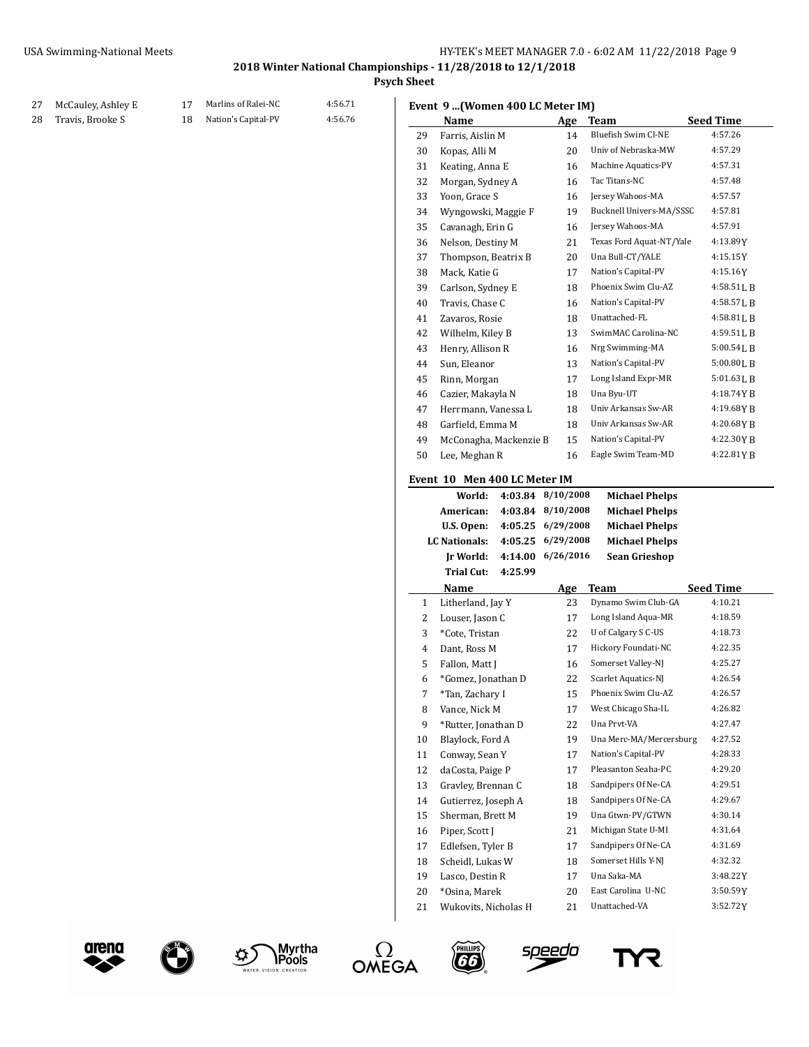## 2018 Winter National Championships - 11/28/2018 to 12/1/2018

### Psych Sheet

| | Name | Age | Team | Seed Time |
|---|---|---|---|---|
| 27 | McCauley, Ashley E | 17 | Marlins of Ralei-NC | 4:56.71 |
| 28 | Travis, Brooke S | 18 | Nation's Capital-PV | 4:56.76 |

### Event 9 ...(Women 400 LC Meter IM)

| | Name | Age | Team | Seed Time |
|---|---|---|---|---|
| 29 | Farris, Aislin M | 14 | Bluefish Swim Cl-NE | 4:57.26 |
| 30 | Kopas, Alli M | 20 | Univ of Nebraska-MW | 4:57.29 |
| 31 | Keating, Anna E | 16 | Machine Aquatics-PV | 4:57.31 |
| 32 | Morgan, Sydney A | 16 | Tac Titans-NC | 4:57.48 |
| 33 | Yoon, Grace S | 16 | Jersey Wahoos-MA | 4:57.57 |
| 34 | Wyngowski, Maggie F | 19 | Bucknell Univers-MA/SSSC | 4:57.81 |
| 35 | Cavanagh, Erin G | 16 | Jersey Wahoos-MA | 4:57.91 |
| 36 | Nelson, Destiny M | 21 | Texas Ford Aquat-NT/Yale | 4:13.89Y |
| 37 | Thompson, Beatrix B | 20 | Una Bull-CT/YALE | 4:15.15Y |
| 38 | Mack, Katie G | 17 | Nation's Capital-PV | 4:15.16Y |
| 39 | Carlson, Sydney E | 18 | Phoenix Swim Clu-AZ | 4:58.51L B |
| 40 | Travis, Chase C | 16 | Nation's Capital-PV | 4:58.57L B |
| 41 | Zavaros, Rosie | 18 | Unattached-FL | 4:58.81L B |
| 42 | Wilhelm, Kiley B | 13 | SwimMAC Carolina-NC | 4:59.51L B |
| 43 | Henry, Allison R | 16 | Nrg Swimming-MA | 5:00.54L B |
| 44 | Sun, Eleanor | 13 | Nation's Capital-PV | 5:00.80L B |
| 45 | Rinn, Morgan | 17 | Long Island Expr-MR | 5:01.63L B |
| 46 | Cazier, Makayla N | 18 | Una Byu-UT | 4:18.74Y B |
| 47 | Herrmann, Vanessa L | 18 | Univ Arkansas Sw-AR | 4:19.68Y B |
| 48 | Garfield, Emma M | 18 | Univ Arkansas Sw-AR | 4:20.68Y B |
| 49 | McConagha, Mackenzie B | 15 | Nation's Capital-PV | 4:22.30Y B |
| 50 | Lee, Meghan R | 16 | Eagle Swim Team-MD | 4:22.81Y B |

### Event 10 Men 400 LC Meter IM

| | | | |
|---|---|---|---|
| World: | 4:03.84 | 8/10/2008 | Michael Phelps |
| American: | 4:03.84 | 8/10/2008 | Michael Phelps |
| U.S. Open: | 4:05.25 | 6/29/2008 | Michael Phelps |
| LC Nationals: | 4:05.25 | 6/29/2008 | Michael Phelps |
| Jr World: | 4:14.00 | 6/26/2016 | Sean Grieshop |
| Trial Cut: | 4:25.99 | | |

| | Name | Age | Team | Seed Time |
|---|---|---|---|---|
| 1 | Litherland, Jay Y | 23 | Dynamo Swim Club-GA | 4:10.21 |
| 2 | Louser, Jason C | 17 | Long Island Aqua-MR | 4:18.59 |
| 3 | *Cote, Tristan | 22 | U of Calgary S C-US | 4:18.73 |
| 4 | Dant, Ross M | 17 | Hickory Foundati-NC | 4:22.35 |
| 5 | Fallon, Matt J | 16 | Somerset Valley-NJ | 4:25.27 |
| 6 | *Gomez, Jonathan D | 22 | Scarlet Aquatics-NJ | 4:26.54 |
| 7 | *Tan, Zachary I | 15 | Phoenix Swim Clu-AZ | 4:26.57 |
| 8 | Vance, Nick M | 17 | West Chicago Sha-IL | 4:26.82 |
| 9 | *Rutter, Jonathan D | 22 | Una Prvt-VA | 4:27.47 |
| 10 | Blaylock, Ford A | 19 | Una Merc-MA/Mercersburg | 4:27.52 |
| 11 | Conway, Sean Y | 17 | Nation's Capital-PV | 4:28.33 |
| 12 | daCosta, Paige P | 17 | Pleasanton Seaha-PC | 4:29.20 |
| 13 | Gravley, Brennan C | 18 | Sandpipers Of Ne-CA | 4:29.51 |
| 14 | Gutierrez, Joseph A | 18 | Sandpipers Of Ne-CA | 4:29.67 |
| 15 | Sherman, Brett M | 19 | Una Gtwn-PV/GTWN | 4:30.14 |
| 16 | Piper, Scott J | 21 | Michigan State U-MI | 4:31.64 |
| 17 | Edlefsen, Tyler B | 17 | Sandpipers Of Ne-CA | 4:31.69 |
| 18 | Scheidl, Lukas W | 18 | Somerset Hills Y-NJ | 4:32.32 |
| 19 | Lasco, Destin R | 17 | Una Saka-MA | 3:48.22Y |
| 20 | *Osina, Marek | 20 | East Carolina U-NC | 3:50.59Y |
| 21 | Wukovits, Nicholas H | 21 | Unattached-VA | 3:52.72Y |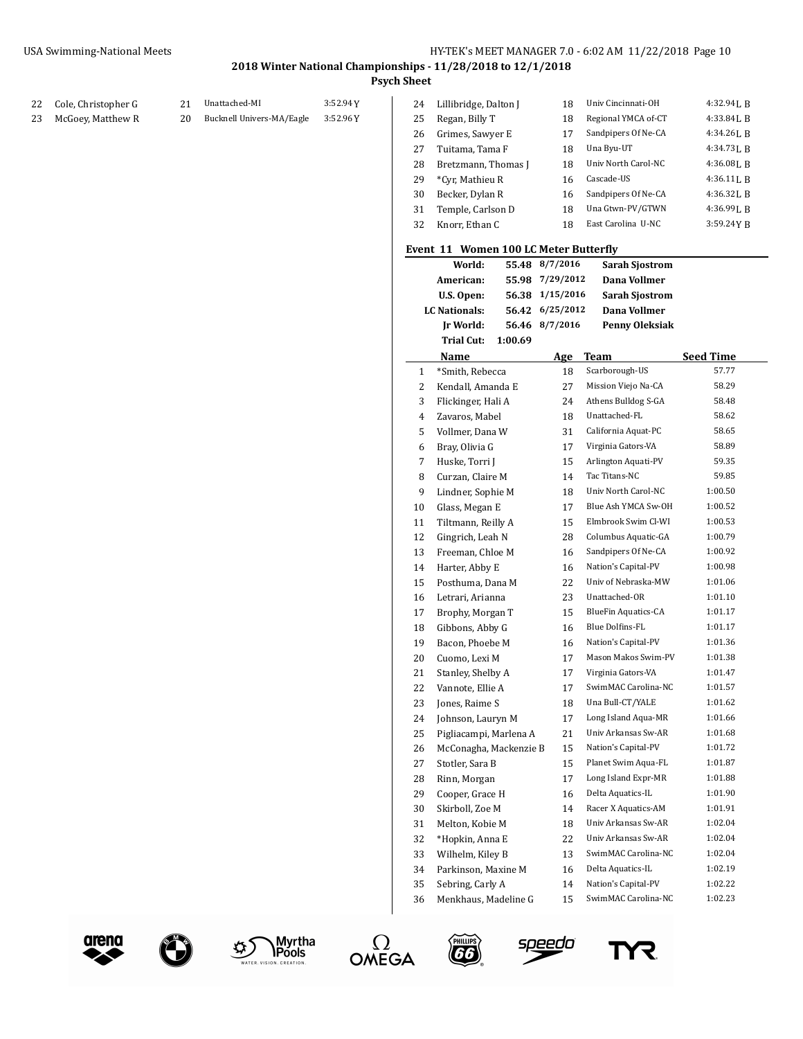# 2018 Winter National Championships - 11/28/2018 to 12/1/2018

## Psych Sheet

| | Name | Age | Team | Seed Time |
|---|---|---|---|---|
| 22 | Cole, Christopher G | 21 | Unattached-MI | 3:52.94Y |
| 23 | McGoey, Matthew R | 20 | Bucknell Univers-MA/Eagle | 3:52.96Y |
| 24 | Lillibridge, Dalton J | 18 | Univ Cincinnati-OH | 4:32.94L B |
| 25 | Regan, Billy T | 18 | Regional YMCA of-CT | 4:33.84L B |
| 26 | Grimes, Sawyer E | 17 | Sandpipers Of Ne-CA | 4:34.26L B |
| 27 | Tuitama, Tama F | 18 | Una Byu-UT | 4:34.73L B |
| 28 | Bretzmann, Thomas J | 18 | Univ North Carol-NC | 4:36.08L B |
| 29 | *Cyr, Mathieu R | 16 | Cascade-US | 4:36.11L B |
| 30 | Becker, Dylan R | 16 | Sandpipers Of Ne-CA | 4:36.32L B |
| 31 | Temple, Carlson D | 18 | Una Gtwn-PV/GTWN | 4:36.99L B |
| 32 | Knorr, Ethan C | 18 | East Carolina U-NC | 3:59.24Y B |

### Event 11 Women 100 LC Meter Butterfly

| | | | |
|---|---|---|---|
| **World:** | **55.48** | **8/7/2016** | **Sarah Sjostrom** |
| **American:** | **55.98** | **7/29/2012** | **Dana Vollmer** |
| **U.S. Open:** | **56.38** | **1/15/2016** | **Sarah Sjostrom** |
| **LC Nationals:** | **56.42** | **6/25/2012** | **Dana Vollmer** |
| **Jr World:** | **56.46** | **8/7/2016** | **Penny Oleksiak** |
| **Trial Cut:** | **1:00.69** | | |

| | Name | Age | Team | Seed Time |
|---|---|---|---|---|
| 1 | *Smith, Rebecca | 18 | Scarborough-US | 57.77 |
| 2 | Kendall, Amanda E | 27 | Mission Viejo Na-CA | 58.29 |
| 3 | Flickinger, Hali A | 24 | Athens Bulldog S-GA | 58.48 |
| 4 | Zavaros, Mabel | 18 | Unattached-FL | 58.62 |
| 5 | Vollmer, Dana W | 31 | California Aquat-PC | 58.65 |
| 6 | Bray, Olivia G | 17 | Virginia Gators-VA | 58.89 |
| 7 | Huske, Torri J | 15 | Arlington Aquati-PV | 59.35 |
| 8 | Curzan, Claire M | 14 | Tac Titans-NC | 59.85 |
| 9 | Lindner, Sophie M | 18 | Univ North Carol-NC | 1:00.50 |
| 10 | Glass, Megan E | 17 | Blue Ash YMCA Sw-OH | 1:00.52 |
| 11 | Tiltmann, Reilly A | 15 | Elmbrook Swim Cl-WI | 1:00.53 |
| 12 | Gingrich, Leah N | 28 | Columbus Aquatic-GA | 1:00.79 |
| 13 | Freeman, Chloe M | 16 | Sandpipers Of Ne-CA | 1:00.92 |
| 14 | Harter, Abby E | 16 | Nation's Capital-PV | 1:00.98 |
| 15 | Posthuma, Dana M | 22 | Univ of Nebraska-MW | 1:01.06 |
| 16 | Letrari, Arianna | 23 | Unattached-OR | 1:01.10 |
| 17 | Brophy, Morgan T | 15 | BlueFin Aquatics-CA | 1:01.17 |
| 18 | Gibbons, Abby G | 16 | Blue Dolfins-FL | 1:01.17 |
| 19 | Bacon, Phoebe M | 16 | Nation's Capital-PV | 1:01.36 |
| 20 | Cuomo, Lexi M | 17 | Mason Makos Swim-PV | 1:01.38 |
| 21 | Stanley, Shelby A | 17 | Virginia Gators-VA | 1:01.47 |
| 22 | Vannote, Ellie A | 17 | SwimMAC Carolina-NC | 1:01.57 |
| 23 | Jones, Raime S | 18 | Una Bull-CT/YALE | 1:01.62 |
| 24 | Johnson, Lauryn M | 17 | Long Island Aqua-MR | 1:01.66 |
| 25 | Pigliacampi, Marlena A | 21 | Univ Arkansas Sw-AR | 1:01.68 |
| 26 | McConagha, Mackenzie B | 15 | Nation's Capital-PV | 1:01.72 |
| 27 | Stotler, Sara B | 15 | Planet Swim Aqua-FL | 1:01.87 |
| 28 | Rinn, Morgan | 17 | Long Island Expr-MR | 1:01.88 |
| 29 | Cooper, Grace H | 16 | Delta Aquatics-IL | 1:01.90 |
| 30 | Skirboll, Zoe M | 14 | Racer X Aquatics-AM | 1:01.91 |
| 31 | Melton, Kobie M | 18 | Univ Arkansas Sw-AR | 1:02.04 |
| 32 | *Hopkin, Anna E | 22 | Univ Arkansas Sw-AR | 1:02.04 |
| 33 | Wilhelm, Kiley B | 13 | SwimMAC Carolina-NC | 1:02.04 |
| 34 | Parkinson, Maxine M | 16 | Delta Aquatics-IL | 1:02.19 |
| 35 | Sebring, Carly A | 14 | Nation's Capital-PV | 1:02.22 |
| 36 | Menkhaus, Madeline G | 15 | SwimMAC Carolina-NC | 1:02.23 |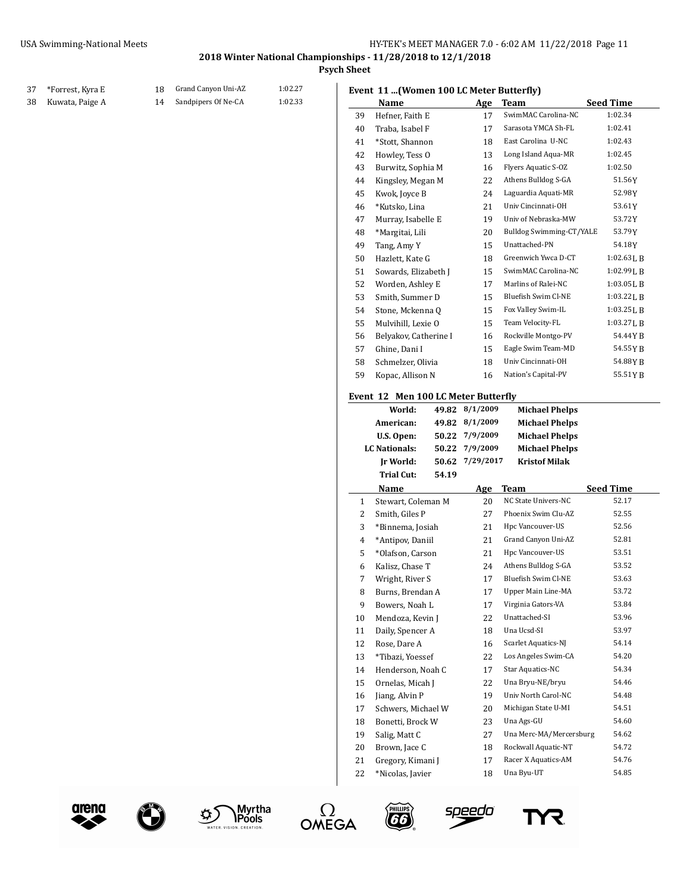| | Name | Age | Team | Seed Time |
|---|---|---|---|---|
| 37 | *Forrest, Kyra E | 18 | Grand Canyon Uni-AZ | 1:02.27 |
| 38 | Kuwata, Paige A | 14 | Sandpipers Of Ne-CA | 1:02.33 |

## Event 11 ...(Women 100 LC Meter Butterfly)

| | Name | Age | Team | Seed Time |
|---|---|---|---|---|
| 39 | Hefner, Faith E | 17 | SwimMAC Carolina-NC | 1:02.34 |
| 40 | Traba, Isabel F | 17 | Sarasota YMCA Sh-FL | 1:02.41 |
| 41 | *Stott, Shannon | 18 | East Carolina U-NC | 1:02.43 |
| 42 | Howley, Tess O | 13 | Long Island Aqua-MR | 1:02.45 |
| 43 | Burwitz, Sophia M | 16 | Flyers Aquatic S-OZ | 1:02.50 |
| 44 | Kingsley, Megan M | 22 | Athens Bulldog S-GA | 51.56Y |
| 45 | Kwok, Joyce B | 24 | Laguardia Aquati-MR | 52.98Y |
| 46 | *Kutsko, Lina | 21 | Univ Cincinnati-OH | 53.61Y |
| 47 | Murray, Isabelle E | 19 | Univ of Nebraska-MW | 53.72Y |
| 48 | *Margitai, Lili | 20 | Bulldog Swimming-CT/YALE | 53.79Y |
| 49 | Tang, Amy Y | 15 | Unattached-PN | 54.18Y |
| 50 | Hazlett, Kate G | 18 | Greenwich Ywca D-CT | 1:02.63L B |
| 51 | Sowards, Elizabeth J | 15 | SwimMAC Carolina-NC | 1:02.99L B |
| 52 | Worden, Ashley E | 17 | Marlins of Ralei-NC | 1:03.05L B |
| 53 | Smith, Summer D | 15 | Bluefish Swim Cl-NE | 1:03.22L B |
| 54 | Stone, Mckenna Q | 15 | Fox Valley Swim-IL | 1:03.25L B |
| 55 | Mulvihill, Lexie O | 15 | Team Velocity-FL | 1:03.27L B |
| 56 | Belyakov, Catherine I | 16 | Rockville Montgo-PV | 54.44Y B |
| 57 | Ghine, Dani I | 15 | Eagle Swim Team-MD | 54.55Y B |
| 58 | Schmelzer, Olivia | 18 | Univ Cincinnati-OH | 54.88Y B |
| 59 | Kopac, Allison N | 16 | Nation's Capital-PV | 55.51Y B |

## Event 12 Men 100 LC Meter Butterfly

| | | | |
|---|---|---|---|
| **World:** | **49.82** | **8/1/2009** | **Michael Phelps** |
| **American:** | **49.82** | **8/1/2009** | **Michael Phelps** |
| **U.S. Open:** | **50.22** | **7/9/2009** | **Michael Phelps** |
| **LC Nationals:** | **50.22** | **7/9/2009** | **Michael Phelps** |
| **Jr World:** | **50.62** | **7/29/2017** | **Kristof Milak** |
| **Trial Cut:** | **54.19** | | |

| | Name | Age | Team | Seed Time |
|---|---|---|---|---|
| 1 | Stewart, Coleman M | 20 | NC State Univers-NC | 52.17 |
| 2 | Smith, Giles P | 27 | Phoenix Swim Clu-AZ | 52.55 |
| 3 | *Binnema, Josiah | 21 | Hpc Vancouver-US | 52.56 |
| 4 | *Antipov, Daniil | 21 | Grand Canyon Uni-AZ | 52.81 |
| 5 | *Olafson, Carson | 21 | Hpc Vancouver-US | 53.51 |
| 6 | Kalisz, Chase T | 24 | Athens Bulldog S-GA | 53.52 |
| 7 | Wright, River S | 17 | Bluefish Swim Cl-NE | 53.63 |
| 8 | Burns, Brendan A | 17 | Upper Main Line-MA | 53.72 |
| 9 | Bowers, Noah L | 17 | Virginia Gators-VA | 53.84 |
| 10 | Mendoza, Kevin J | 22 | Unattached-SI | 53.96 |
| 11 | Daily, Spencer A | 18 | Una Ucsd-SI | 53.97 |
| 12 | Rose, Dare A | 16 | Scarlet Aquatics-NJ | 54.14 |
| 13 | *Tibazi, Yoessef | 22 | Los Angeles Swim-CA | 54.20 |
| 14 | Henderson, Noah C | 17 | Star Aquatics-NC | 54.34 |
| 15 | Ornelas, Micah J | 22 | Una Bryu-NE/bryu | 54.46 |
| 16 | Jiang, Alvin P | 19 | Univ North Carol-NC | 54.48 |
| 17 | Schwers, Michael W | 20 | Michigan State U-MI | 54.51 |
| 18 | Bonetti, Brock W | 23 | Una Ags-GU | 54.60 |
| 19 | Salig, Matt C | 27 | Una Merc-MA/Mercersburg | 54.62 |
| 20 | Brown, Jace C | 18 | Rockwall Aquatic-NT | 54.72 |
| 21 | Gregory, Kimani J | 17 | Racer X Aquatics-AM | 54.76 |
| 22 | *Nicolas, Javier | 18 | Una Byu-UT | 54.85 |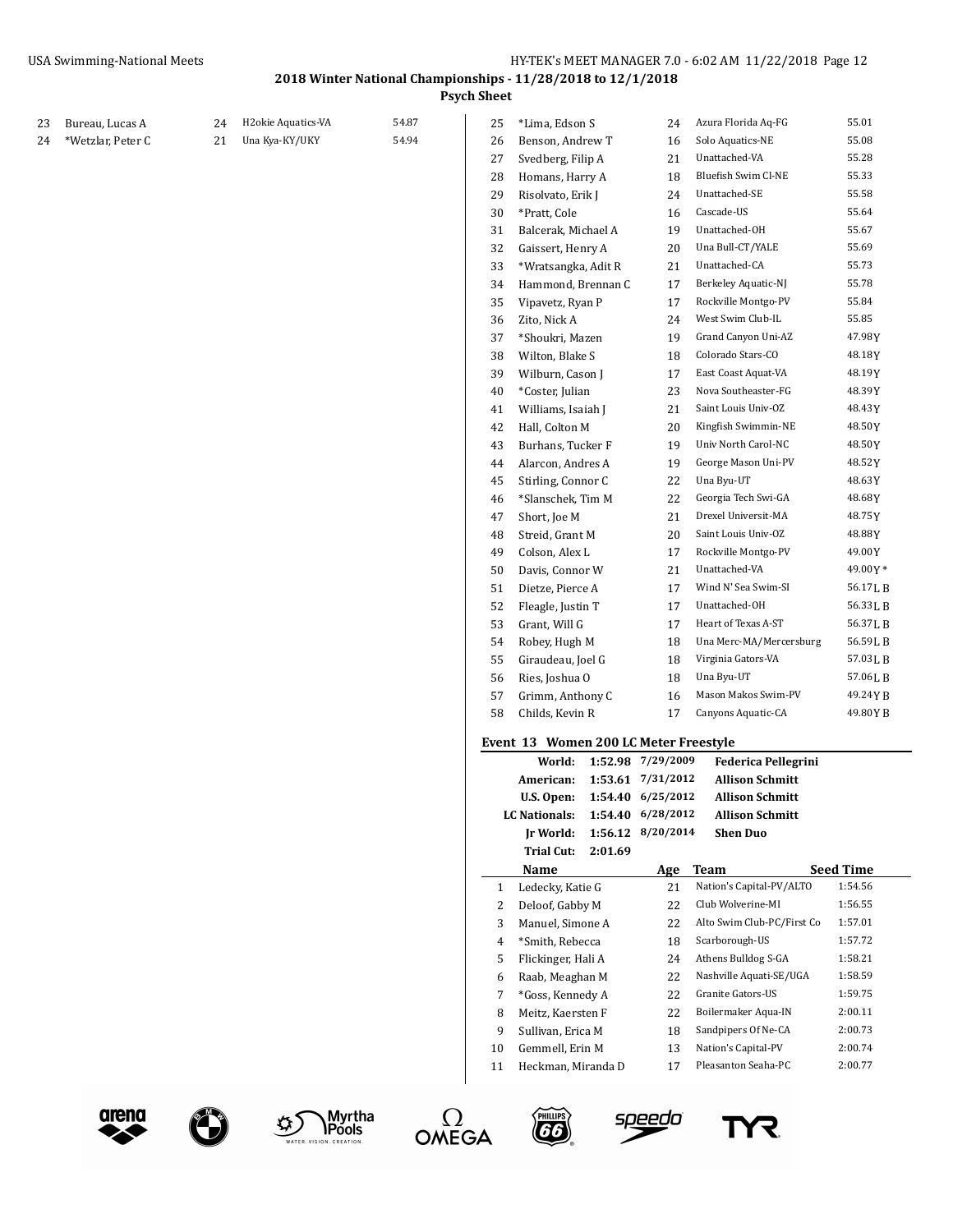**2018 Winter National Championships - 11/28/2018 to 12/1/2018**

**Psych Sheet**

| # | Name | Age | Team | Seed Time |
|---|---|---|---|---|
| 23 | Bureau, Lucas A | 24 | H2okie Aquatics-VA | 54.87 |
| 24 | *Wetzlar, Peter C | 21 | Una Kya-KY/UKY | 54.94 |
| 25 | *Lima, Edson S | 24 | Azura Florida Aq-FG | 55.01 |
| 26 | Benson, Andrew T | 16 | Solo Aquatics-NE | 55.08 |
| 27 | Svedberg, Filip A | 21 | Unattached-VA | 55.28 |
| 28 | Homans, Harry A | 18 | Bluefish Swim Cl-NE | 55.33 |
| 29 | Risolvato, Erik J | 24 | Unattached-SE | 55.58 |
| 30 | *Pratt, Cole | 16 | Cascade-US | 55.64 |
| 31 | Balcerak, Michael A | 19 | Unattached-OH | 55.67 |
| 32 | Gaissert, Henry A | 20 | Una Bull-CT/YALE | 55.69 |
| 33 | *Wratsangka, Adit R | 21 | Unattached-CA | 55.73 |
| 34 | Hammond, Brennan C | 17 | Berkeley Aquatic-NJ | 55.78 |
| 35 | Vipavetz, Ryan P | 17 | Rockville Montgo-PV | 55.84 |
| 36 | Zito, Nick A | 24 | West Swim Club-IL | 55.85 |
| 37 | *Shoukri, Mazen | 19 | Grand Canyon Uni-AZ | 47.98Y |
| 38 | Wilton, Blake S | 18 | Colorado Stars-CO | 48.18Y |
| 39 | Wilburn, Cason J | 17 | East Coast Aquat-VA | 48.19Y |
| 40 | *Coster, Julian | 23 | Nova Southeaster-FG | 48.39Y |
| 41 | Williams, Isaiah J | 21 | Saint Louis Univ-OZ | 48.43Y |
| 42 | Hall, Colton M | 20 | Kingfish Swimmin-NE | 48.50Y |
| 43 | Burhans, Tucker F | 19 | Univ North Carol-NC | 48.50Y |
| 44 | Alarcon, Andres A | 19 | George Mason Uni-PV | 48.52Y |
| 45 | Stirling, Connor C | 22 | Una Byu-UT | 48.63Y |
| 46 | *Slanschek, Tim M | 22 | Georgia Tech Swi-GA | 48.68Y |
| 47 | Short, Joe M | 21 | Drexel Universit-MA | 48.75Y |
| 48 | Streid, Grant M | 20 | Saint Louis Univ-OZ | 48.88Y |
| 49 | Colson, Alex L | 17 | Rockville Montgo-PV | 49.00Y |
| 50 | Davis, Connor W | 21 | Unattached-VA | 49.00Y * |
| 51 | Dietze, Pierce A | 17 | Wind N' Sea Swim-SI | 56.17L B |
| 52 | Fleagle, Justin T | 17 | Unattached-OH | 56.33L B |
| 53 | Grant, Will G | 17 | Heart of Texas A-ST | 56.37L B |
| 54 | Robey, Hugh M | 18 | Una Merc-MA/Mercersburg | 56.59L B |
| 55 | Giraudeau, Joel G | 18 | Virginia Gators-VA | 57.03L B |
| 56 | Ries, Joshua O | 18 | Una Byu-UT | 57.06L B |
| 57 | Grimm, Anthony C | 16 | Mason Makos Swim-PV | 49.24Y B |
| 58 | Childs, Kevin R | 17 | Canyons Aquatic-CA | 49.80Y B |

### Event 13 Women 200 LC Meter Freestyle

| | | | |
|---|---|---|---|
| World: | 1:52.98 | 7/29/2009 | Federica Pellegrini |
| American: | 1:53.61 | 7/31/2012 | Allison Schmitt |
| U.S. Open: | 1:54.40 | 6/25/2012 | Allison Schmitt |
| LC Nationals: | 1:54.40 | 6/28/2012 | Allison Schmitt |
| Jr World: | 1:56.12 | 8/20/2014 | Shen Duo |
| Trial Cut: | 2:01.69 | | |

| # | Name | Age | Team | Seed Time |
|---|---|---|---|---|
| 1 | Ledecky, Katie G | 21 | Nation's Capital-PV/ALTO | 1:54.56 |
| 2 | Deloof, Gabby M | 22 | Club Wolverine-MI | 1:56.55 |
| 3 | Manuel, Simone A | 22 | Alto Swim Club-PC/First Co | 1:57.01 |
| 4 | *Smith, Rebecca | 18 | Scarborough-US | 1:57.72 |
| 5 | Flickinger, Hali A | 24 | Athens Bulldog S-GA | 1:58.21 |
| 6 | Raab, Meaghan M | 22 | Nashville Aquati-SE/UGA | 1:58.59 |
| 7 | *Goss, Kennedy A | 22 | Granite Gators-US | 1:59.75 |
| 8 | Meitz, Kaersten F | 22 | Boilermaker Aqua-IN | 2:00.11 |
| 9 | Sullivan, Erica M | 18 | Sandpipers Of Ne-CA | 2:00.73 |
| 10 | Gemmell, Erin M | 13 | Nation's Capital-PV | 2:00.74 |
| 11 | Heckman, Miranda D | 17 | Pleasanton Seaha-PC | 2:00.77 |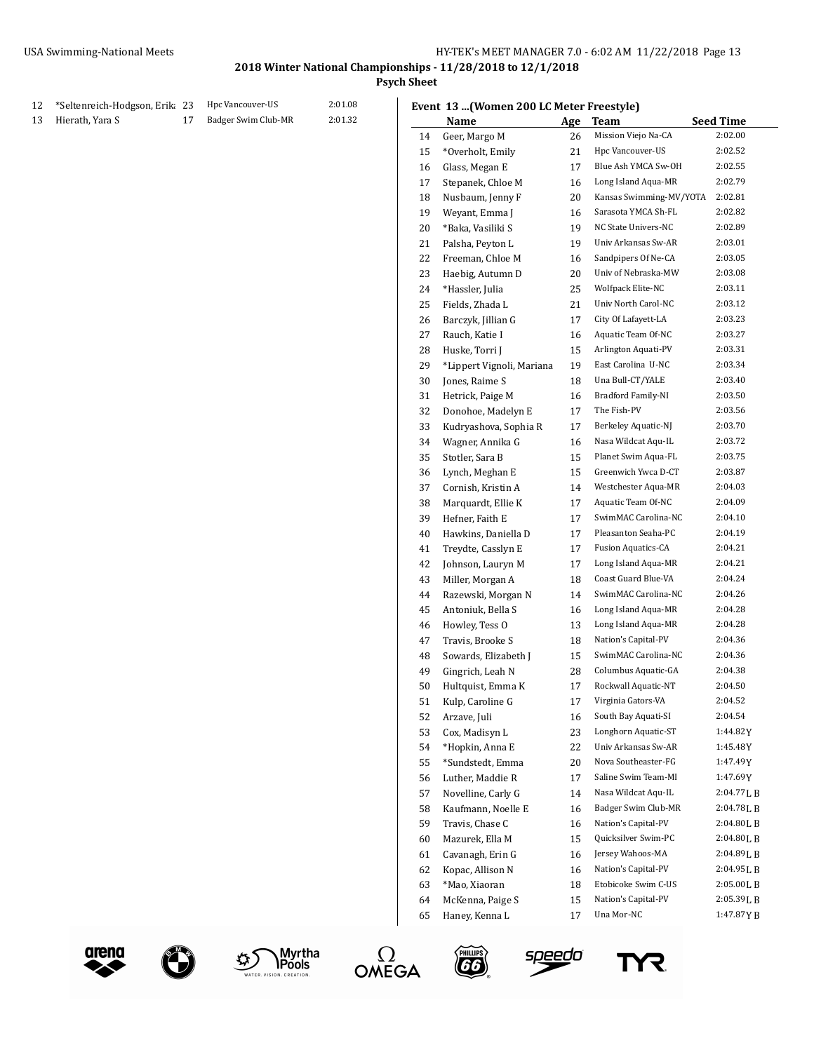## 2018 Winter National Championships - 11/28/2018 to 12/1/2018

### Psych Sheet

| | Name | Age | Team | Seed Time |
|---|---|---|---|---|
| 12 | *Seltenreich-Hodgson, Erika | 23 | Hpc Vancouver-US | 2:01.08 |
| 13 | Hierath, Yara S | 17 | Badger Swim Club-MR | 2:01.32 |

**Event 13 ...(Women 200 LC Meter Freestyle)**

| | Name | Age | Team | Seed Time |
|---|---|---|---|---|
| 14 | Geer, Margo M | 26 | Mission Viejo Na-CA | 2:02.00 |
| 15 | *Overholt, Emily | 21 | Hpc Vancouver-US | 2:02.52 |
| 16 | Glass, Megan E | 17 | Blue Ash YMCA Sw-OH | 2:02.55 |
| 17 | Stepanek, Chloe M | 16 | Long Island Aqua-MR | 2:02.79 |
| 18 | Nusbaum, Jenny F | 20 | Kansas Swimming-MV/YOTA | 2:02.81 |
| 19 | Weyant, Emma J | 16 | Sarasota YMCA Sh-FL | 2:02.82 |
| 20 | *Baka, Vasiliki S | 19 | NC State Univers-NC | 2:02.89 |
| 21 | Palsha, Peyton L | 19 | Univ Arkansas Sw-AR | 2:03.01 |
| 22 | Freeman, Chloe M | 16 | Sandpipers Of Ne-CA | 2:03.05 |
| 23 | Haebig, Autumn D | 20 | Univ of Nebraska-MW | 2:03.08 |
| 24 | *Hassler, Julia | 25 | Wolfpack Elite-NC | 2:03.11 |
| 25 | Fields, Zhada L | 21 | Univ North Carol-NC | 2:03.12 |
| 26 | Barczyk, Jillian G | 17 | City Of Lafayett-LA | 2:03.23 |
| 27 | Rauch, Katie I | 16 | Aquatic Team Of-NC | 2:03.27 |
| 28 | Huske, Torri J | 15 | Arlington Aquati-PV | 2:03.31 |
| 29 | *Lippert Vignoli, Mariana | 19 | East Carolina U-NC | 2:03.34 |
| 30 | Jones, Raime S | 18 | Una Bull-CT/YALE | 2:03.40 |
| 31 | Hetrick, Paige M | 16 | Bradford Family-NI | 2:03.50 |
| 32 | Donohoe, Madelyn E | 17 | The Fish-PV | 2:03.56 |
| 33 | Kudryashova, Sophia R | 17 | Berkeley Aquatic-NJ | 2:03.70 |
| 34 | Wagner, Annika G | 16 | Nasa Wildcat Aqu-IL | 2:03.72 |
| 35 | Stotler, Sara B | 15 | Planet Swim Aqua-FL | 2:03.75 |
| 36 | Lynch, Meghan E | 15 | Greenwich Ywca D-CT | 2:03.87 |
| 37 | Cornish, Kristin A | 14 | Westchester Aqua-MR | 2:04.03 |
| 38 | Marquardt, Ellie K | 17 | Aquatic Team Of-NC | 2:04.09 |
| 39 | Hefner, Faith E | 17 | SwimMAC Carolina-NC | 2:04.10 |
| 40 | Hawkins, Daniella D | 17 | Pleasanton Seaha-PC | 2:04.19 |
| 41 | Treydte, Casslyn E | 17 | Fusion Aquatics-CA | 2:04.21 |
| 42 | Johnson, Lauryn M | 17 | Long Island Aqua-MR | 2:04.21 |
| 43 | Miller, Morgan A | 18 | Coast Guard Blue-VA | 2:04.24 |
| 44 | Razewski, Morgan N | 14 | SwimMAC Carolina-NC | 2:04.26 |
| 45 | Antoniuk, Bella S | 16 | Long Island Aqua-MR | 2:04.28 |
| 46 | Howley, Tess O | 13 | Long Island Aqua-MR | 2:04.28 |
| 47 | Travis, Brooke S | 18 | Nation's Capital-PV | 2:04.36 |
| 48 | Sowards, Elizabeth J | 15 | SwimMAC Carolina-NC | 2:04.36 |
| 49 | Gingrich, Leah N | 28 | Columbus Aquatic-GA | 2:04.38 |
| 50 | Hultquist, Emma K | 17 | Rockwall Aquatic-NT | 2:04.50 |
| 51 | Kulp, Caroline G | 17 | Virginia Gators-VA | 2:04.52 |
| 52 | Arzave, Juli | 16 | South Bay Aquati-SI | 2:04.54 |
| 53 | Cox, Madisyn L | 23 | Longhorn Aquatic-ST | 1:44.82Y |
| 54 | *Hopkin, Anna E | 22 | Univ Arkansas Sw-AR | 1:45.48Y |
| 55 | *Sundstedt, Emma | 20 | Nova Southeaster-FG | 1:47.49Y |
| 56 | Luther, Maddie R | 17 | Saline Swim Team-MI | 1:47.69Y |
| 57 | Novelline, Carly G | 14 | Nasa Wildcat Aqu-IL | 2:04.77L B |
| 58 | Kaufmann, Noelle E | 16 | Badger Swim Club-MR | 2:04.78L B |
| 59 | Travis, Chase C | 16 | Nation's Capital-PV | 2:04.80L B |
| 60 | Mazurek, Ella M | 15 | Quicksilver Swim-PC | 2:04.80L B |
| 61 | Cavanagh, Erin G | 16 | Jersey Wahoos-MA | 2:04.89L B |
| 62 | Kopac, Allison N | 16 | Nation's Capital-PV | 2:04.95L B |
| 63 | *Mao, Xiaoran | 18 | Etobicoke Swim C-US | 2:05.00L B |
| 64 | McKenna, Paige S | 15 | Nation's Capital-PV | 2:05.39L B |
| 65 | Haney, Kenna L | 17 | Una Mor-NC | 1:47.87Y B |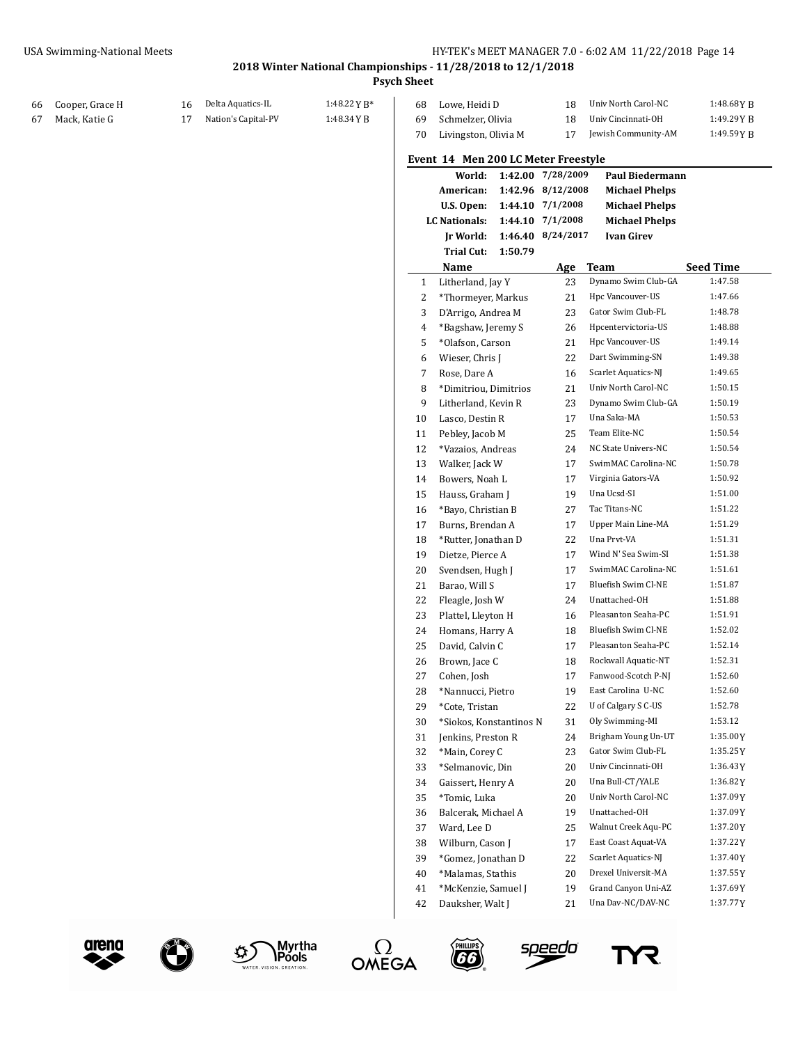## 2018 Winter National Championships - 11/28/2018 to 12/1/2018

### Psych Sheet

| # | Name | Age | Team | Seed Time |
|---|---|---|---|---|
| 66 | Cooper, Grace H | 16 | Delta Aquatics-IL | 1:48.22 Y B* |
| 67 | Mack, Katie G | 17 | Nation's Capital-PV | 1:48.34 Y B |
| 68 | Lowe, Heidi D | 18 | Univ North Carol-NC | 1:48.68 Y B |
| 69 | Schmelzer, Olivia | 18 | Univ Cincinnati-OH | 1:49.29 Y B |
| 70 | Livingston, Olivia M | 17 | Jewish Community-AM | 1:49.59 Y B |

### Event 14 Men 200 LC Meter Freestyle

| | | | |
|---|---|---|---|
| World: | 1:42.00 | 7/28/2009 | Paul Biedermann |
| American: | 1:42.96 | 8/12/2008 | Michael Phelps |
| U.S. Open: | 1:44.10 | 7/1/2008 | Michael Phelps |
| LC Nationals: | 1:44.10 | 7/1/2008 | Michael Phelps |
| Jr World: | 1:46.40 | 8/24/2017 | Ivan Girev |
| Trial Cut: | 1:50.79 | | |

| # | Name | Age | Team | Seed Time |
|---|---|---|---|---|
| 1 | Litherland, Jay Y | 23 | Dynamo Swim Club-GA | 1:47.58 |
| 2 | *Thormeyer, Markus | 21 | Hpc Vancouver-US | 1:47.66 |
| 3 | D'Arrigo, Andrea M | 23 | Gator Swim Club-FL | 1:48.78 |
| 4 | *Bagshaw, Jeremy S | 26 | Hpcentervictoria-US | 1:48.88 |
| 5 | *Olafson, Carson | 21 | Hpc Vancouver-US | 1:49.14 |
| 6 | Wieser, Chris J | 22 | Dart Swimming-SN | 1:49.38 |
| 7 | Rose, Dare A | 16 | Scarlet Aquatics-NJ | 1:49.65 |
| 8 | *Dimitriou, Dimitrios | 21 | Univ North Carol-NC | 1:50.15 |
| 9 | Litherland, Kevin R | 23 | Dynamo Swim Club-GA | 1:50.19 |
| 10 | Lasco, Destin R | 17 | Una Saka-MA | 1:50.53 |
| 11 | Pebley, Jacob M | 25 | Team Elite-NC | 1:50.54 |
| 12 | *Vazaios, Andreas | 24 | NC State Univers-NC | 1:50.54 |
| 13 | Walker, Jack W | 17 | SwimMAC Carolina-NC | 1:50.78 |
| 14 | Bowers, Noah L | 17 | Virginia Gators-VA | 1:50.92 |
| 15 | Hauss, Graham J | 19 | Una Ucsd-SI | 1:51.00 |
| 16 | *Bayo, Christian B | 27 | Tac Titans-NC | 1:51.22 |
| 17 | Burns, Brendan A | 17 | Upper Main Line-MA | 1:51.29 |
| 18 | *Rutter, Jonathan D | 22 | Una Prvt-VA | 1:51.31 |
| 19 | Dietze, Pierce A | 17 | Wind N' Sea Swim-SI | 1:51.38 |
| 20 | Svendsen, Hugh J | 17 | SwimMAC Carolina-NC | 1:51.61 |
| 21 | Barao, Will S | 17 | Bluefish Swim Cl-NE | 1:51.87 |
| 22 | Fleagle, Josh W | 24 | Unattached-OH | 1:51.88 |
| 23 | Plattel, Lleyton H | 16 | Pleasanton Seaha-PC | 1:51.91 |
| 24 | Homans, Harry A | 18 | Bluefish Swim Cl-NE | 1:52.02 |
| 25 | David, Calvin C | 17 | Pleasanton Seaha-PC | 1:52.14 |
| 26 | Brown, Jace C | 18 | Rockwall Aquatic-NT | 1:52.31 |
| 27 | Cohen, Josh | 17 | Fanwood-Scotch P-NJ | 1:52.60 |
| 28 | *Nannucci, Pietro | 19 | East Carolina U-NC | 1:52.60 |
| 29 | *Cote, Tristan | 22 | U of Calgary S C-US | 1:52.78 |
| 30 | *Siokos, Konstantinos N | 31 | Oly Swimming-MI | 1:53.12 |
| 31 | Jenkins, Preston R | 24 | Brigham Young Un-UT | 1:35.00Y |
| 32 | *Main, Corey C | 23 | Gator Swim Club-FL | 1:35.25Y |
| 33 | *Selmanovic, Din | 20 | Univ Cincinnati-OH | 1:36.43Y |
| 34 | Gaissert, Henry A | 20 | Una Bull-CT/YALE | 1:36.82Y |
| 35 | *Tomic, Luka | 20 | Univ North Carol-NC | 1:37.09Y |
| 36 | Balcerak, Michael A | 19 | Unattached-OH | 1:37.09Y |
| 37 | Ward, Lee D | 25 | Walnut Creek Aqu-PC | 1:37.20Y |
| 38 | Wilburn, Cason J | 17 | East Coast Aquat-VA | 1:37.22Y |
| 39 | *Gomez, Jonathan D | 22 | Scarlet Aquatics-NJ | 1:37.40Y |
| 40 | *Malamas, Stathis | 20 | Drexel Universit-MA | 1:37.55Y |
| 41 | *McKenzie, Samuel J | 19 | Grand Canyon Uni-AZ | 1:37.69Y |
| 42 | Dauksher, Walt J | 21 | Una Dav-NC/DAV-NC | 1:37.77Y |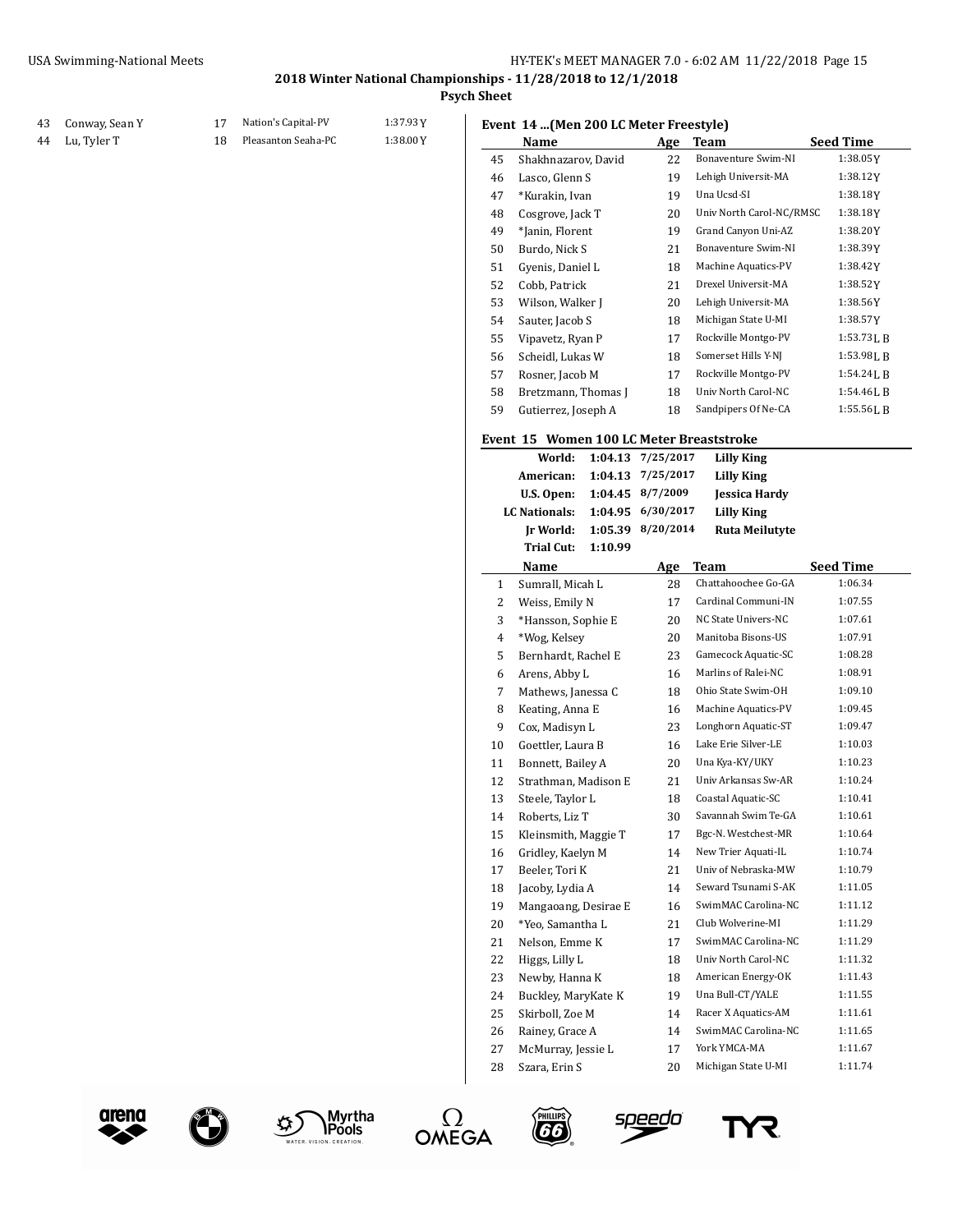## 2018 Winter National Championships - 11/28/2018 to 12/1/2018

### Psych Sheet

| | Name | Age | Team | Seed Time |
|---|---|---|---|---|
| 43 | Conway, Sean Y | 17 | Nation's Capital-PV | 1:37.93Y |
| 44 | Lu, Tyler T | 18 | Pleasanton Seaha-PC | 1:38.00Y |

### Event 14 ...(Men 200 LC Meter Freestyle)

| | Name | Age | Team | Seed Time |
|---|---|---|---|---|
| 45 | Shakhnazarov, David | 22 | Bonaventure Swim-NI | 1:38.05Y |
| 46 | Lasco, Glenn S | 19 | Lehigh Universit-MA | 1:38.12Y |
| 47 | *Kurakin, Ivan | 19 | Una Ucsd-SI | 1:38.18Y |
| 48 | Cosgrove, Jack T | 20 | Univ North Carol-NC/RMSC | 1:38.18Y |
| 49 | *Janin, Florent | 19 | Grand Canyon Uni-AZ | 1:38.20Y |
| 50 | Burdo, Nick S | 21 | Bonaventure Swim-NI | 1:38.39Y |
| 51 | Gyenis, Daniel L | 18 | Machine Aquatics-PV | 1:38.42Y |
| 52 | Cobb, Patrick | 21 | Drexel Universit-MA | 1:38.52Y |
| 53 | Wilson, Walker J | 20 | Lehigh Universit-MA | 1:38.56Y |
| 54 | Sauter, Jacob S | 18 | Michigan State U-MI | 1:38.57Y |
| 55 | Vipavetz, Ryan P | 17 | Rockville Montgo-PV | 1:53.73L B |
| 56 | Scheidl, Lukas W | 18 | Somerset Hills Y-NJ | 1:53.98L B |
| 57 | Rosner, Jacob M | 17 | Rockville Montgo-PV | 1:54.24L B |
| 58 | Bretzmann, Thomas J | 18 | Univ North Carol-NC | 1:54.46L B |
| 59 | Gutierrez, Joseph A | 18 | Sandpipers Of Ne-CA | 1:55.56L B |

### Event 15 Women 100 LC Meter Breaststroke

| | | | |
|---|---|---|---|
| **World:** | **1:04.13** | **7/25/2017** | **Lilly King** |
| **American:** | **1:04.13** | **7/25/2017** | **Lilly King** |
| **U.S. Open:** | **1:04.45** | **8/7/2009** | **Jessica Hardy** |
| **LC Nationals:** | **1:04.95** | **6/30/2017** | **Lilly King** |
| **Jr World:** | **1:05.39** | **8/20/2014** | **Ruta Meilutyte** |
| **Trial Cut:** | **1:10.99** | | |

| | Name | Age | Team | Seed Time |
|---|---|---|---|---|
| 1 | Sumrall, Micah L | 28 | Chattahoochee Go-GA | 1:06.34 |
| 2 | Weiss, Emily N | 17 | Cardinal Communi-IN | 1:07.55 |
| 3 | *Hansson, Sophie E | 20 | NC State Univers-NC | 1:07.61 |
| 4 | *Wog, Kelsey | 20 | Manitoba Bisons-US | 1:07.91 |
| 5 | Bernhardt, Rachel E | 23 | Gamecock Aquatic-SC | 1:08.28 |
| 6 | Arens, Abby L | 16 | Marlins of Ralei-NC | 1:08.91 |
| 7 | Mathews, Janessa C | 18 | Ohio State Swim-OH | 1:09.10 |
| 8 | Keating, Anna E | 16 | Machine Aquatics-PV | 1:09.45 |
| 9 | Cox, Madisyn L | 23 | Longhorn Aquatic-ST | 1:09.47 |
| 10 | Goettler, Laura B | 16 | Lake Erie Silver-LE | 1:10.03 |
| 11 | Bonnett, Bailey A | 20 | Una Kya-KY/UKY | 1:10.23 |
| 12 | Strathman, Madison E | 21 | Univ Arkansas Sw-AR | 1:10.24 |
| 13 | Steele, Taylor L | 18 | Coastal Aquatic-SC | 1:10.41 |
| 14 | Roberts, Liz T | 30 | Savannah Swim Te-GA | 1:10.61 |
| 15 | Kleinsmith, Maggie T | 17 | Bgc-N. Westchest-MR | 1:10.64 |
| 16 | Gridley, Kaelyn M | 14 | New Trier Aquati-IL | 1:10.74 |
| 17 | Beeler, Tori K | 21 | Univ of Nebraska-MW | 1:10.79 |
| 18 | Jacoby, Lydia A | 14 | Seward Tsunami S-AK | 1:11.05 |
| 19 | Mangaoang, Desirae E | 16 | SwimMAC Carolina-NC | 1:11.12 |
| 20 | *Yeo, Samantha L | 21 | Club Wolverine-MI | 1:11.29 |
| 21 | Nelson, Emme K | 17 | SwimMAC Carolina-NC | 1:11.29 |
| 22 | Higgs, Lilly L | 18 | Univ North Carol-NC | 1:11.32 |
| 23 | Newby, Hanna K | 18 | American Energy-OK | 1:11.43 |
| 24 | Buckley, MaryKate K | 19 | Una Bull-CT/YALE | 1:11.55 |
| 25 | Skirboll, Zoe M | 14 | Racer X Aquatics-AM | 1:11.61 |
| 26 | Rainey, Grace A | 14 | SwimMAC Carolina-NC | 1:11.65 |
| 27 | McMurray, Jessie L | 17 | York YMCA-MA | 1:11.67 |
| 28 | Szara, Erin S | 20 | Michigan State U-MI | 1:11.74 |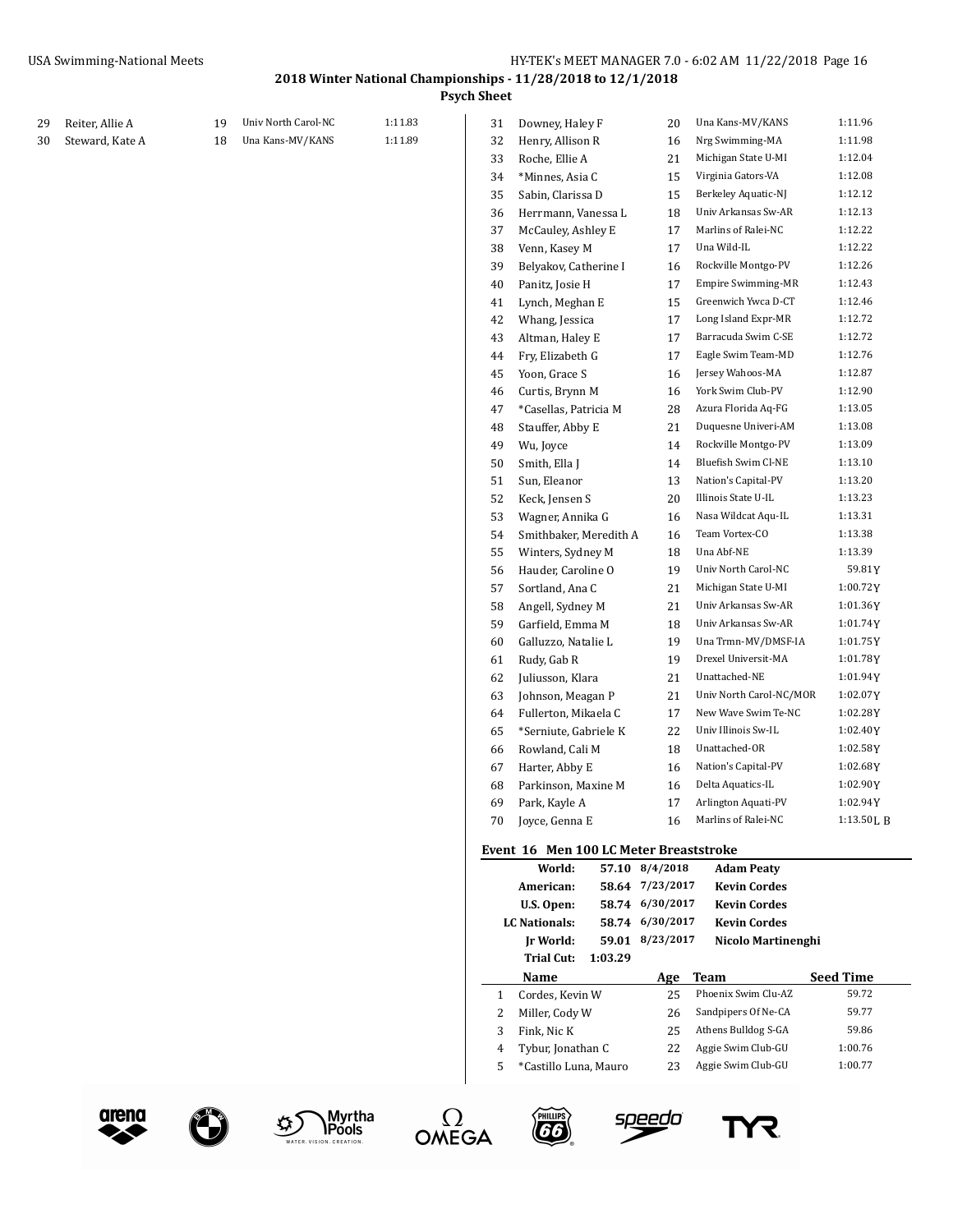## 2018 Winter National Championships - 11/28/2018 to 12/1/2018

### Psych Sheet

| | Name | Age | Team | Seed Time |
|---|---|---|---|---|
| 29 | Reiter, Allie A | 19 | Univ North Carol-NC | 1:11.83 |
| 30 | Steward, Kate A | 18 | Una Kans-MV/KANS | 1:11.89 |
| 31 | Downey, Haley F | 20 | Una Kans-MV/KANS | 1:11.96 |
| 32 | Henry, Allison R | 16 | Nrg Swimming-MA | 1:11.98 |
| 33 | Roche, Ellie A | 21 | Michigan State U-MI | 1:12.04 |
| 34 | *Minnes, Asia C | 15 | Virginia Gators-VA | 1:12.08 |
| 35 | Sabin, Clarissa D | 15 | Berkeley Aquatic-NJ | 1:12.12 |
| 36 | Herrmann, Vanessa L | 18 | Univ Arkansas Sw-AR | 1:12.13 |
| 37 | McCauley, Ashley E | 17 | Marlins of Ralei-NC | 1:12.22 |
| 38 | Venn, Kasey M | 17 | Una Wild-IL | 1:12.22 |
| 39 | Belyakov, Catherine I | 16 | Rockville Montgo-PV | 1:12.26 |
| 40 | Panitz, Josie H | 17 | Empire Swimming-MR | 1:12.43 |
| 41 | Lynch, Meghan E | 15 | Greenwich Ywca D-CT | 1:12.46 |
| 42 | Whang, Jessica | 17 | Long Island Expr-MR | 1:12.72 |
| 43 | Altman, Haley E | 17 | Barracuda Swim C-SE | 1:12.72 |
| 44 | Fry, Elizabeth G | 17 | Eagle Swim Team-MD | 1:12.76 |
| 45 | Yoon, Grace S | 16 | Jersey Wahoos-MA | 1:12.87 |
| 46 | Curtis, Brynn M | 16 | York Swim Club-PV | 1:12.90 |
| 47 | *Casellas, Patricia M | 28 | Azura Florida Aq-FG | 1:13.05 |
| 48 | Stauffer, Abby E | 21 | Duquesne Univeri-AM | 1:13.08 |
| 49 | Wu, Joyce | 14 | Rockville Montgo-PV | 1:13.09 |
| 50 | Smith, Ella J | 14 | Bluefish Swim Cl-NE | 1:13.10 |
| 51 | Sun, Eleanor | 13 | Nation's Capital-PV | 1:13.20 |
| 52 | Keck, Jensen S | 20 | Illinois State U-IL | 1:13.23 |
| 53 | Wagner, Annika G | 16 | Nasa Wildcat Aqu-IL | 1:13.31 |
| 54 | Smithbaker, Meredith A | 16 | Team Vortex-CO | 1:13.38 |
| 55 | Winters, Sydney M | 18 | Una Abf-NE | 1:13.39 |
| 56 | Hauder, Caroline O | 19 | Univ North Carol-NC | 59.81Y |
| 57 | Sortland, Ana C | 21 | Michigan State U-MI | 1:00.72Y |
| 58 | Angell, Sydney M | 21 | Univ Arkansas Sw-AR | 1:01.36Y |
| 59 | Garfield, Emma M | 18 | Univ Arkansas Sw-AR | 1:01.74Y |
| 60 | Galluzzo, Natalie L | 19 | Una Trmn-MV/DMSF-IA | 1:01.75Y |
| 61 | Rudy, Gab R | 19 | Drexel Universit-MA | 1:01.78Y |
| 62 | Juliusson, Klara | 21 | Unattached-NE | 1:01.94Y |
| 63 | Johnson, Meagan P | 21 | Univ North Carol-NC/MOR | 1:02.07Y |
| 64 | Fullerton, Mikaela C | 17 | New Wave Swim Te-NC | 1:02.28Y |
| 65 | *Serniute, Gabriele K | 22 | Univ Illinois Sw-IL | 1:02.40Y |
| 66 | Rowland, Cali M | 18 | Unattached-OR | 1:02.58Y |
| 67 | Harter, Abby E | 16 | Nation's Capital-PV | 1:02.68Y |
| 68 | Parkinson, Maxine M | 16 | Delta Aquatics-IL | 1:02.90Y |
| 69 | Park, Kayle A | 17 | Arlington Aquati-PV | 1:02.94Y |
| 70 | Joyce, Genna E | 16 | Marlins of Ralei-NC | 1:13.50L B |

### Event 16 Men 100 LC Meter Breaststroke

| | | | |
|---|---|---|---|
| World: | 57.10 | 8/4/2018 | Adam Peaty |
| American: | 58.64 | 7/23/2017 | Kevin Cordes |
| U.S. Open: | 58.74 | 6/30/2017 | Kevin Cordes |
| LC Nationals: | 58.74 | 6/30/2017 | Kevin Cordes |
| Jr World: | 59.01 | 8/23/2017 | Nicolo Martinenghi |
| Trial Cut: | 1:03.29 | | |

| | Name | Age | Team | Seed Time |
|---|---|---|---|---|
| 1 | Cordes, Kevin W | 25 | Phoenix Swim Clu-AZ | 59.72 |
| 2 | Miller, Cody W | 26 | Sandpipers Of Ne-CA | 59.77 |
| 3 | Fink, Nic K | 25 | Athens Bulldog S-GA | 59.86 |
| 4 | Tybur, Jonathan C | 22 | Aggie Swim Club-GU | 1:00.76 |
| 5 | *Castillo Luna, Mauro | 23 | Aggie Swim Club-GU | 1:00.77 |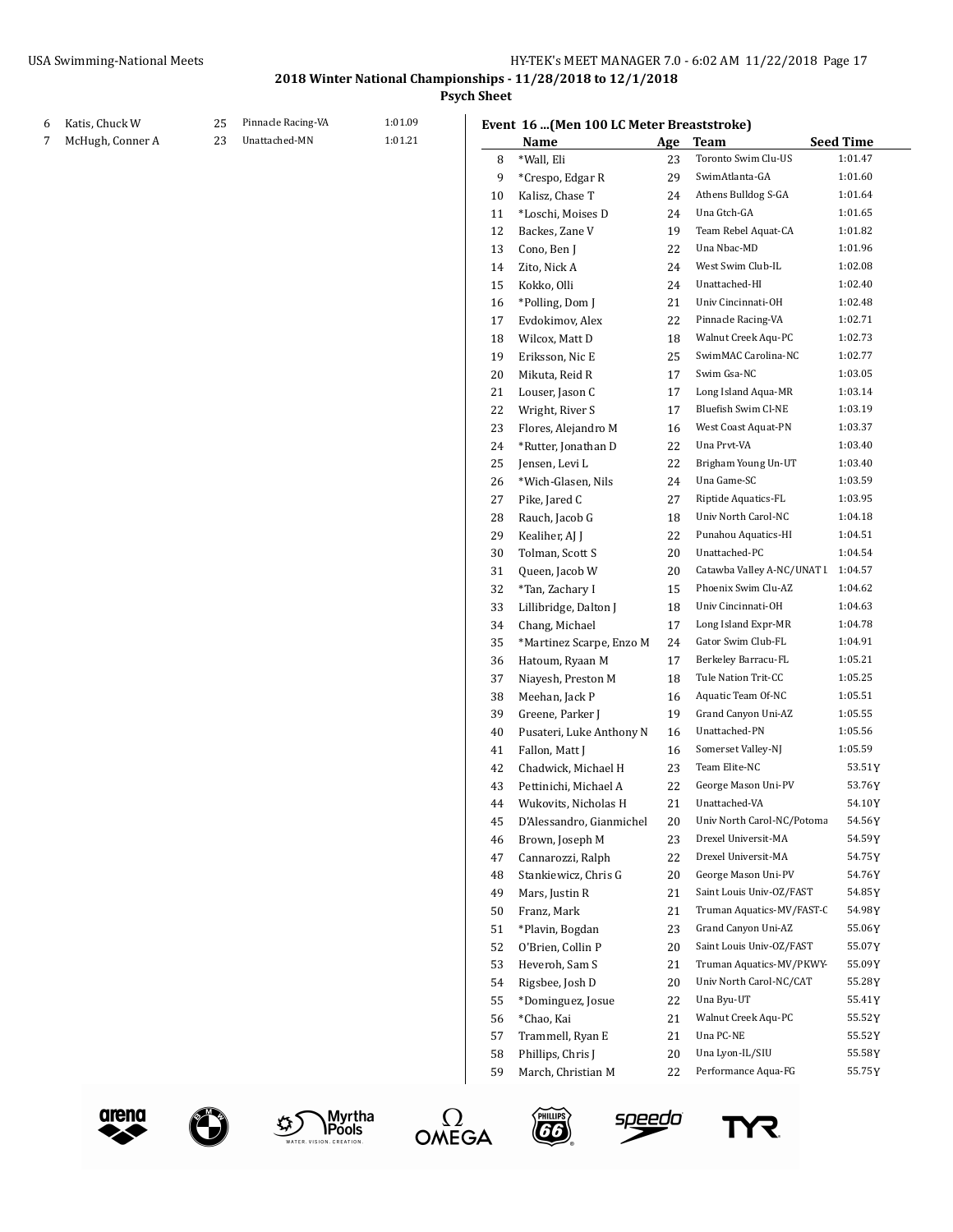| | Name | Age | Team | Seed Time |
|---|---|---|---|---|
| 6 | Katis, Chuck W | 25 | Pinnacle Racing-VA | 1:01.09 |
| 7 | McHugh, Conner A | 23 | Unattached-MN | 1:01.21 |

### Event 16 ...(Men 100 LC Meter Breaststroke)

| | Name | Age | Team | Seed Time |
|---|---|---|---|---|
| 8 | *Wall, Eli | 23 | Toronto Swim Clu-US | 1:01.47 |
| 9 | *Crespo, Edgar R | 29 | SwimAtlanta-GA | 1:01.60 |
| 10 | Kalisz, Chase T | 24 | Athens Bulldog S-GA | 1:01.64 |
| 11 | *Loschi, Moises D | 24 | Una Gtch-GA | 1:01.65 |
| 12 | Backes, Zane V | 19 | Team Rebel Aquat-CA | 1:01.82 |
| 13 | Cono, Ben J | 22 | Una Nbac-MD | 1:01.96 |
| 14 | Zito, Nick A | 24 | West Swim Club-IL | 1:02.08 |
| 15 | Kokko, Olli | 24 | Unattached-HI | 1:02.40 |
| 16 | *Polling, Dom J | 21 | Univ Cincinnati-OH | 1:02.48 |
| 17 | Evdokimov, Alex | 22 | Pinnacle Racing-VA | 1:02.71 |
| 18 | Wilcox, Matt D | 18 | Walnut Creek Aqu-PC | 1:02.73 |
| 19 | Eriksson, Nic E | 25 | SwimMAC Carolina-NC | 1:02.77 |
| 20 | Mikuta, Reid R | 17 | Swim Gsa-NC | 1:03.05 |
| 21 | Louser, Jason C | 17 | Long Island Aqua-MR | 1:03.14 |
| 22 | Wright, River S | 17 | Bluefish Swim Cl-NE | 1:03.19 |
| 23 | Flores, Alejandro M | 16 | West Coast Aquat-PN | 1:03.37 |
| 24 | *Rutter, Jonathan D | 22 | Una Prvt-VA | 1:03.40 |
| 25 | Jensen, Levi L | 22 | Brigham Young Un-UT | 1:03.40 |
| 26 | *Wich-Glasen, Nils | 24 | Una Game-SC | 1:03.59 |
| 27 | Pike, Jared C | 27 | Riptide Aquatics-FL | 1:03.95 |
| 28 | Rauch, Jacob G | 18 | Univ North Carol-NC | 1:04.18 |
| 29 | Kealiher, AJ J | 22 | Punahou Aquatics-HI | 1:04.51 |
| 30 | Tolman, Scott S | 20 | Unattached-PC | 1:04.54 |
| 31 | Queen, Jacob W | 20 | Catawba Valley A-NC/UNAT I | 1:04.57 |
| 32 | *Tan, Zachary I | 15 | Phoenix Swim Clu-AZ | 1:04.62 |
| 33 | Lillibridge, Dalton J | 18 | Univ Cincinnati-OH | 1:04.63 |
| 34 | Chang, Michael | 17 | Long Island Expr-MR | 1:04.78 |
| 35 | *Martinez Scarpe, Enzo M | 24 | Gator Swim Club-FL | 1:04.91 |
| 36 | Hatoum, Ryaan M | 17 | Berkeley Barracu-FL | 1:05.21 |
| 37 | Niayesh, Preston M | 18 | Tule Nation Trit-CC | 1:05.25 |
| 38 | Meehan, Jack P | 16 | Aquatic Team Of-NC | 1:05.51 |
| 39 | Greene, Parker J | 19 | Grand Canyon Uni-AZ | 1:05.55 |
| 40 | Pusateri, Luke Anthony N | 16 | Unattached-PN | 1:05.56 |
| 41 | Fallon, Matt J | 16 | Somerset Valley-NJ | 1:05.59 |
| 42 | Chadwick, Michael H | 23 | Team Elite-NC | 53.51Y |
| 43 | Pettinichi, Michael A | 22 | George Mason Uni-PV | 53.76Y |
| 44 | Wukovits, Nicholas H | 21 | Unattached-VA | 54.10Y |
| 45 | D'Alessandro, Gianmichel | 20 | Univ North Carol-NC/Potoma | 54.56Y |
| 46 | Brown, Joseph M | 23 | Drexel Universit-MA | 54.59Y |
| 47 | Cannarozzi, Ralph | 22 | Drexel Universit-MA | 54.75Y |
| 48 | Stankiewicz, Chris G | 20 | George Mason Uni-PV | 54.76Y |
| 49 | Mars, Justin R | 21 | Saint Louis Univ-OZ/FAST | 54.85Y |
| 50 | Franz, Mark | 21 | Truman Aquatics-MV/FAST-C | 54.98Y |
| 51 | *Plavin, Bogdan | 23 | Grand Canyon Uni-AZ | 55.06Y |
| 52 | O'Brien, Collin P | 20 | Saint Louis Univ-OZ/FAST | 55.07Y |
| 53 | Heveroh, Sam S | 21 | Truman Aquatics-MV/PKWY- | 55.09Y |
| 54 | Rigsbee, Josh D | 20 | Univ North Carol-NC/CAT | 55.28Y |
| 55 | *Dominguez, Josue | 22 | Una Byu-UT | 55.41Y |
| 56 | *Chao, Kai | 21 | Walnut Creek Aqu-PC | 55.52Y |
| 57 | Trammell, Ryan E | 21 | Una PC-NE | 55.52Y |
| 58 | Phillips, Chris J | 20 | Una Lyon-IL/SIU | 55.58Y |
| 59 | March, Christian M | 22 | Performance Aqua-FG | 55.75Y |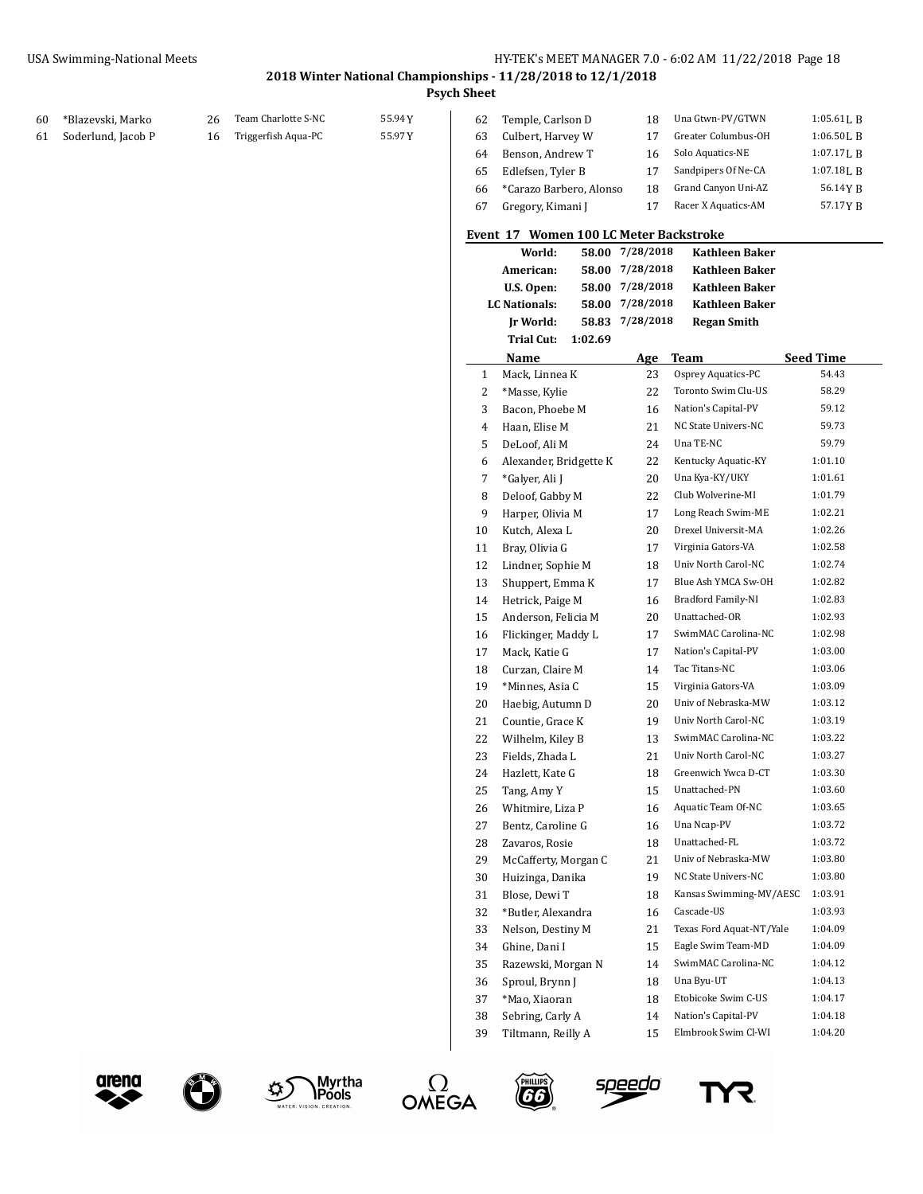| | Name | Age | Team | Seed Time |
|---|---|---|---|---|
| 60 | *Blazevski, Marko | 26 | Team Charlotte S-NC | 55.94Y |
| 61 | Soderlund, Jacob P | 16 | Triggerfish Aqua-PC | 55.97Y |
| 62 | Temple, Carlson D | 18 | Una Gtwn-PV/GTWN | 1:05.61L B |
| 63 | Culbert, Harvey W | 17 | Greater Columbus-OH | 1:06.50L B |
| 64 | Benson, Andrew T | 16 | Solo Aquatics-NE | 1:07.17L B |
| 65 | Edlefsen, Tyler B | 17 | Sandpipers Of Ne-CA | 1:07.18L B |
| 66 | *Carazo Barbero, Alonso | 18 | Grand Canyon Uni-AZ | 56.14Y B |
| 67 | Gregory, Kimani J | 17 | Racer X Aquatics-AM | 57.17Y B |

## Event 17 Women 100 LC Meter Backstroke

| | | | |
|---|---|---|---|
| World: | 58.00 | 7/28/2018 | Kathleen Baker |
| American: | 58.00 | 7/28/2018 | Kathleen Baker |
| U.S. Open: | 58.00 | 7/28/2018 | Kathleen Baker |
| LC Nationals: | 58.00 | 7/28/2018 | Kathleen Baker |
| Jr World: | 58.83 | 7/28/2018 | Regan Smith |
| Trial Cut: | 1:02.69 | | |

| | Name | Age | Team | Seed Time |
|---|---|---|---|---|
| 1 | Mack, Linnea K | 23 | Osprey Aquatics-PC | 54.43 |
| 2 | *Masse, Kylie | 22 | Toronto Swim Clu-US | 58.29 |
| 3 | Bacon, Phoebe M | 16 | Nation's Capital-PV | 59.12 |
| 4 | Haan, Elise M | 21 | NC State Univers-NC | 59.73 |
| 5 | DeLoof, Ali M | 24 | Una TE-NC | 59.79 |
| 6 | Alexander, Bridgette K | 22 | Kentucky Aquatic-KY | 1:01.10 |
| 7 | *Galyer, Ali J | 20 | Una Kya-KY/UKY | 1:01.61 |
| 8 | Deloof, Gabby M | 22 | Club Wolverine-MI | 1:01.79 |
| 9 | Harper, Olivia M | 17 | Long Reach Swim-ME | 1:02.21 |
| 10 | Kutch, Alexa L | 20 | Drexel Universit-MA | 1:02.26 |
| 11 | Bray, Olivia G | 17 | Virginia Gators-VA | 1:02.58 |
| 12 | Lindner, Sophie M | 18 | Univ North Carol-NC | 1:02.74 |
| 13 | Shuppert, Emma K | 17 | Blue Ash YMCA Sw-OH | 1:02.82 |
| 14 | Hetrick, Paige M | 16 | Bradford Family-NI | 1:02.83 |
| 15 | Anderson, Felicia M | 20 | Unattached-OR | 1:02.93 |
| 16 | Flickinger, Maddy L | 17 | SwimMAC Carolina-NC | 1:02.98 |
| 17 | Mack, Katie G | 17 | Nation's Capital-PV | 1:03.00 |
| 18 | Curzan, Claire M | 14 | Tac Titans-NC | 1:03.06 |
| 19 | *Minnes, Asia C | 15 | Virginia Gators-VA | 1:03.09 |
| 20 | Haebig, Autumn D | 20 | Univ of Nebraska-MW | 1:03.12 |
| 21 | Countie, Grace K | 19 | Univ North Carol-NC | 1:03.19 |
| 22 | Wilhelm, Kiley B | 13 | SwimMAC Carolina-NC | 1:03.22 |
| 23 | Fields, Zhada L | 21 | Univ North Carol-NC | 1:03.27 |
| 24 | Hazlett, Kate G | 18 | Greenwich Ywca D-CT | 1:03.30 |
| 25 | Tang, Amy Y | 15 | Unattached-PN | 1:03.60 |
| 26 | Whitmire, Liza P | 16 | Aquatic Team Of-NC | 1:03.65 |
| 27 | Bentz, Caroline G | 16 | Una Ncap-PV | 1:03.72 |
| 28 | Zavaros, Rosie | 18 | Unattached-FL | 1:03.72 |
| 29 | McCafferty, Morgan C | 21 | Univ of Nebraska-MW | 1:03.80 |
| 30 | Huizinga, Danika | 19 | NC State Univers-NC | 1:03.80 |
| 31 | Blose, Dewi T | 18 | Kansas Swimming-MV/AESC | 1:03.91 |
| 32 | *Butler, Alexandra | 16 | Cascade-US | 1:03.93 |
| 33 | Nelson, Destiny M | 21 | Texas Ford Aquat-NT/Yale | 1:04.09 |
| 34 | Ghine, Dani I | 15 | Eagle Swim Team-MD | 1:04.09 |
| 35 | Razewski, Morgan N | 14 | SwimMAC Carolina-NC | 1:04.12 |
| 36 | Sproul, Brynn J | 18 | Una Byu-UT | 1:04.13 |
| 37 | *Mao, Xiaoran | 18 | Etobicoke Swim C-US | 1:04.17 |
| 38 | Sebring, Carly A | 14 | Nation's Capital-PV | 1:04.18 |
| 39 | Tiltmann, Reilly A | 15 | Elmbrook Swim Cl-WI | 1:04.20 |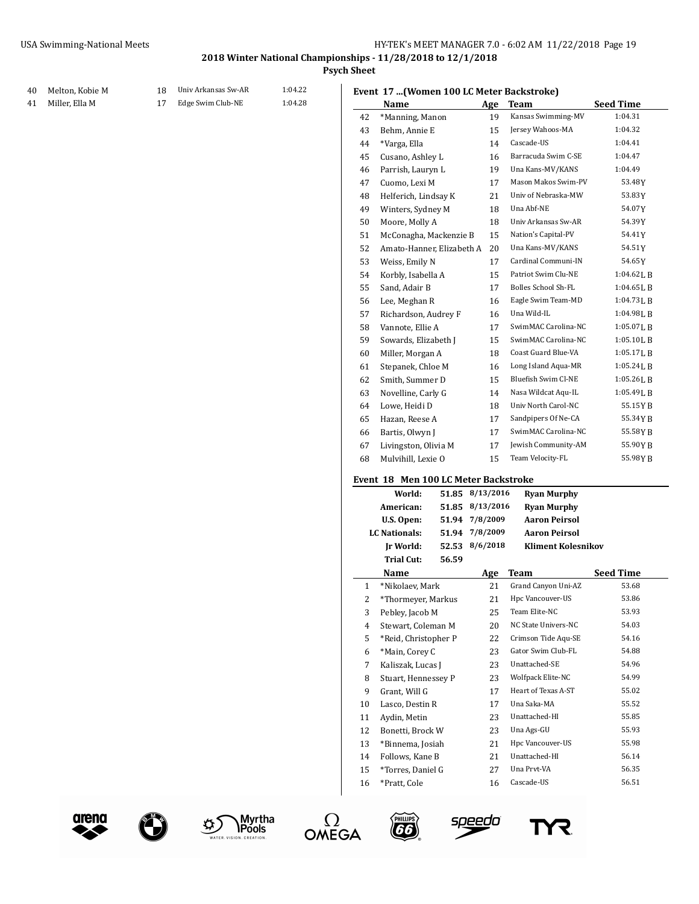| | Name | Age | Team | Seed Time |
|---|---|---|---|---|
| 40 | Melton, Kobie M | 18 | Univ Arkansas Sw-AR | 1:04.22 |
| 41 | Miller, Ella M | 17 | Edge Swim Club-NE | 1:04.28 |

### Event 17 ...(Women 100 LC Meter Backstroke)

| | Name | Age | Team | Seed Time |
|---|---|---|---|---|
| 42 | *Manning, Manon | 19 | Kansas Swimming-MV | 1:04.31 |
| 43 | Behm, Annie E | 15 | Jersey Wahoos-MA | 1:04.32 |
| 44 | *Varga, Ella | 14 | Cascade-US | 1:04.41 |
| 45 | Cusano, Ashley L | 16 | Barracuda Swim C-SE | 1:04.47 |
| 46 | Parrish, Lauryn L | 19 | Una Kans-MV/KANS | 1:04.49 |
| 47 | Cuomo, Lexi M | 17 | Mason Makos Swim-PV | 53.48Y |
| 48 | Helferich, Lindsay K | 21 | Univ of Nebraska-MW | 53.83Y |
| 49 | Winters, Sydney M | 18 | Una Abf-NE | 54.07Y |
| 50 | Moore, Molly A | 18 | Univ Arkansas Sw-AR | 54.39Y |
| 51 | McConagha, Mackenzie B | 15 | Nation's Capital-PV | 54.41Y |
| 52 | Amato-Hanner, Elizabeth A | 20 | Una Kans-MV/KANS | 54.51Y |
| 53 | Weiss, Emily N | 17 | Cardinal Communi-IN | 54.65Y |
| 54 | Korbly, Isabella A | 15 | Patriot Swim Clu-NE | 1:04.62L B |
| 55 | Sand, Adair B | 17 | Bolles School Sh-FL | 1:04.65L B |
| 56 | Lee, Meghan R | 16 | Eagle Swim Team-MD | 1:04.73L B |
| 57 | Richardson, Audrey F | 16 | Una Wild-IL | 1:04.98L B |
| 58 | Vannote, Ellie A | 17 | SwimMAC Carolina-NC | 1:05.07L B |
| 59 | Sowards, Elizabeth J | 15 | SwimMAC Carolina-NC | 1:05.10L B |
| 60 | Miller, Morgan A | 18 | Coast Guard Blue-VA | 1:05.17L B |
| 61 | Stepanek, Chloe M | 16 | Long Island Aqua-MR | 1:05.24L B |
| 62 | Smith, Summer D | 15 | Bluefish Swim Cl-NE | 1:05.26L B |
| 63 | Novelline, Carly G | 14 | Nasa Wildcat Aqu-IL | 1:05.49L B |
| 64 | Lowe, Heidi D | 18 | Univ North Carol-NC | 55.15Y B |
| 65 | Hazan, Reese A | 17 | Sandpipers Of Ne-CA | 55.34Y B |
| 66 | Bartis, Olwyn J | 17 | SwimMAC Carolina-NC | 55.58Y B |
| 67 | Livingston, Olivia M | 17 | Jewish Community-AM | 55.90Y B |
| 68 | Mulvihill, Lexie O | 15 | Team Velocity-FL | 55.98Y B |

### Event 18 Men 100 LC Meter Backstroke

| | | | |
|---|---|---|---|
| World: | 51.85 | 8/13/2016 | Ryan Murphy |
| American: | 51.85 | 8/13/2016 | Ryan Murphy |
| U.S. Open: | 51.94 | 7/8/2009 | Aaron Peirsol |
| LC Nationals: | 51.94 | 7/8/2009 | Aaron Peirsol |
| Jr World: | 52.53 | 8/6/2018 | Kliment Kolesnikov |
| Trial Cut: | 56.59 | | |

| | Name | Age | Team | Seed Time |
|---|---|---|---|---|
| 1 | *Nikolaev, Mark | 21 | Grand Canyon Uni-AZ | 53.68 |
| 2 | *Thormeyer, Markus | 21 | Hpc Vancouver-US | 53.86 |
| 3 | Pebley, Jacob M | 25 | Team Elite-NC | 53.93 |
| 4 | Stewart, Coleman M | 20 | NC State Univers-NC | 54.03 |
| 5 | *Reid, Christopher P | 22 | Crimson Tide Aqu-SE | 54.16 |
| 6 | *Main, Corey C | 23 | Gator Swim Club-FL | 54.88 |
| 7 | Kaliszak, Lucas J | 23 | Unattached-SE | 54.96 |
| 8 | Stuart, Hennessey P | 23 | Wolfpack Elite-NC | 54.99 |
| 9 | Grant, Will G | 17 | Heart of Texas A-ST | 55.02 |
| 10 | Lasco, Destin R | 17 | Una Saka-MA | 55.52 |
| 11 | Aydin, Metin | 23 | Unattached-HI | 55.85 |
| 12 | Bonetti, Brock W | 23 | Una Ags-GU | 55.93 |
| 13 | *Binnema, Josiah | 21 | Hpc Vancouver-US | 55.98 |
| 14 | Follows, Kane B | 21 | Unattached-HI | 56.14 |
| 15 | *Torres, Daniel G | 27 | Una Prvt-VA | 56.35 |
| 16 | *Pratt, Cole | 16 | Cascade-US | 56.51 |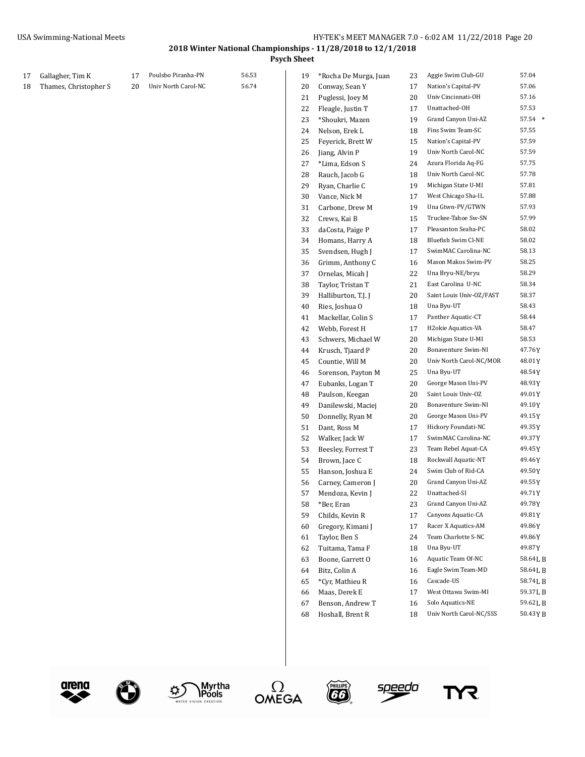## 2018 Winter National Championships - 11/28/2018 to 12/1/2018

### Psych Sheet

| # | Name | Age | Team | Seed Time |
|---|---|---|---|---|
| 17 | Gallagher, Tim K | 17 | Poulsbo Piranha-PN | 56.53 |
| 18 | Thames, Christopher S | 20 | Univ North Carol-NC | 56.74 |
| 19 | *Rocha De Murga, Juan | 23 | Aggie Swim Club-GU | 57.04 |
| 20 | Conway, Sean Y | 17 | Nation's Capital-PV | 57.06 |
| 21 | Puglessi, Joey M | 20 | Univ Cincinnati-OH | 57.16 |
| 22 | Fleagle, Justin T | 17 | Unattached-OH | 57.53 |
| 23 | *Shoukri, Mazen | 19 | Grand Canyon Uni-AZ | 57.54 * |
| 24 | Nelson, Erek L | 18 | Fins Swim Team-SC | 57.55 |
| 25 | Feyerick, Brett W | 15 | Nation's Capital-PV | 57.59 |
| 26 | Jiang, Alvin P | 19 | Univ North Carol-NC | 57.59 |
| 27 | *Lima, Edson S | 24 | Azura Florida Aq-FG | 57.75 |
| 28 | Rauch, Jacob G | 18 | Univ North Carol-NC | 57.78 |
| 29 | Ryan, Charlie C | 19 | Michigan State U-MI | 57.81 |
| 30 | Vance, Nick M | 17 | West Chicago Sha-IL | 57.88 |
| 31 | Carbone, Drew M | 19 | Una Gtwn-PV/GTWN | 57.93 |
| 32 | Crews, Kai B | 15 | Truckee-Tahoe Sw-SN | 57.99 |
| 33 | daCosta, Paige P | 17 | Pleasanton Seaha-PC | 58.02 |
| 34 | Homans, Harry A | 18 | Bluefish Swim Cl-NE | 58.02 |
| 35 | Svendsen, Hugh J | 17 | SwimMAC Carolina-NC | 58.13 |
| 36 | Grimm, Anthony C | 16 | Mason Makos Swim-PV | 58.25 |
| 37 | Ornelas, Micah J | 22 | Una Bryu-NE/bryu | 58.29 |
| 38 | Taylor, Tristan T | 21 | East Carolina U-NC | 58.34 |
| 39 | Halliburton, T.J. J | 20 | Saint Louis Univ-OZ/FAST | 58.37 |
| 40 | Ries, Joshua O | 18 | Una Byu-UT | 58.43 |
| 41 | Mackellar, Colin S | 17 | Panther Aquatic-CT | 58.44 |
| 42 | Webb, Forest H | 17 | H2okie Aquatics-VA | 58.47 |
| 43 | Schwers, Michael W | 20 | Michigan State U-MI | 58.53 |
| 44 | Krusch, Tjaard P | 20 | Bonaventure Swim-NI | 47.76Y |
| 45 | Countie, Will M | 20 | Univ North Carol-NC/MOR | 48.01Y |
| 46 | Sorenson, Payton M | 25 | Una Byu-UT | 48.54Y |
| 47 | Eubanks, Logan T | 20 | George Mason Uni-PV | 48.93Y |
| 48 | Paulson, Keegan | 20 | Saint Louis Univ-OZ | 49.01Y |
| 49 | Danilewski, Maciej | 20 | Bonaventure Swim-NI | 49.10Y |
| 50 | Donnelly, Ryan M | 20 | George Mason Uni-PV | 49.15Y |
| 51 | Dant, Ross M | 17 | Hickory Foundati-NC | 49.35Y |
| 52 | Walker, Jack W | 17 | SwimMAC Carolina-NC | 49.37Y |
| 53 | Beesley, Forrest T | 23 | Team Rebel Aquat-CA | 49.45Y |
| 54 | Brown, Jace C | 18 | Rockwall Aquatic-NT | 49.46Y |
| 55 | Hanson, Joshua E | 24 | Swim Club of Rid-CA | 49.50Y |
| 56 | Carney, Cameron J | 20 | Grand Canyon Uni-AZ | 49.55Y |
| 57 | Mendoza, Kevin J | 22 | Unattached-SI | 49.71Y |
| 58 | *Ber, Eran | 23 | Grand Canyon Uni-AZ | 49.78Y |
| 59 | Childs, Kevin R | 17 | Canyons Aquatic-CA | 49.81Y |
| 60 | Gregory, Kimani J | 17 | Racer X Aquatics-AM | 49.86Y |
| 61 | Taylor, Ben S | 24 | Team Charlotte S-NC | 49.86Y |
| 62 | Tuitama, Tama F | 18 | Una Byu-UT | 49.87Y |
| 63 | Boone, Garrett O | 16 | Aquatic Team Of-NC | 58.64L B |
| 64 | Bitz, Colin A | 16 | Eagle Swim Team-MD | 58.64L B |
| 65 | *Cyr, Mathieu R | 16 | Cascade-US | 58.74L B |
| 66 | Maas, Derek E | 17 | West Ottawa Swim-MI | 59.37L B |
| 67 | Benson, Andrew T | 16 | Solo Aquatics-NE | 59.62L B |
| 68 | Hoshall, Brent R | 18 | Univ North Carol-NC/SSS | 50.43Y B |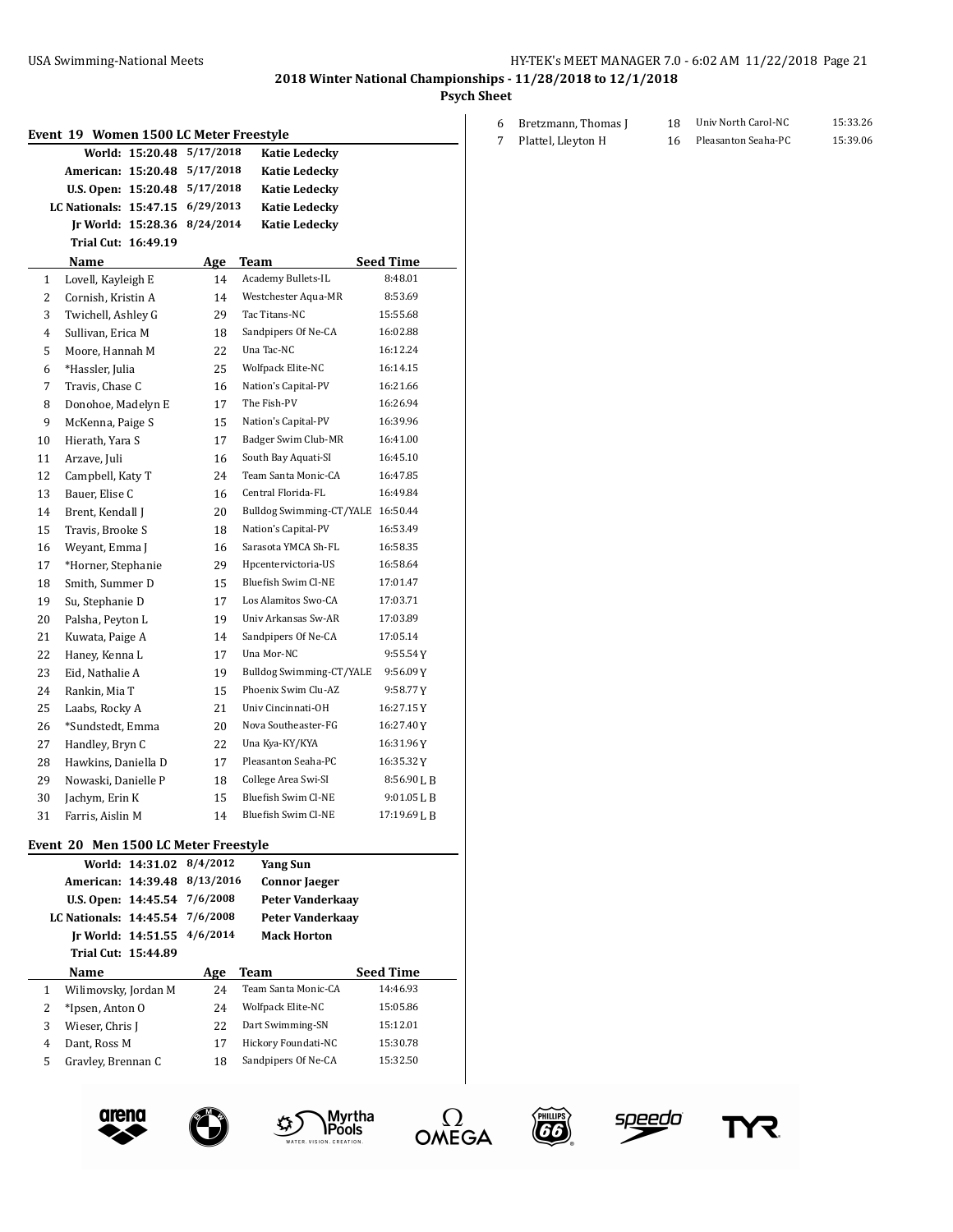## 2018 Winter National Championships - 11/28/2018 to 12/1/2018

### Psych Sheet

### Event 19 Women 1500 LC Meter Freestyle

| | | | |
|---|---|---|---|
| World: | 15:20.48 | 5/17/2018 | Katie Ledecky |
| American: | 15:20.48 | 5/17/2018 | Katie Ledecky |
| U.S. Open: | 15:20.48 | 5/17/2018 | Katie Ledecky |
| LC Nationals: | 15:47.15 | 6/29/2013 | Katie Ledecky |
| Jr World: | 15:28.36 | 8/24/2014 | Katie Ledecky |
| Trial Cut: | 16:49.19 | | |

| | Name | Age | Team | Seed Time |
|---|---|---|---|---|
| 1 | Lovell, Kayleigh E | 14 | Academy Bullets-IL | 8:48.01 |
| 2 | Cornish, Kristin A | 14 | Westchester Aqua-MR | 8:53.69 |
| 3 | Twichell, Ashley G | 29 | Tac Titans-NC | 15:55.68 |
| 4 | Sullivan, Erica M | 18 | Sandpipers Of Ne-CA | 16:02.88 |
| 5 | Moore, Hannah M | 22 | Una Tac-NC | 16:12.24 |
| 6 | *Hassler, Julia | 25 | Wolfpack Elite-NC | 16:14.15 |
| 7 | Travis, Chase C | 16 | Nation's Capital-PV | 16:21.66 |
| 8 | Donohoe, Madelyn E | 17 | The Fish-PV | 16:26.94 |
| 9 | McKenna, Paige S | 15 | Nation's Capital-PV | 16:39.96 |
| 10 | Hierath, Yara S | 17 | Badger Swim Club-MR | 16:41.00 |
| 11 | Arzave, Juli | 16 | South Bay Aquati-SI | 16:45.10 |
| 12 | Campbell, Katy T | 24 | Team Santa Monic-CA | 16:47.85 |
| 13 | Bauer, Elise C | 16 | Central Florida-FL | 16:49.84 |
| 14 | Brent, Kendall J | 20 | Bulldog Swimming-CT/YALE | 16:50.44 |
| 15 | Travis, Brooke S | 18 | Nation's Capital-PV | 16:53.49 |
| 16 | Weyant, Emma J | 16 | Sarasota YMCA Sh-FL | 16:58.35 |
| 17 | *Horner, Stephanie | 29 | Hpcentervictoria-US | 16:58.64 |
| 18 | Smith, Summer D | 15 | Bluefish Swim Cl-NE | 17:01.47 |
| 19 | Su, Stephanie D | 17 | Los Alamitos Swo-CA | 17:03.71 |
| 20 | Palsha, Peyton L | 19 | Univ Arkansas Sw-AR | 17:03.89 |
| 21 | Kuwata, Paige A | 14 | Sandpipers Of Ne-CA | 17:05.14 |
| 22 | Haney, Kenna L | 17 | Una Mor-NC | 9:55.54 Y |
| 23 | Eid, Nathalie A | 19 | Bulldog Swimming-CT/YALE | 9:56.09 Y |
| 24 | Rankin, Mia T | 15 | Phoenix Swim Clu-AZ | 9:58.77 Y |
| 25 | Laabs, Rocky A | 21 | Univ Cincinnati-OH | 16:27.15 Y |
| 26 | *Sundstedt, Emma | 20 | Nova Southeaster-FG | 16:27.40 Y |
| 27 | Handley, Bryn C | 22 | Una Kya-KY/KYA | 16:31.96 Y |
| 28 | Hawkins, Daniella D | 17 | Pleasanton Seaha-PC | 16:35.32 Y |
| 29 | Nowaski, Danielle P | 18 | College Area Swi-SI | 8:56.90 L B |
| 30 | Jachym, Erin K | 15 | Bluefish Swim Cl-NE | 9:01.05 L B |
| 31 | Farris, Aislin M | 14 | Bluefish Swim Cl-NE | 17:19.69 L B |

### Event 20 Men 1500 LC Meter Freestyle

| | | | |
|---|---|---|---|
| World: | 14:31.02 | 8/4/2012 | Yang Sun |
| American: | 14:39.48 | 8/13/2016 | Connor Jaeger |
| U.S. Open: | 14:45.54 | 7/6/2008 | Peter Vanderkaay |
| LC Nationals: | 14:45.54 | 7/6/2008 | Peter Vanderkaay |
| Jr World: | 14:51.55 | 4/6/2014 | Mack Horton |
| Trial Cut: | 15:44.89 | | |

| | Name | Age | Team | Seed Time |
|---|---|---|---|---|
| 1 | Wilimovsky, Jordan M | 24 | Team Santa Monic-CA | 14:46.93 |
| 2 | *Ipsen, Anton O | 24 | Wolfpack Elite-NC | 15:05.86 |
| 3 | Wieser, Chris J | 22 | Dart Swimming-SN | 15:12.01 |
| 4 | Dant, Ross M | 17 | Hickory Foundati-NC | 15:30.78 |
| 5 | Gravley, Brennan C | 18 | Sandpipers Of Ne-CA | 15:32.50 |
| 6 | Bretzmann, Thomas J | 18 | Univ North Carol-NC | 15:33.26 |
| 7 | Plattel, Lleyton H | 16 | Pleasanton Seaha-PC | 15:39.06 |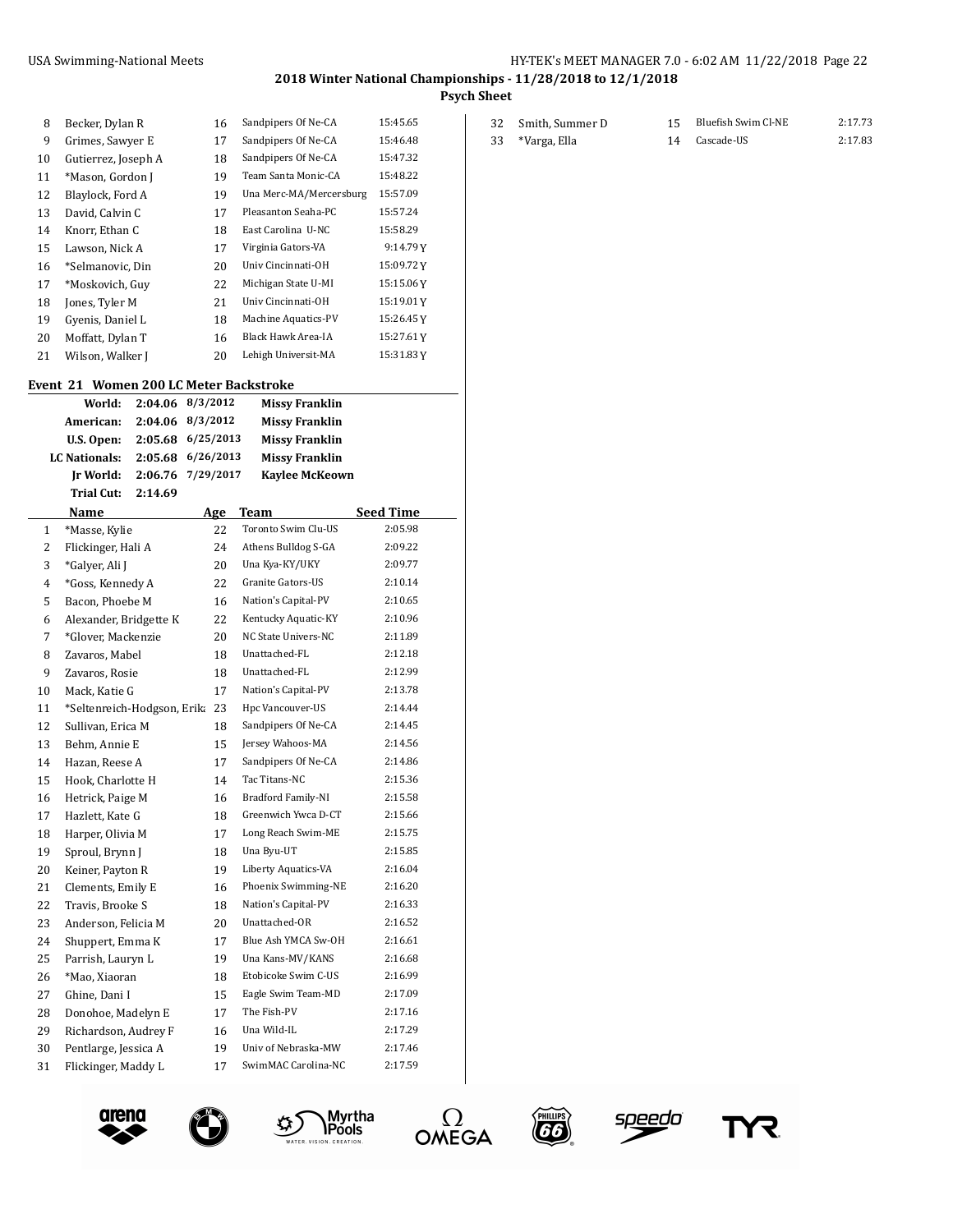| | Name | Age | Team | Seed Time |
|---|---|---|---|---|
| 8 | Becker, Dylan R | 16 | Sandpipers Of Ne-CA | 15:45.65 |
| 9 | Grimes, Sawyer E | 17 | Sandpipers Of Ne-CA | 15:46.48 |
| 10 | Gutierrez, Joseph A | 18 | Sandpipers Of Ne-CA | 15:47.32 |
| 11 | *Mason, Gordon J | 19 | Team Santa Monic-CA | 15:48.22 |
| 12 | Blaylock, Ford A | 19 | Una Merc-MA/Mercersburg | 15:57.09 |
| 13 | David, Calvin C | 17 | Pleasanton Seaha-PC | 15:57.24 |
| 14 | Knorr, Ethan C | 18 | East Carolina U-NC | 15:58.29 |
| 15 | Lawson, Nick A | 17 | Virginia Gators-VA | 9:14.79 Y |
| 16 | *Selmanovic, Din | 20 | Univ Cincinnati-OH | 15:09.72 Y |
| 17 | *Moskovich, Guy | 22 | Michigan State U-MI | 15:15.06 Y |
| 18 | Jones, Tyler M | 21 | Univ Cincinnati-OH | 15:19.01 Y |
| 19 | Gyenis, Daniel L | 18 | Machine Aquatics-PV | 15:26.45 Y |
| 20 | Moffatt, Dylan T | 16 | Black Hawk Area-IA | 15:27.61 Y |
| 21 | Wilson, Walker J | 20 | Lehigh Universit-MA | 15:31.83 Y |

### Event 21 Women 200 LC Meter Backstroke

| | | | |
|---|---|---|---|
| **World:** | **2:04.06** | **8/3/2012** | **Missy Franklin** |
| **American:** | **2:04.06** | **8/3/2012** | **Missy Franklin** |
| **U.S. Open:** | **2:05.68** | **6/25/2013** | **Missy Franklin** |
| **LC Nationals:** | **2:05.68** | **6/26/2013** | **Missy Franklin** |
| **Jr World:** | **2:06.76** | **7/29/2017** | **Kaylee McKeown** |
| **Trial Cut:** | **2:14.69** | | |

| | Name | Age | Team | Seed Time |
|---|---|---|---|---|
| 1 | *Masse, Kylie | 22 | Toronto Swim Clu-US | 2:05.98 |
| 2 | Flickinger, Hali A | 24 | Athens Bulldog S-GA | 2:09.22 |
| 3 | *Galyer, Ali J | 20 | Una Kya-KY/UKY | 2:09.77 |
| 4 | *Goss, Kennedy A | 22 | Granite Gators-US | 2:10.14 |
| 5 | Bacon, Phoebe M | 16 | Nation's Capital-PV | 2:10.65 |
| 6 | Alexander, Bridgette K | 22 | Kentucky Aquatic-KY | 2:10.96 |
| 7 | *Glover, Mackenzie | 20 | NC State Univers-NC | 2:11.89 |
| 8 | Zavaros, Mabel | 18 | Unattached-FL | 2:12.18 |
| 9 | Zavaros, Rosie | 18 | Unattached-FL | 2:12.99 |
| 10 | Mack, Katie G | 17 | Nation's Capital-PV | 2:13.78 |
| 11 | *Seltenreich-Hodgson, Erika | 23 | Hpc Vancouver-US | 2:14.44 |
| 12 | Sullivan, Erica M | 18 | Sandpipers Of Ne-CA | 2:14.45 |
| 13 | Behm, Annie E | 15 | Jersey Wahoos-MA | 2:14.56 |
| 14 | Hazan, Reese A | 17 | Sandpipers Of Ne-CA | 2:14.86 |
| 15 | Hook, Charlotte H | 14 | Tac Titans-NC | 2:15.36 |
| 16 | Hetrick, Paige M | 16 | Bradford Family-NI | 2:15.58 |
| 17 | Hazlett, Kate G | 18 | Greenwich Ywca D-CT | 2:15.66 |
| 18 | Harper, Olivia M | 17 | Long Reach Swim-ME | 2:15.75 |
| 19 | Sproul, Brynn J | 18 | Una Byu-UT | 2:15.85 |
| 20 | Keiner, Payton R | 19 | Liberty Aquatics-VA | 2:16.04 |
| 21 | Clements, Emily E | 16 | Phoenix Swimming-NE | 2:16.20 |
| 22 | Travis, Brooke S | 18 | Nation's Capital-PV | 2:16.33 |
| 23 | Anderson, Felicia M | 20 | Unattached-OR | 2:16.52 |
| 24 | Shuppert, Emma K | 17 | Blue Ash YMCA Sw-OH | 2:16.61 |
| 25 | Parrish, Lauryn L | 19 | Una Kans-MV/KANS | 2:16.68 |
| 26 | *Mao, Xiaoran | 18 | Etobicoke Swim C-US | 2:16.99 |
| 27 | Ghine, Dani I | 15 | Eagle Swim Team-MD | 2:17.09 |
| 28 | Donohoe, Madelyn E | 17 | The Fish-PV | 2:17.16 |
| 29 | Richardson, Audrey F | 16 | Una Wild-IL | 2:17.29 |
| 30 | Pentlarge, Jessica A | 19 | Univ of Nebraska-MW | 2:17.46 |
| 31 | Flickinger, Maddy L | 17 | SwimMAC Carolina-NC | 2:17.59 |
| 32 | Smith, Summer D | 15 | Bluefish Swim Cl-NE | 2:17.73 |
| 33 | *Varga, Ella | 14 | Cascade-US | 2:17.83 |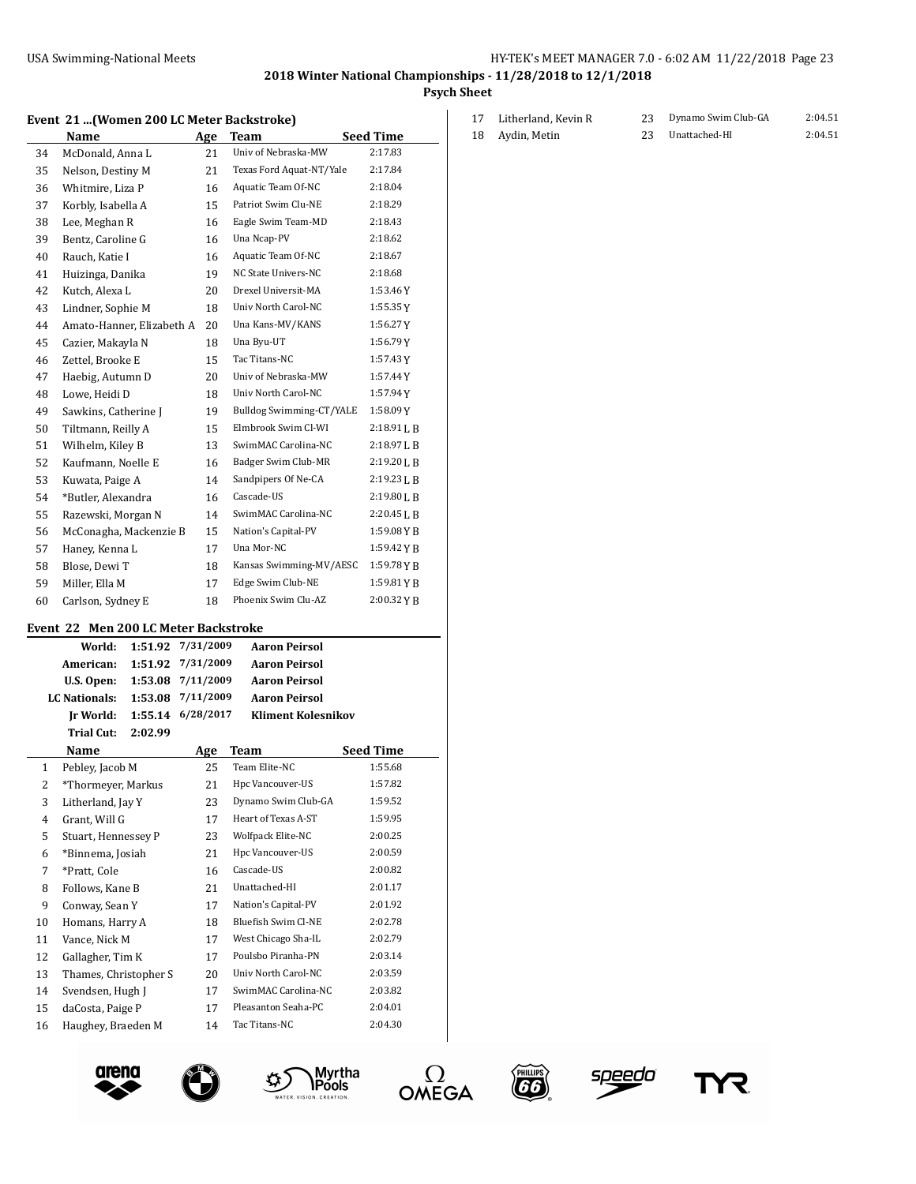### Event 21 ...(Women 200 LC Meter Backstroke)

| | Name | Age | Team | Seed Time |
|---|---|---|---|---|
| 34 | McDonald, Anna L | 21 | Univ of Nebraska-MW | 2:17.83 |
| 35 | Nelson, Destiny M | 21 | Texas Ford Aquat-NT/Yale | 2:17.84 |
| 36 | Whitmire, Liza P | 16 | Aquatic Team Of-NC | 2:18.04 |
| 37 | Korbly, Isabella A | 15 | Patriot Swim Clu-NE | 2:18.29 |
| 38 | Lee, Meghan R | 16 | Eagle Swim Team-MD | 2:18.43 |
| 39 | Bentz, Caroline G | 16 | Una Ncap-PV | 2:18.62 |
| 40 | Rauch, Katie I | 16 | Aquatic Team Of-NC | 2:18.67 |
| 41 | Huizinga, Danika | 19 | NC State Univers-NC | 2:18.68 |
| 42 | Kutch, Alexa L | 20 | Drexel Universit-MA | 1:53.46 Y |
| 43 | Lindner, Sophie M | 18 | Univ North Carol-NC | 1:55.35 Y |
| 44 | Amato-Hanner, Elizabeth A | 20 | Una Kans-MV/KANS | 1:56.27 Y |
| 45 | Cazier, Makayla N | 18 | Una Byu-UT | 1:56.79 Y |
| 46 | Zettel, Brooke E | 15 | Tac Titans-NC | 1:57.43 Y |
| 47 | Haebig, Autumn D | 20 | Univ of Nebraska-MW | 1:57.44 Y |
| 48 | Lowe, Heidi D | 18 | Univ North Carol-NC | 1:57.94 Y |
| 49 | Sawkins, Catherine J | 19 | Bulldog Swimming-CT/YALE | 1:58.09 Y |
| 50 | Tiltmann, Reilly A | 15 | Elmbrook Swim Cl-WI | 2:18.91 L B |
| 51 | Wilhelm, Kiley B | 13 | SwimMAC Carolina-NC | 2:18.97 L B |
| 52 | Kaufmann, Noelle E | 16 | Badger Swim Club-MR | 2:19.20 L B |
| 53 | Kuwata, Paige A | 14 | Sandpipers Of Ne-CA | 2:19.23 L B |
| 54 | *Butler, Alexandra | 16 | Cascade-US | 2:19.80 L B |
| 55 | Razewski, Morgan N | 14 | SwimMAC Carolina-NC | 2:20.45 L B |
| 56 | McConagha, Mackenzie B | 15 | Nation's Capital-PV | 1:59.08 Y B |
| 57 | Haney, Kenna L | 17 | Una Mor-NC | 1:59.42 Y B |
| 58 | Blose, Dewi T | 18 | Kansas Swimming-MV/AESC | 1:59.78 Y B |
| 59 | Miller, Ella M | 17 | Edge Swim Club-NE | 1:59.81 Y B |
| 60 | Carlson, Sydney E | 18 | Phoenix Swim Clu-AZ | 2:00.32 Y B |

### Event 22 Men 200 LC Meter Backstroke

| | | | |
|---|---|---|---|
| **World:** | **1:51.92** | **7/31/2009** | **Aaron Peirsol** |
| **American:** | **1:51.92** | **7/31/2009** | **Aaron Peirsol** |
| **U.S. Open:** | **1:53.08** | **7/11/2009** | **Aaron Peirsol** |
| **LC Nationals:** | **1:53.08** | **7/11/2009** | **Aaron Peirsol** |
| **Jr World:** | **1:55.14** | **6/28/2017** | **Kliment Kolesnikov** |
| **Trial Cut:** | **2:02.99** | | |

| | Name | Age | Team | Seed Time |
|---|---|---|---|---|
| 1 | Pebley, Jacob M | 25 | Team Elite-NC | 1:55.68 |
| 2 | *Thormeyer, Markus | 21 | Hpc Vancouver-US | 1:57.82 |
| 3 | Litherland, Jay Y | 23 | Dynamo Swim Club-GA | 1:59.52 |
| 4 | Grant, Will G | 17 | Heart of Texas A-ST | 1:59.95 |
| 5 | Stuart, Hennessey P | 23 | Wolfpack Elite-NC | 2:00.25 |
| 6 | *Binnema, Josiah | 21 | Hpc Vancouver-US | 2:00.59 |
| 7 | *Pratt, Cole | 16 | Cascade-US | 2:00.82 |
| 8 | Follows, Kane B | 21 | Unattached-HI | 2:01.17 |
| 9 | Conway, Sean Y | 17 | Nation's Capital-PV | 2:01.92 |
| 10 | Homans, Harry A | 18 | Bluefish Swim Cl-NE | 2:02.78 |
| 11 | Vance, Nick M | 17 | West Chicago Sha-IL | 2:02.79 |
| 12 | Gallagher, Tim K | 17 | Poulsbo Piranha-PN | 2:03.14 |
| 13 | Thames, Christopher S | 20 | Univ North Carol-NC | 2:03.59 |
| 14 | Svendsen, Hugh J | 17 | SwimMAC Carolina-NC | 2:03.82 |
| 15 | daCosta, Paige P | 17 | Pleasanton Seaha-PC | 2:04.01 |
| 16 | Haughey, Braeden M | 14 | Tac Titans-NC | 2:04.30 |
| 17 | Litherland, Kevin R | 23 | Dynamo Swim Club-GA | 2:04.51 |
| 18 | Aydin, Metin | 23 | Unattached-HI | 2:04.51 |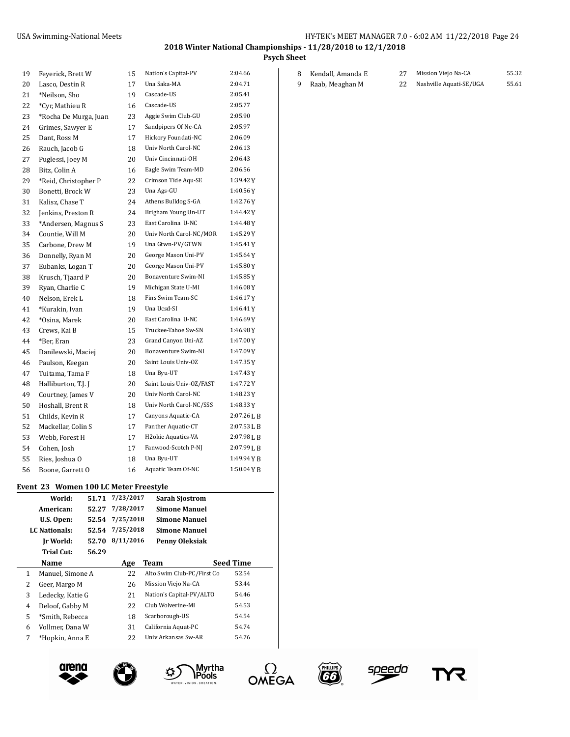| | Name | Age | Team | Seed Time |
|---|---|---|---|---|
| 19 | Feyerick, Brett W | 15 | Nation's Capital-PV | 2:04.66 |
| 20 | Lasco, Destin R | 17 | Una Saka-MA | 2:04.71 |
| 21 | *Neilson, Sho | 19 | Cascade-US | 2:05.41 |
| 22 | *Cyr, Mathieu R | 16 | Cascade-US | 2:05.77 |
| 23 | *Rocha De Murga, Juan | 23 | Aggie Swim Club-GU | 2:05.90 |
| 24 | Grimes, Sawyer E | 17 | Sandpipers Of Ne-CA | 2:05.97 |
| 25 | Dant, Ross M | 17 | Hickory Foundati-NC | 2:06.09 |
| 26 | Rauch, Jacob G | 18 | Univ North Carol-NC | 2:06.13 |
| 27 | Puglessi, Joey M | 20 | Univ Cincinnati-OH | 2:06.43 |
| 28 | Bitz, Colin A | 16 | Eagle Swim Team-MD | 2:06.56 |
| 29 | *Reid, Christopher P | 22 | Crimson Tide Aqu-SE | 1:39.42 Y |
| 30 | Bonetti, Brock W | 23 | Una Ags-GU | 1:40.56 Y |
| 31 | Kalisz, Chase T | 24 | Athens Bulldog S-GA | 1:42.76 Y |
| 32 | Jenkins, Preston R | 24 | Brigham Young Un-UT | 1:44.42 Y |
| 33 | *Andersen, Magnus S | 23 | East Carolina U-NC | 1:44.48 Y |
| 34 | Countie, Will M | 20 | Univ North Carol-NC/MOR | 1:45.29 Y |
| 35 | Carbone, Drew M | 19 | Una Gtwn-PV/GTWN | 1:45.41 Y |
| 36 | Donnelly, Ryan M | 20 | George Mason Uni-PV | 1:45.64 Y |
| 37 | Eubanks, Logan T | 20 | George Mason Uni-PV | 1:45.80 Y |
| 38 | Krusch, Tjaard P | 20 | Bonaventure Swim-NI | 1:45.85 Y |
| 39 | Ryan, Charlie C | 19 | Michigan State U-MI | 1:46.08 Y |
| 40 | Nelson, Erek L | 18 | Fins Swim Team-SC | 1:46.17 Y |
| 41 | *Kurakin, Ivan | 19 | Una Ucsd-SI | 1:46.41 Y |
| 42 | *Osina, Marek | 20 | East Carolina U-NC | 1:46.69 Y |
| 43 | Crews, Kai B | 15 | Truckee-Tahoe Sw-SN | 1:46.98 Y |
| 44 | *Ber, Eran | 23 | Grand Canyon Uni-AZ | 1:47.00 Y |
| 45 | Danilewski, Maciej | 20 | Bonaventure Swim-NI | 1:47.09 Y |
| 46 | Paulson, Keegan | 20 | Saint Louis Univ-OZ | 1:47.35 Y |
| 47 | Tuitama, Tama F | 18 | Una Byu-UT | 1:47.43 Y |
| 48 | Halliburton, T.J. J | 20 | Saint Louis Univ-OZ/FAST | 1:47.72 Y |
| 49 | Courtney, James V | 20 | Univ North Carol-NC | 1:48.23 Y |
| 50 | Hoshall, Brent R | 18 | Univ North Carol-NC/SSS | 1:48.33 Y |
| 51 | Childs, Kevin R | 17 | Canyons Aquatic-CA | 2:07.26 L B |
| 52 | Mackellar, Colin S | 17 | Panther Aquatic-CT | 2:07.53 L B |
| 53 | Webb, Forest H | 17 | H2okie Aquatics-VA | 2:07.98 L B |
| 54 | Cohen, Josh | 17 | Fanwood-Scotch P-NJ | 2:07.99 L B |
| 55 | Ries, Joshua O | 18 | Una Byu-UT | 1:49.94 Y B |
| 56 | Boone, Garrett O | 16 | Aquatic Team Of-NC | 1:50.04 Y B |

### Event 23 Women 100 LC Meter Freestyle

| | | | |
|---|---|---|---|
| **World:** | 51.71 | 7/23/2017 | **Sarah Sjostrom** |
| **American:** | 52.27 | 7/28/2017 | **Simone Manuel** |
| **U.S. Open:** | 52.54 | 7/25/2018 | **Simone Manuel** |
| **LC Nationals:** | 52.54 | 7/25/2018 | **Simone Manuel** |
| **Jr World:** | 52.70 | 8/11/2016 | **Penny Oleksiak** |
| **Trial Cut:** | 56.29 | | |

| | Name | Age | Team | Seed Time |
|---|---|---|---|---|
| 1 | Manuel, Simone A | 22 | Alto Swim Club-PC/First Co | 52.54 |
| 2 | Geer, Margo M | 26 | Mission Viejo Na-CA | 53.44 |
| 3 | Ledecky, Katie G | 21 | Nation's Capital-PV/ALTO | 54.46 |
| 4 | Deloof, Gabby M | 22 | Club Wolverine-MI | 54.53 |
| 5 | *Smith, Rebecca | 18 | Scarborough-US | 54.54 |
| 6 | Vollmer, Dana W | 31 | California Aquat-PC | 54.74 |
| 7 | *Hopkin, Anna E | 22 | Univ Arkansas Sw-AR | 54.76 |
| 8 | Kendall, Amanda E | 27 | Mission Viejo Na-CA | 55.32 |
| 9 | Raab, Meaghan M | 22 | Nashville Aquati-SE/UGA | 55.61 |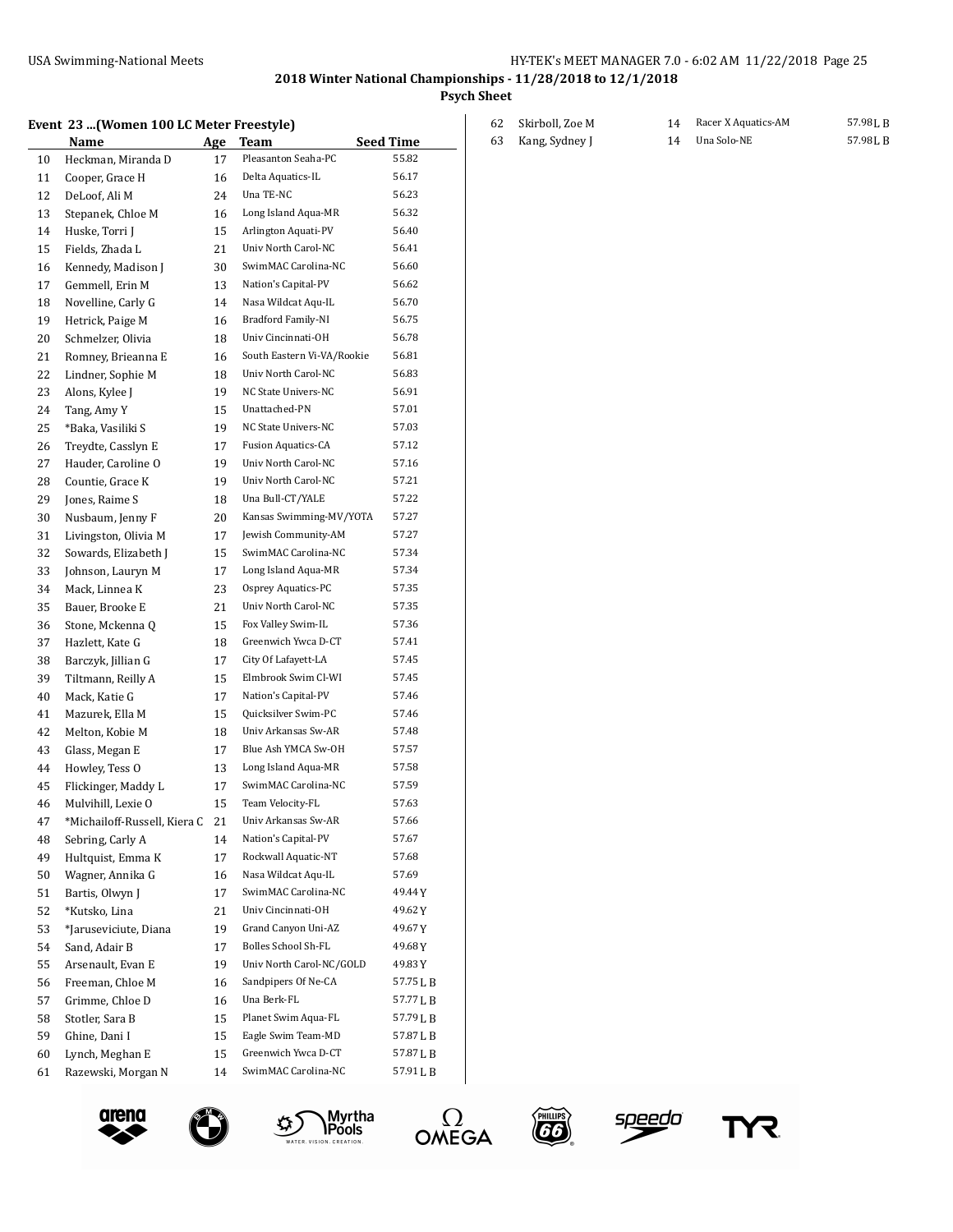## 2018 Winter National Championships - 11/28/2018 to 12/1/2018

### Psych Sheet

#### Event 23 ...(Women 100 LC Meter Freestyle)

| | Name | Age | Team | Seed Time |
|---|---|---|---|---|
| 10 | Heckman, Miranda D | 17 | Pleasanton Seaha-PC | 55.82 |
| 11 | Cooper, Grace H | 16 | Delta Aquatics-IL | 56.17 |
| 12 | DeLoof, Ali M | 24 | Una TE-NC | 56.23 |
| 13 | Stepanek, Chloe M | 16 | Long Island Aqua-MR | 56.32 |
| 14 | Huske, Torri J | 15 | Arlington Aquati-PV | 56.40 |
| 15 | Fields, Zhada L | 21 | Univ North Carol-NC | 56.41 |
| 16 | Kennedy, Madison J | 30 | SwimMAC Carolina-NC | 56.60 |
| 17 | Gemmell, Erin M | 13 | Nation's Capital-PV | 56.62 |
| 18 | Novelline, Carly G | 14 | Nasa Wildcat Aqu-IL | 56.70 |
| 19 | Hetrick, Paige M | 16 | Bradford Family-NI | 56.75 |
| 20 | Schmelzer, Olivia | 18 | Univ Cincinnati-OH | 56.78 |
| 21 | Romney, Brieanna E | 16 | South Eastern Vi-VA/Rookie | 56.81 |
| 22 | Lindner, Sophie M | 18 | Univ North Carol-NC | 56.83 |
| 23 | Alons, Kylee J | 19 | NC State Univers-NC | 56.91 |
| 24 | Tang, Amy Y | 15 | Unattached-PN | 57.01 |
| 25 | *Baka, Vasiliki S | 19 | NC State Univers-NC | 57.03 |
| 26 | Treydte, Casslyn E | 17 | Fusion Aquatics-CA | 57.12 |
| 27 | Hauder, Caroline O | 19 | Univ North Carol-NC | 57.16 |
| 28 | Countie, Grace K | 19 | Univ North Carol-NC | 57.21 |
| 29 | Jones, Raime S | 18 | Una Bull-CT/YALE | 57.22 |
| 30 | Nusbaum, Jenny F | 20 | Kansas Swimming-MV/YOTA | 57.27 |
| 31 | Livingston, Olivia M | 17 | Jewish Community-AM | 57.27 |
| 32 | Sowards, Elizabeth J | 15 | SwimMAC Carolina-NC | 57.34 |
| 33 | Johnson, Lauryn M | 17 | Long Island Aqua-MR | 57.34 |
| 34 | Mack, Linnea K | 23 | Osprey Aquatics-PC | 57.35 |
| 35 | Bauer, Brooke E | 21 | Univ North Carol-NC | 57.35 |
| 36 | Stone, Mckenna Q | 15 | Fox Valley Swim-IL | 57.36 |
| 37 | Hazlett, Kate G | 18 | Greenwich Ywca D-CT | 57.41 |
| 38 | Barczyk, Jillian G | 17 | City Of Lafayett-LA | 57.45 |
| 39 | Tiltmann, Reilly A | 15 | Elmbrook Swim Cl-WI | 57.45 |
| 40 | Mack, Katie G | 17 | Nation's Capital-PV | 57.46 |
| 41 | Mazurek, Ella M | 15 | Quicksilver Swim-PC | 57.46 |
| 42 | Melton, Kobie M | 18 | Univ Arkansas Sw-AR | 57.48 |
| 43 | Glass, Megan E | 17 | Blue Ash YMCA Sw-OH | 57.57 |
| 44 | Howley, Tess O | 13 | Long Island Aqua-MR | 57.58 |
| 45 | Flickinger, Maddy L | 17 | SwimMAC Carolina-NC | 57.59 |
| 46 | Mulvihill, Lexie O | 15 | Team Velocity-FL | 57.63 |
| 47 | *Michailoff-Russell, Kiera C | 21 | Univ Arkansas Sw-AR | 57.66 |
| 48 | Sebring, Carly A | 14 | Nation's Capital-PV | 57.67 |
| 49 | Hultquist, Emma K | 17 | Rockwall Aquatic-NT | 57.68 |
| 50 | Wagner, Annika G | 16 | Nasa Wildcat Aqu-IL | 57.69 |
| 51 | Bartis, Olwyn J | 17 | SwimMAC Carolina-NC | 49.44 Y |
| 52 | *Kutsko, Lina | 21 | Univ Cincinnati-OH | 49.62 Y |
| 53 | *Jaruseviciute, Diana | 19 | Grand Canyon Uni-AZ | 49.67 Y |
| 54 | Sand, Adair B | 17 | Bolles School Sh-FL | 49.68 Y |
| 55 | Arsenault, Evan E | 19 | Univ North Carol-NC/GOLD | 49.83 Y |
| 56 | Freeman, Chloe M | 16 | Sandpipers Of Ne-CA | 57.75 L B |
| 57 | Grimme, Chloe D | 16 | Una Berk-FL | 57.77 L B |
| 58 | Stotler, Sara B | 15 | Planet Swim Aqua-FL | 57.79 L B |
| 59 | Ghine, Dani I | 15 | Eagle Swim Team-MD | 57.87 L B |
| 60 | Lynch, Meghan E | 15 | Greenwich Ywca D-CT | 57.87 L B |
| 61 | Razewski, Morgan N | 14 | SwimMAC Carolina-NC | 57.91 L B |
| 62 | Skirboll, Zoe M | 14 | Racer X Aquatics-AM | 57.98 L B |
| 63 | Kang, Sydney J | 14 | Una Solo-NE | 57.98 L B |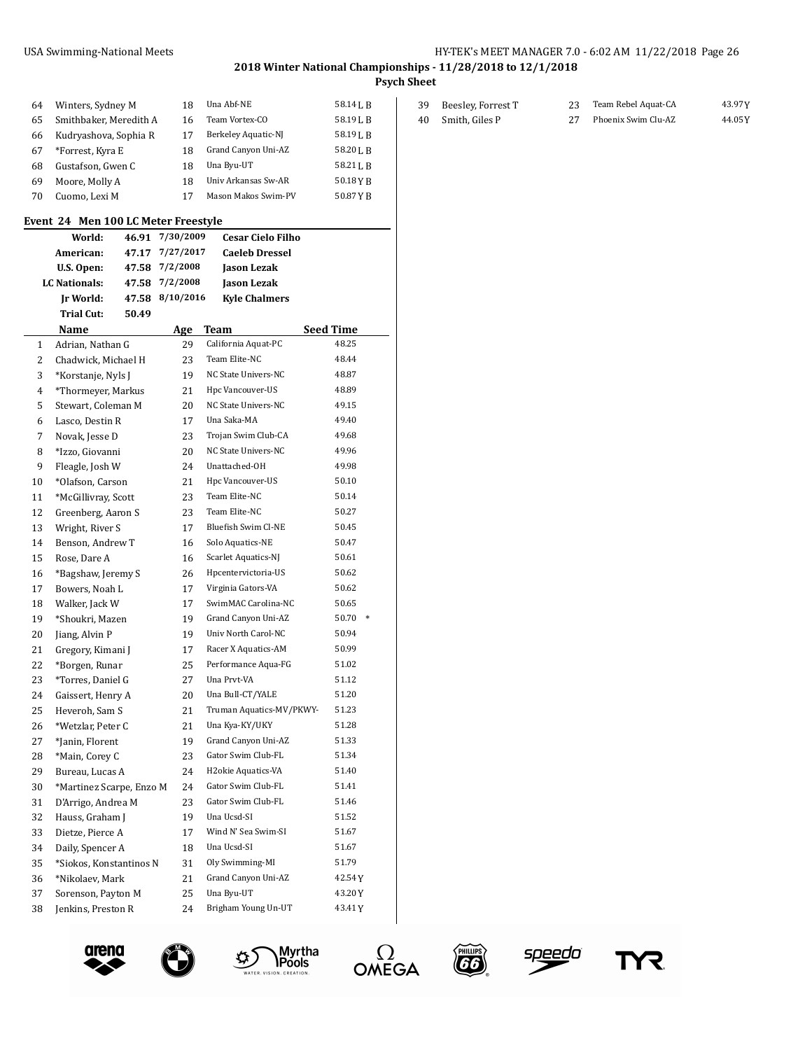| | Name | Age | Team | Seed Time |
|---|---|---|---|---|
| 64 | Winters, Sydney M | 18 | Una Abf-NE | 58.14 L B |
| 65 | Smithbaker, Meredith A | 16 | Team Vortex-CO | 58.19 L B |
| 66 | Kudryashova, Sophia R | 17 | Berkeley Aquatic-NJ | 58.19 L B |
| 67 | *Forrest, Kyra E | 18 | Grand Canyon Uni-AZ | 58.20 L B |
| 68 | Gustafson, Gwen C | 18 | Una Byu-UT | 58.21 L B |
| 69 | Moore, Molly A | 18 | Univ Arkansas Sw-AR | 50.18 Y B |
| 70 | Cuomo, Lexi M | 17 | Mason Makos Swim-PV | 50.87 Y B |

### Event 24 Men 100 LC Meter Freestyle

| | | | |
|---|---|---|---|
| World: | 46.91 | 7/30/2009 | Cesar Cielo Filho |
| American: | 47.17 | 7/27/2017 | Caeleb Dressel |
| U.S. Open: | 47.58 | 7/2/2008 | Jason Lezak |
| LC Nationals: | 47.58 | 7/2/2008 | Jason Lezak |
| Jr World: | 47.58 | 8/10/2016 | Kyle Chalmers |
| Trial Cut: | 50.49 | | |

| | Name | Age | Team | Seed Time |
|---|---|---|---|---|
| 1 | Adrian, Nathan G | 29 | California Aquat-PC | 48.25 |
| 2 | Chadwick, Michael H | 23 | Team Elite-NC | 48.44 |
| 3 | *Korstanje, Nyls J | 19 | NC State Univers-NC | 48.87 |
| 4 | *Thormeyer, Markus | 21 | Hpc Vancouver-US | 48.89 |
| 5 | Stewart, Coleman M | 20 | NC State Univers-NC | 49.15 |
| 6 | Lasco, Destin R | 17 | Una Saka-MA | 49.40 |
| 7 | Novak, Jesse D | 23 | Trojan Swim Club-CA | 49.68 |
| 8 | *Izzo, Giovanni | 20 | NC State Univers-NC | 49.96 |
| 9 | Fleagle, Josh W | 24 | Unattached-OH | 49.98 |
| 10 | *Olafson, Carson | 21 | Hpc Vancouver-US | 50.10 |
| 11 | *McGillivray, Scott | 23 | Team Elite-NC | 50.14 |
| 12 | Greenberg, Aaron S | 23 | Team Elite-NC | 50.27 |
| 13 | Wright, River S | 17 | Bluefish Swim Cl-NE | 50.45 |
| 14 | Benson, Andrew T | 16 | Solo Aquatics-NE | 50.47 |
| 15 | Rose, Dare A | 16 | Scarlet Aquatics-NJ | 50.61 |
| 16 | *Bagshaw, Jeremy S | 26 | Hpcentervictoria-US | 50.62 |
| 17 | Bowers, Noah L | 17 | Virginia Gators-VA | 50.62 |
| 18 | Walker, Jack W | 17 | SwimMAC Carolina-NC | 50.65 |
| 19 | *Shoukri, Mazen | 19 | Grand Canyon Uni-AZ | 50.70 * |
| 20 | Jiang, Alvin P | 19 | Univ North Carol-NC | 50.94 |
| 21 | Gregory, Kimani J | 17 | Racer X Aquatics-AM | 50.99 |
| 22 | *Borgen, Runar | 25 | Performance Aqua-FG | 51.02 |
| 23 | *Torres, Daniel G | 27 | Una Prvt-VA | 51.12 |
| 24 | Gaissert, Henry A | 20 | Una Bull-CT/YALE | 51.20 |
| 25 | Heveroh, Sam S | 21 | Truman Aquatics-MV/PKWY- | 51.23 |
| 26 | *Wetzlar, Peter C | 21 | Una Kya-KY/UKY | 51.28 |
| 27 | *Janin, Florent | 19 | Grand Canyon Uni-AZ | 51.33 |
| 28 | *Main, Corey C | 23 | Gator Swim Club-FL | 51.34 |
| 29 | Bureau, Lucas A | 24 | H2okie Aquatics-VA | 51.40 |
| 30 | *Martinez Scarpe, Enzo M | 24 | Gator Swim Club-FL | 51.41 |
| 31 | D'Arrigo, Andrea M | 23 | Gator Swim Club-FL | 51.46 |
| 32 | Hauss, Graham J | 19 | Una Ucsd-SI | 51.52 |
| 33 | Dietze, Pierce A | 17 | Wind N' Sea Swim-SI | 51.67 |
| 34 | Daily, Spencer A | 18 | Una Ucsd-SI | 51.67 |
| 35 | *Siokos, Konstantinos N | 31 | Oly Swimming-MI | 51.79 |
| 36 | *Nikolaev, Mark | 21 | Grand Canyon Uni-AZ | 42.54 Y |
| 37 | Sorenson, Payton M | 25 | Una Byu-UT | 43.20 Y |
| 38 | Jenkins, Preston R | 24 | Brigham Young Un-UT | 43.41 Y |
| 39 | Beesley, Forrest T | 23 | Team Rebel Aquat-CA | 43.97 Y |
| 40 | Smith, Giles P | 27 | Phoenix Swim Clu-AZ | 44.05 Y |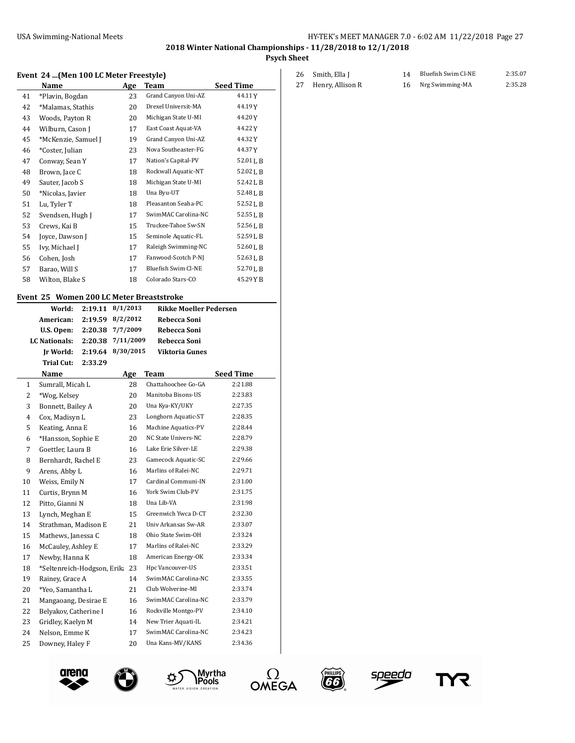## Event 24 ...(Men 100 LC Meter Freestyle)

| | Name | Age | Team | Seed Time |
|---|---|---|---|---|
| 41 | *Plavin, Bogdan | 23 | Grand Canyon Uni-AZ | 44.11 Y |
| 42 | *Malamas, Stathis | 20 | Drexel Universit-MA | 44.19 Y |
| 43 | Woods, Payton R | 20 | Michigan State U-MI | 44.20 Y |
| 44 | Wilburn, Cason J | 17 | East Coast Aquat-VA | 44.22 Y |
| 45 | *McKenzie, Samuel J | 19 | Grand Canyon Uni-AZ | 44.32 Y |
| 46 | *Coster, Julian | 23 | Nova Southeaster-FG | 44.37 Y |
| 47 | Conway, Sean Y | 17 | Nation's Capital-PV | 52.01 L B |
| 48 | Brown, Jace C | 18 | Rockwall Aquatic-NT | 52.02 L B |
| 49 | Sauter, Jacob S | 18 | Michigan State U-MI | 52.42 L B |
| 50 | *Nicolas, Javier | 18 | Una Byu-UT | 52.48 L B |
| 51 | Lu, Tyler T | 18 | Pleasanton Seaha-PC | 52.52 L B |
| 52 | Svendsen, Hugh J | 17 | SwimMAC Carolina-NC | 52.55 L B |
| 53 | Crews, Kai B | 15 | Truckee-Tahoe Sw-SN | 52.56 L B |
| 54 | Joyce, Dawson J | 15 | Seminole Aquatic-FL | 52.59 L B |
| 55 | Ivy, Michael J | 17 | Raleigh Swimming-NC | 52.60 L B |
| 56 | Cohen, Josh | 17 | Fanwood-Scotch P-NJ | 52.63 L B |
| 57 | Barao, Will S | 17 | Bluefish Swim Cl-NE | 52.70 L B |
| 58 | Wilton, Blake S | 18 | Colorado Stars-CO | 45.29 Y B |

## Event 25 Women 200 LC Meter Breaststroke

| | | | |
|---|---|---|---|
| **World:** | **2:19.11** | **8/1/2013** | **Rikke Moeller Pedersen** |
| **American:** | **2:19.59** | **8/2/2012** | **Rebecca Soni** |
| **U.S. Open:** | **2:20.38** | **7/7/2009** | **Rebecca Soni** |
| **LC Nationals:** | **2:20.38** | **7/11/2009** | **Rebecca Soni** |
| **Jr World:** | **2:19.64** | **8/30/2015** | **Viktoria Gunes** |
| **Trial Cut:** | **2:33.29** | | |

| | Name | Age | Team | Seed Time |
|---|---|---|---|---|
| 1 | Sumrall, Micah L | 28 | Chattahoochee Go-GA | 2:21.88 |
| 2 | *Wog, Kelsey | 20 | Manitoba Bisons-US | 2:23.83 |
| 3 | Bonnett, Bailey A | 20 | Una Kya-KY/UKY | 2:27.35 |
| 4 | Cox, Madisyn L | 23 | Longhorn Aquatic-ST | 2:28.35 |
| 5 | Keating, Anna E | 16 | Machine Aquatics-PV | 2:28.44 |
| 6 | *Hansson, Sophie E | 20 | NC State Univers-NC | 2:28.79 |
| 7 | Goettler, Laura B | 16 | Lake Erie Silver-LE | 2:29.38 |
| 8 | Bernhardt, Rachel E | 23 | Gamecock Aquatic-SC | 2:29.66 |
| 9 | Arens, Abby L | 16 | Marlins of Ralei-NC | 2:29.71 |
| 10 | Weiss, Emily N | 17 | Cardinal Communi-IN | 2:31.00 |
| 11 | Curtis, Brynn M | 16 | York Swim Club-PV | 2:31.75 |
| 12 | Pitto, Gianni N | 18 | Una Lib-VA | 2:31.98 |
| 13 | Lynch, Meghan E | 15 | Greenwich Ywca D-CT | 2:32.30 |
| 14 | Strathman, Madison E | 21 | Univ Arkansas Sw-AR | 2:33.07 |
| 15 | Mathews, Janessa C | 18 | Ohio State Swim-OH | 2:33.24 |
| 16 | McCauley, Ashley E | 17 | Marlins of Ralei-NC | 2:33.29 |
| 17 | Newby, Hanna K | 18 | American Energy-OK | 2:33.34 |
| 18 | *Seltenreich-Hodgson, Erika | 23 | Hpc Vancouver-US | 2:33.51 |
| 19 | Rainey, Grace A | 14 | SwimMAC Carolina-NC | 2:33.55 |
| 20 | *Yeo, Samantha L | 21 | Club Wolverine-MI | 2:33.74 |
| 21 | Mangaoang, Desirae E | 16 | SwimMAC Carolina-NC | 2:33.79 |
| 22 | Belyakov, Catherine I | 16 | Rockville Montgo-PV | 2:34.10 |
| 23 | Gridley, Kaelyn M | 14 | New Trier Aquati-IL | 2:34.21 |
| 24 | Nelson, Emme K | 17 | SwimMAC Carolina-NC | 2:34.23 |
| 25 | Downey, Haley F | 20 | Una Kans-MV/KANS | 2:34.36 |
| 26 | Smith, Ella J | 14 | Bluefish Swim Cl-NE | 2:35.07 |
| 27 | Henry, Allison R | 16 | Nrg Swimming-MA | 2:35.28 |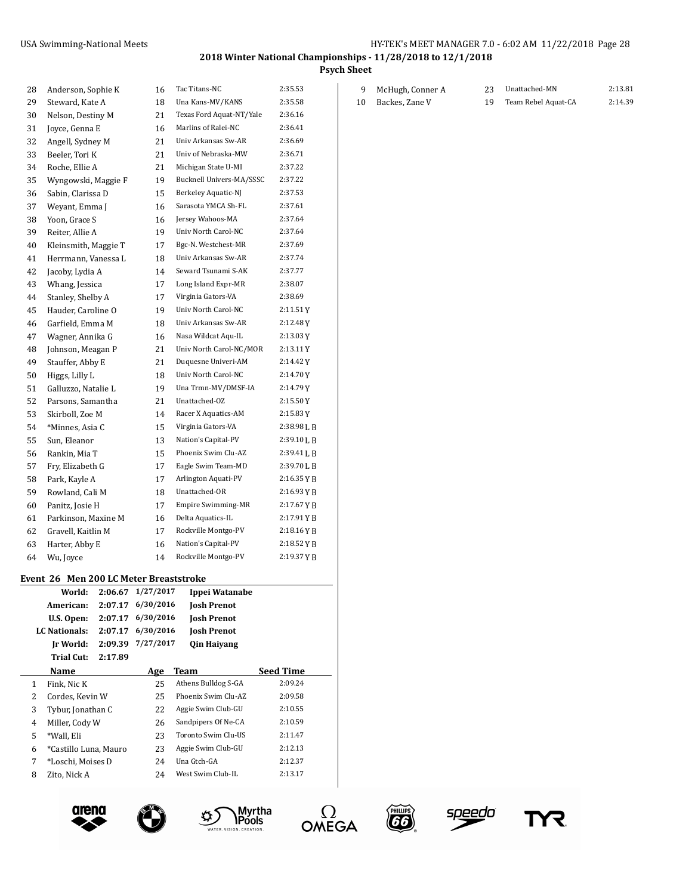**2018 Winter National Championships - 11/28/2018 to 12/1/2018**

**Psych Sheet**

| | Name | Age | Team | Seed Time |
|---|---|---|---|---|
| 28 | Anderson, Sophie K | 16 | Tac Titans-NC | 2:35.53 |
| 29 | Steward, Kate A | 18 | Una Kans-MV/KANS | 2:35.58 |
| 30 | Nelson, Destiny M | 21 | Texas Ford Aquat-NT/Yale | 2:36.16 |
| 31 | Joyce, Genna E | 16 | Marlins of Ralei-NC | 2:36.41 |
| 32 | Angell, Sydney M | 21 | Univ Arkansas Sw-AR | 2:36.69 |
| 33 | Beeler, Tori K | 21 | Univ of Nebraska-MW | 2:36.71 |
| 34 | Roche, Ellie A | 21 | Michigan State U-MI | 2:37.22 |
| 35 | Wyngowski, Maggie F | 19 | Bucknell Univers-MA/SSSC | 2:37.22 |
| 36 | Sabin, Clarissa D | 15 | Berkeley Aquatic-NJ | 2:37.53 |
| 37 | Weyant, Emma J | 16 | Sarasota YMCA Sh-FL | 2:37.61 |
| 38 | Yoon, Grace S | 16 | Jersey Wahoos-MA | 2:37.64 |
| 39 | Reiter, Allie A | 19 | Univ North Carol-NC | 2:37.64 |
| 40 | Kleinsmith, Maggie T | 17 | Bgc-N. Westchest-MR | 2:37.69 |
| 41 | Herrmann, Vanessa L | 18 | Univ Arkansas Sw-AR | 2:37.74 |
| 42 | Jacoby, Lydia A | 14 | Seward Tsunami S-AK | 2:37.77 |
| 43 | Whang, Jessica | 17 | Long Island Expr-MR | 2:38.07 |
| 44 | Stanley, Shelby A | 17 | Virginia Gators-VA | 2:38.69 |
| 45 | Hauder, Caroline O | 19 | Univ North Carol-NC | 2:11.51 Y |
| 46 | Garfield, Emma M | 18 | Univ Arkansas Sw-AR | 2:12.48 Y |
| 47 | Wagner, Annika G | 16 | Nasa Wildcat Aqu-IL | 2:13.03 Y |
| 48 | Johnson, Meagan P | 21 | Univ North Carol-NC/MOR | 2:13.11 Y |
| 49 | Stauffer, Abby E | 21 | Duquesne Univeri-AM | 2:14.42 Y |
| 50 | Higgs, Lilly L | 18 | Univ North Carol-NC | 2:14.70 Y |
| 51 | Galluzzo, Natalie L | 19 | Una Trmn-MV/DMSF-IA | 2:14.79 Y |
| 52 | Parsons, Samantha | 21 | Unattached-OZ | 2:15.50 Y |
| 53 | Skirboll, Zoe M | 14 | Racer X Aquatics-AM | 2:15.83 Y |
| 54 | *Minnes, Asia C | 15 | Virginia Gators-VA | 2:38.98 L B |
| 55 | Sun, Eleanor | 13 | Nation's Capital-PV | 2:39.10 L B |
| 56 | Rankin, Mia T | 15 | Phoenix Swim Clu-AZ | 2:39.41 L B |
| 57 | Fry, Elizabeth G | 17 | Eagle Swim Team-MD | 2:39.70 L B |
| 58 | Park, Kayle A | 17 | Arlington Aquati-PV | 2:16.35 Y B |
| 59 | Rowland, Cali M | 18 | Unattached-OR | 2:16.93 Y B |
| 60 | Panitz, Josie H | 17 | Empire Swimming-MR | 2:17.67 Y B |
| 61 | Parkinson, Maxine M | 16 | Delta Aquatics-IL | 2:17.91 Y B |
| 62 | Gravell, Kaitlin M | 17 | Rockville Montgo-PV | 2:18.16 Y B |
| 63 | Harter, Abby E | 16 | Nation's Capital-PV | 2:18.52 Y B |
| 64 | Wu, Joyce | 14 | Rockville Montgo-PV | 2:19.37 Y B |

### Event 26 Men 200 LC Meter Breaststroke

| | | | |
|---|---|---|---|
| **World:** | **2:06.67** | **1/27/2017** | **Ippei Watanabe** |
| **American:** | **2:07.17** | **6/30/2016** | **Josh Prenot** |
| **U.S. Open:** | **2:07.17** | **6/30/2016** | **Josh Prenot** |
| **LC Nationals:** | **2:07.17** | **6/30/2016** | **Josh Prenot** |
| **Jr World:** | **2:09.39** | **7/27/2017** | **Qin Haiyang** |
| **Trial Cut:** | **2:17.89** | | |

| | Name | Age | Team | Seed Time |
|---|---|---|---|---|
| 1 | Fink, Nic K | 25 | Athens Bulldog S-GA | 2:09.24 |
| 2 | Cordes, Kevin W | 25 | Phoenix Swim Clu-AZ | 2:09.58 |
| 3 | Tybur, Jonathan C | 22 | Aggie Swim Club-GU | 2:10.55 |
| 4 | Miller, Cody W | 26 | Sandpipers Of Ne-CA | 2:10.59 |
| 5 | *Wall, Eli | 23 | Toronto Swim Clu-US | 2:11.47 |
| 6 | *Castillo Luna, Mauro | 23 | Aggie Swim Club-GU | 2:12.13 |
| 7 | *Loschi, Moises D | 24 | Una Gtch-GA | 2:12.37 |
| 8 | Zito, Nick A | 24 | West Swim Club-IL | 2:13.17 |
| 9 | McHugh, Conner A | 23 | Unattached-MN | 2:13.81 |
| 10 | Backes, Zane V | 19 | Team Rebel Aquat-CA | 2:14.39 |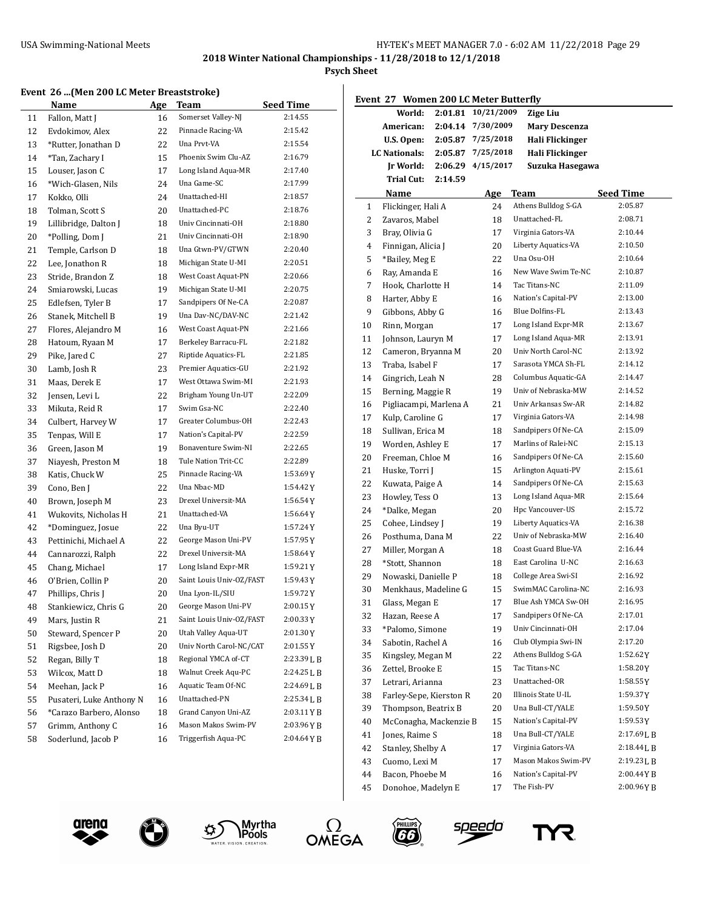## 2018 Winter National Championships - 11/28/2018 to 12/1/2018

**Psych Sheet**

### Event 26 ...(Men 200 LC Meter Breaststroke)

| | Name | Age | Team | Seed Time |
|---|---|---|---|---|
| 11 | Fallon, Matt J | 16 | Somerset Valley-NJ | 2:14.55 |
| 12 | Evdokimov, Alex | 22 | Pinnacle Racing-VA | 2:15.42 |
| 13 | *Rutter, Jonathan D | 22 | Una Prvt-VA | 2:15.54 |
| 14 | *Tan, Zachary I | 15 | Phoenix Swim Clu-AZ | 2:16.79 |
| 15 | Louser, Jason C | 17 | Long Island Aqua-MR | 2:17.40 |
| 16 | *Wich-Glasen, Nils | 24 | Una Game-SC | 2:17.99 |
| 17 | Kokko, Olli | 24 | Unattached-HI | 2:18.57 |
| 18 | Tolman, Scott S | 20 | Unattached-PC | 2:18.76 |
| 19 | Lillibridge, Dalton J | 18 | Univ Cincinnati-OH | 2:18.80 |
| 20 | *Polling, Dom J | 21 | Univ Cincinnati-OH | 2:18.90 |
| 21 | Temple, Carlson D | 18 | Una Gtwn-PV/GTWN | 2:20.40 |
| 22 | Lee, Jonathon R | 18 | Michigan State U-MI | 2:20.51 |
| 23 | Stride, Brandon Z | 18 | West Coast Aquat-PN | 2:20.66 |
| 24 | Smiarowski, Lucas | 19 | Michigan State U-MI | 2:20.75 |
| 25 | Edlefsen, Tyler B | 17 | Sandpipers Of Ne-CA | 2:20.87 |
| 26 | Stanek, Mitchell B | 19 | Una Dav-NC/DAV-NC | 2:21.42 |
| 27 | Flores, Alejandro M | 16 | West Coast Aquat-PN | 2:21.66 |
| 28 | Hatoum, Ryaan M | 17 | Berkeley Barracu-FL | 2:21.82 |
| 29 | Pike, Jared C | 27 | Riptide Aquatics-FL | 2:21.85 |
| 30 | Lamb, Josh R | 23 | Premier Aquatics-GU | 2:21.92 |
| 31 | Maas, Derek E | 17 | West Ottawa Swim-MI | 2:21.93 |
| 32 | Jensen, Levi L | 22 | Brigham Young Un-UT | 2:22.09 |
| 33 | Mikuta, Reid R | 17 | Swim Gsa-NC | 2:22.40 |
| 34 | Culbert, Harvey W | 17 | Greater Columbus-OH | 2:22.43 |
| 35 | Tenpas, Will E | 17 | Nation's Capital-PV | 2:22.59 |
| 36 | Green, Jason M | 19 | Bonaventure Swim-NI | 2:22.65 |
| 37 | Niayesh, Preston M | 18 | Tule Nation Trit-CC | 2:22.89 |
| 38 | Katis, Chuck W | 25 | Pinnacle Racing-VA | 1:53.69Y |
| 39 | Cono, Ben J | 22 | Una Nbac-MD | 1:54.42Y |
| 40 | Brown, Joseph M | 23 | Drexel Universit-MA | 1:56.54Y |
| 41 | Wukovits, Nicholas H | 21 | Unattached-VA | 1:56.64Y |
| 42 | *Dominguez, Josue | 22 | Una Byu-UT | 1:57.24Y |
| 43 | Pettinichi, Michael A | 22 | George Mason Uni-PV | 1:57.95Y |
| 44 | Cannarozzi, Ralph | 22 | Drexel Universit-MA | 1:58.64Y |
| 45 | Chang, Michael | 17 | Long Island Expr-MR | 1:59.21Y |
| 46 | O'Brien, Collin P | 20 | Saint Louis Univ-OZ/FAST | 1:59.43Y |
| 47 | Phillips, Chris J | 20 | Una Lyon-IL/SIU | 1:59.72Y |
| 48 | Stankiewicz, Chris G | 20 | George Mason Uni-PV | 2:00.15Y |
| 49 | Mars, Justin R | 21 | Saint Louis Univ-OZ/FAST | 2:00.33Y |
| 50 | Steward, Spencer P | 20 | Utah Valley Aqua-UT | 2:01.30Y |
| 51 | Rigsbee, Josh D | 20 | Univ North Carol-NC/CAT | 2:01.55Y |
| 52 | Regan, Billy T | 18 | Regional YMCA of-CT | 2:23.39L B |
| 53 | Wilcox, Matt D | 18 | Walnut Creek Aqu-PC | 2:24.25L B |
| 54 | Meehan, Jack P | 16 | Aquatic Team Of-NC | 2:24.69L B |
| 55 | Pusateri, Luke Anthony N | 16 | Unattached-PN | 2:25.34L B |
| 56 | *Carazo Barbero, Alonso | 18 | Grand Canyon Uni-AZ | 2:03.11Y B |
| 57 | Grimm, Anthony C | 16 | Mason Makos Swim-PV | 2:03.96Y B |
| 58 | Soderlund, Jacob P | 16 | Triggerfish Aqua-PC | 2:04.64Y B |

### Event 27 Women 200 LC Meter Butterfly

| | Time | Date | Name |
|---|---|---|---|
| World: | 2:01.81 | 10/21/2009 | Zige Liu |
| American: | 2:04.14 | 7/30/2009 | Mary Descenza |
| U.S. Open: | 2:05.87 | 7/25/2018 | Hali Flickinger |
| LC Nationals: | 2:05.87 | 7/25/2018 | Hali Flickinger |
| Jr World: | 2:06.29 | 4/15/2017 | Suzuka Hasegawa |
| Trial Cut: | 2:14.59 | | |

| | Name | Age | Team | Seed Time |
|---|---|---|---|---|
| 1 | Flickinger, Hali A | 24 | Athens Bulldog S-GA | 2:05.87 |
| 2 | Zavaros, Mabel | 18 | Unattached-FL | 2:08.71 |
| 3 | Bray, Olivia G | 17 | Virginia Gators-VA | 2:10.44 |
| 4 | Finnigan, Alicia J | 20 | Liberty Aquatics-VA | 2:10.50 |
| 5 | *Bailey, Meg E | 22 | Una Osu-OH | 2:10.64 |
| 6 | Ray, Amanda E | 16 | New Wave Swim Te-NC | 2:10.87 |
| 7 | Hook, Charlotte H | 14 | Tac Titans-NC | 2:11.09 |
| 8 | Harter, Abby E | 16 | Nation's Capital-PV | 2:13.00 |
| 9 | Gibbons, Abby G | 16 | Blue Dolfins-FL | 2:13.43 |
| 10 | Rinn, Morgan | 17 | Long Island Expr-MR | 2:13.67 |
| 11 | Johnson, Lauryn M | 17 | Long Island Aqua-MR | 2:13.91 |
| 12 | Cameron, Bryanna M | 20 | Univ North Carol-NC | 2:13.92 |
| 13 | Traba, Isabel F | 17 | Sarasota YMCA Sh-FL | 2:14.12 |
| 14 | Gingrich, Leah N | 28 | Columbus Aquatic-GA | 2:14.47 |
| 15 | Berning, Maggie R | 19 | Univ of Nebraska-MW | 2:14.52 |
| 16 | Pigliacampi, Marlena A | 21 | Univ Arkansas Sw-AR | 2:14.82 |
| 17 | Kulp, Caroline G | 17 | Virginia Gators-VA | 2:14.98 |
| 18 | Sullivan, Erica M | 18 | Sandpipers Of Ne-CA | 2:15.09 |
| 19 | Worden, Ashley E | 17 | Marlins of Ralei-NC | 2:15.13 |
| 20 | Freeman, Chloe M | 16 | Sandpipers Of Ne-CA | 2:15.60 |
| 21 | Huske, Torri J | 15 | Arlington Aquati-PV | 2:15.61 |
| 22 | Kuwata, Paige A | 14 | Sandpipers Of Ne-CA | 2:15.63 |
| 23 | Howley, Tess O | 13 | Long Island Aqua-MR | 2:15.64 |
| 24 | *Dalke, Megan | 20 | Hpc Vancouver-US | 2:15.72 |
| 25 | Cohee, Lindsey J | 19 | Liberty Aquatics-VA | 2:16.38 |
| 26 | Posthuma, Dana M | 22 | Univ of Nebraska-MW | 2:16.40 |
| 27 | Miller, Morgan A | 18 | Coast Guard Blue-VA | 2:16.44 |
| 28 | *Stott, Shannon | 18 | East Carolina U-NC | 2:16.63 |
| 29 | Nowaski, Danielle P | 18 | College Area Swi-SI | 2:16.92 |
| 30 | Menkhaus, Madeline G | 15 | SwimMAC Carolina-NC | 2:16.93 |
| 31 | Glass, Megan E | 17 | Blue Ash YMCA Sw-OH | 2:16.95 |
| 32 | Hazan, Reese A | 17 | Sandpipers Of Ne-CA | 2:17.01 |
| 33 | *Palomo, Simone | 19 | Univ Cincinnati-OH | 2:17.04 |
| 34 | Sabotin, Rachel A | 16 | Club Olympia Swi-IN | 2:17.20 |
| 35 | Kingsley, Megan M | 22 | Athens Bulldog S-GA | 1:52.62Y |
| 36 | Zettel, Brooke E | 15 | Tac Titans-NC | 1:58.20Y |
| 37 | Letrari, Arianna | 23 | Unattached-OR | 1:58.55Y |
| 38 | Farley-Sepe, Kierston R | 20 | Illinois State U-IL | 1:59.37Y |
| 39 | Thompson, Beatrix B | 20 | Una Bull-CT/YALE | 1:59.50Y |
| 40 | McConagha, Mackenzie B | 15 | Nation's Capital-PV | 1:59.53Y |
| 41 | Jones, Raime S | 18 | Una Bull-CT/YALE | 2:17.69L B |
| 42 | Stanley, Shelby A | 17 | Virginia Gators-VA | 2:18.44L B |
| 43 | Cuomo, Lexi M | 17 | Mason Makos Swim-PV | 2:19.23L B |
| 44 | Bacon, Phoebe M | 16 | Nation's Capital-PV | 2:00.44Y B |
| 45 | Donohoe, Madelyn E | 17 | The Fish-PV | 2:00.96Y B |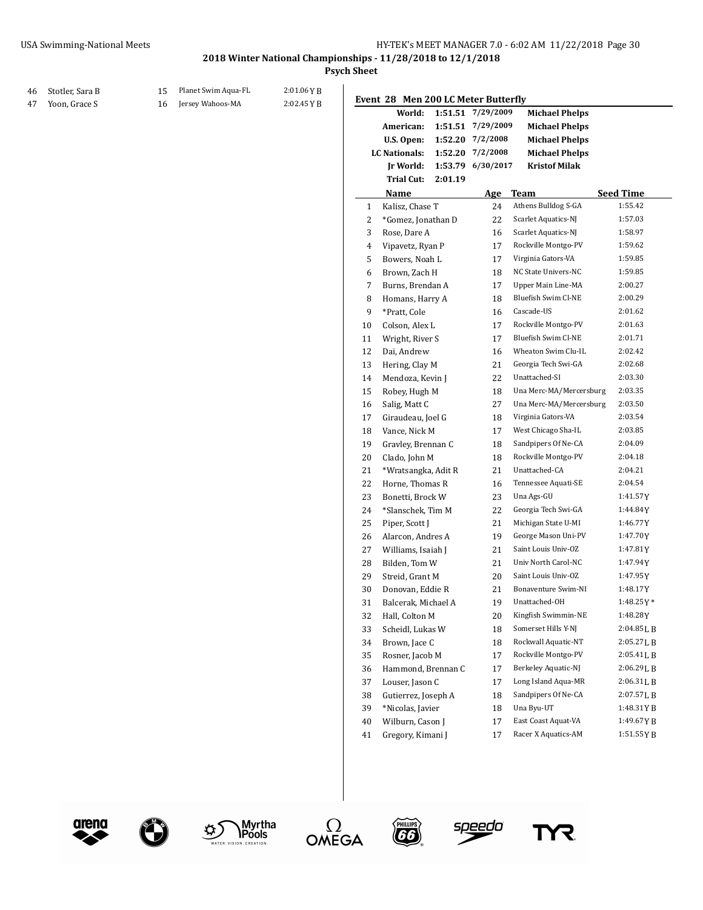| | | | | |
|---|---|---|---|---|
| 46 | Stotler, Sara B | 15 | Planet Swim Aqua-FL | 2:01.06Y B |
| 47 | Yoon, Grace S | 16 | Jersey Wahoos-MA | 2:02.45Y B |

## Event 28 Men 200 LC Meter Butterfly

| | | | |
|---|---|---|---|
| World: | 1:51.51 | 7/29/2009 | Michael Phelps |
| American: | 1:51.51 | 7/29/2009 | Michael Phelps |
| U.S. Open: | 1:52.20 | 7/2/2008 | Michael Phelps |
| LC Nationals: | 1:52.20 | 7/2/2008 | Michael Phelps |
| Jr World: | 1:53.79 | 6/30/2017 | Kristof Milak |
| Trial Cut: | 2:01.19 | | |

| | Name | Age | Team | Seed Time |
|---|---|---|---|---|
| 1 | Kalisz, Chase T | 24 | Athens Bulldog S-GA | 1:55.42 |
| 2 | *Gomez, Jonathan D | 22 | Scarlet Aquatics-NJ | 1:57.03 |
| 3 | Rose, Dare A | 16 | Scarlet Aquatics-NJ | 1:58.97 |
| 4 | Vipavetz, Ryan P | 17 | Rockville Montgo-PV | 1:59.62 |
| 5 | Bowers, Noah L | 17 | Virginia Gators-VA | 1:59.85 |
| 6 | Brown, Zach H | 18 | NC State Univers-NC | 1:59.85 |
| 7 | Burns, Brendan A | 17 | Upper Main Line-MA | 2:00.27 |
| 8 | Homans, Harry A | 18 | Bluefish Swim Cl-NE | 2:00.29 |
| 9 | *Pratt, Cole | 16 | Cascade-US | 2:01.62 |
| 10 | Colson, Alex L | 17 | Rockville Montgo-PV | 2:01.63 |
| 11 | Wright, River S | 17 | Bluefish Swim Cl-NE | 2:01.71 |
| 12 | Dai, Andrew | 16 | Wheaton Swim Clu-IL | 2:02.42 |
| 13 | Hering, Clay M | 21 | Georgia Tech Swi-GA | 2:02.68 |
| 14 | Mendoza, Kevin J | 22 | Unattached-SI | 2:03.30 |
| 15 | Robey, Hugh M | 18 | Una Merc-MA/Mercersburg | 2:03.35 |
| 16 | Salig, Matt C | 27 | Una Merc-MA/Mercersburg | 2:03.50 |
| 17 | Giraudeau, Joel G | 18 | Virginia Gators-VA | 2:03.54 |
| 18 | Vance, Nick M | 17 | West Chicago Sha-IL | 2:03.85 |
| 19 | Gravley, Brennan C | 18 | Sandpipers Of Ne-CA | 2:04.09 |
| 20 | Clado, John M | 18 | Rockville Montgo-PV | 2:04.18 |
| 21 | *Wratsangka, Adit R | 21 | Unattached-CA | 2:04.21 |
| 22 | Horne, Thomas R | 16 | Tennessee Aquati-SE | 2:04.54 |
| 23 | Bonetti, Brock W | 23 | Una Ags-GU | 1:41.57Y |
| 24 | *Slanschek, Tim M | 22 | Georgia Tech Swi-GA | 1:44.84Y |
| 25 | Piper, Scott J | 21 | Michigan State U-MI | 1:46.77Y |
| 26 | Alarcon, Andres A | 19 | George Mason Uni-PV | 1:47.70Y |
| 27 | Williams, Isaiah J | 21 | Saint Louis Univ-OZ | 1:47.81Y |
| 28 | Bilden, Tom W | 21 | Univ North Carol-NC | 1:47.94Y |
| 29 | Streid, Grant M | 20 | Saint Louis Univ-OZ | 1:47.95Y |
| 30 | Donovan, Eddie R | 21 | Bonaventure Swim-NI | 1:48.17Y |
| 31 | Balcerak, Michael A | 19 | Unattached-OH | 1:48.25Y * |
| 32 | Hall, Colton M | 20 | Kingfish Swimmin-NE | 1:48.28Y |
| 33 | Scheidl, Lukas W | 18 | Somerset Hills Y-NJ | 2:04.85L B |
| 34 | Brown, Jace C | 18 | Rockwall Aquatic-NT | 2:05.27L B |
| 35 | Rosner, Jacob M | 17 | Rockville Montgo-PV | 2:05.41L B |
| 36 | Hammond, Brennan C | 17 | Berkeley Aquatic-NJ | 2:06.29L B |
| 37 | Louser, Jason C | 17 | Long Island Aqua-MR | 2:06.31L B |
| 38 | Gutierrez, Joseph A | 18 | Sandpipers Of Ne-CA | 2:07.57L B |
| 39 | *Nicolas, Javier | 18 | Una Byu-UT | 1:48.31Y B |
| 40 | Wilburn, Cason J | 17 | East Coast Aquat-VA | 1:49.67Y B |
| 41 | Gregory, Kimani J | 17 | Racer X Aquatics-AM | 1:51.55Y B |